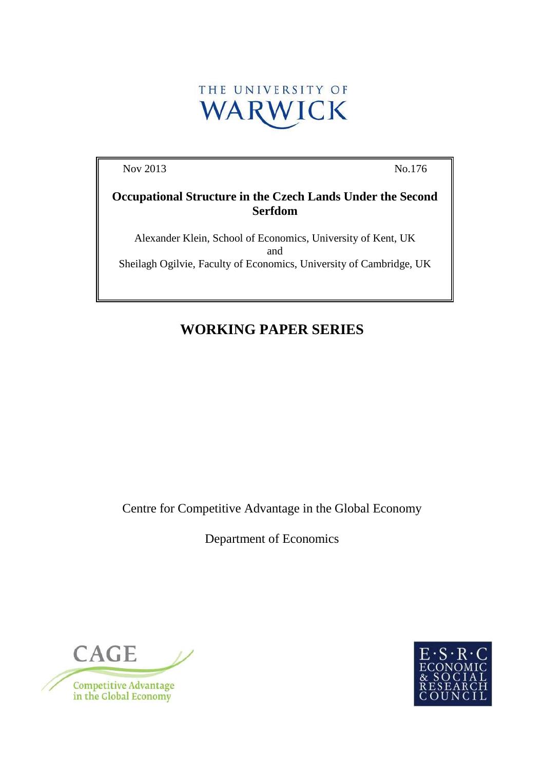THE UNIVERSITY OF WARWICK

Nov 2013 No.176

**Occupational Structure in the Czech Lands Under the Second Serfdom**

Alexander Klein, School of Economics, University of Kent, UK
and
Sheilagh Ogilvie, Faculty of Economics, University of Cambridge, UK

## WORKING PAPER SERIES

Centre for Competitive Advantage in the Global Economy

Department of Economics

CAGE
Competitive Advantage in the Global Economy

E·S·R·C
ECONOMIC & SOCIAL RESEARCH COUNCIL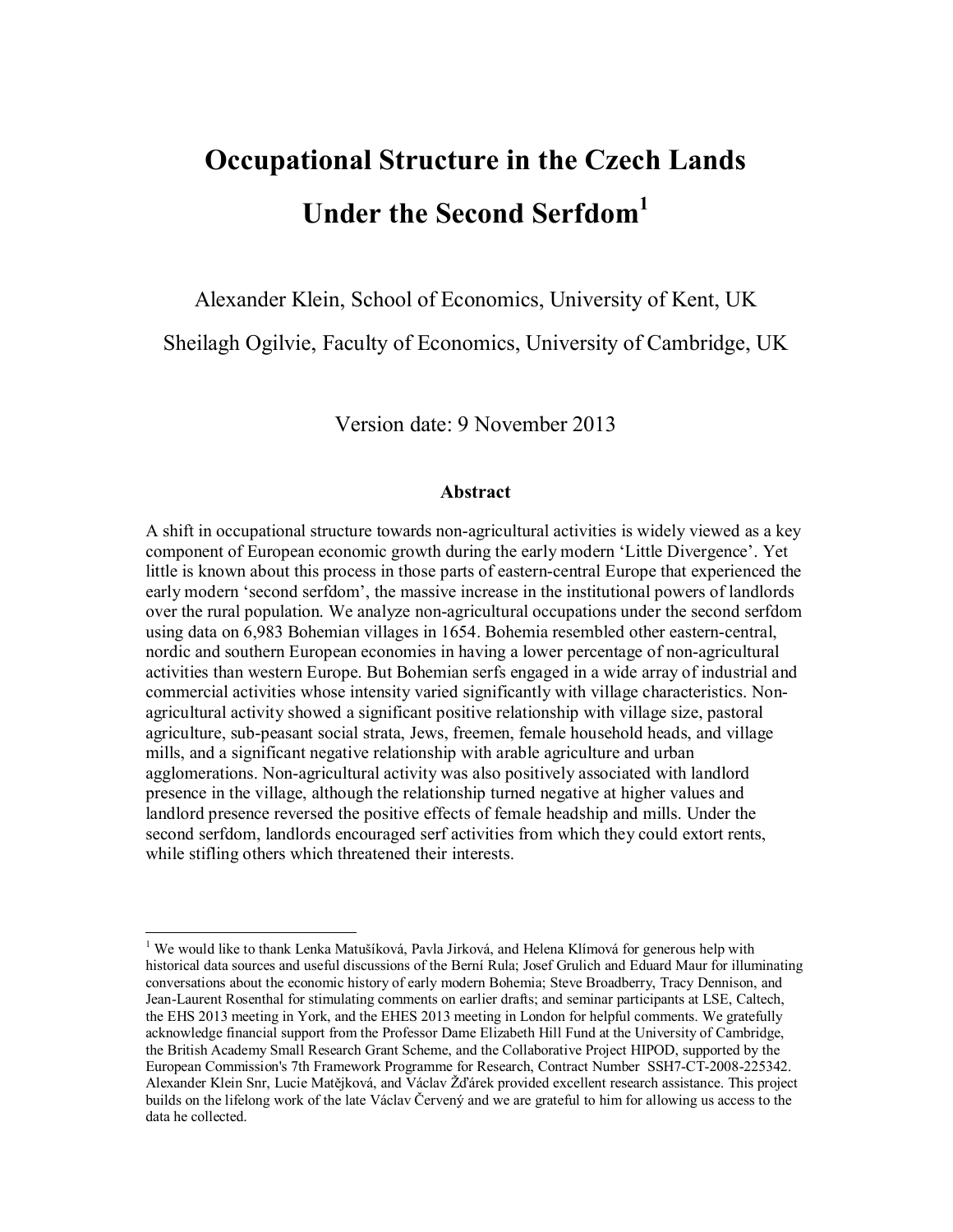# Occupational Structure in the Czech Lands Under the Second Serfdom[1]

Alexander Klein, School of Economics, University of Kent, UK

Sheilagh Ogilvie, Faculty of Economics, University of Cambridge, UK

Version date: 9 November 2013

## Abstract

A shift in occupational structure towards non-agricultural activities is widely viewed as a key component of European economic growth during the early modern 'Little Divergence'. Yet little is known about this process in those parts of eastern-central Europe that experienced the early modern 'second serfdom', the massive increase in the institutional powers of landlords over the rural population. We analyze non-agricultural occupations under the second serfdom using data on 6,983 Bohemian villages in 1654. Bohemia resembled other eastern-central, nordic and southern European economies in having a lower percentage of non-agricultural activities than western Europe. But Bohemian serfs engaged in a wide array of industrial and commercial activities whose intensity varied significantly with village characteristics. Non-agricultural activity showed a significant positive relationship with village size, pastoral agriculture, sub-peasant social strata, Jews, freemen, female household heads, and village mills, and a significant negative relationship with arable agriculture and urban agglomerations. Non-agricultural activity was also positively associated with landlord presence in the village, although the relationship turned negative at higher values and landlord presence reversed the positive effects of female headship and mills. Under the second serfdom, landlords encouraged serf activities from which they could extort rents, while stifling others which threatened their interests.

---

[1] We would like to thank Lenka Matušíková, Pavla Jirková, and Helena Klímová for generous help with historical data sources and useful discussions of the Berní Rula; Josef Grulich and Eduard Maur for illuminating conversations about the economic history of early modern Bohemia; Steve Broadberry, Tracy Dennison, and Jean-Laurent Rosenthal for stimulating comments on earlier drafts; and seminar participants at LSE, Caltech, the EHS 2013 meeting in York, and the EHES 2013 meeting in London for helpful comments. We gratefully acknowledge financial support from the Professor Dame Elizabeth Hill Fund at the University of Cambridge, the British Academy Small Research Grant Scheme, and the Collaborative Project HIPOD, supported by the European Commission's 7th Framework Programme for Research, Contract Number SSH7-CT-2008-225342. Alexander Klein Snr, Lucie Matějková, and Václav Žďárek provided excellent research assistance. This project builds on the lifelong work of the late Václav Červený and we are grateful to him for allowing us access to the data he collected.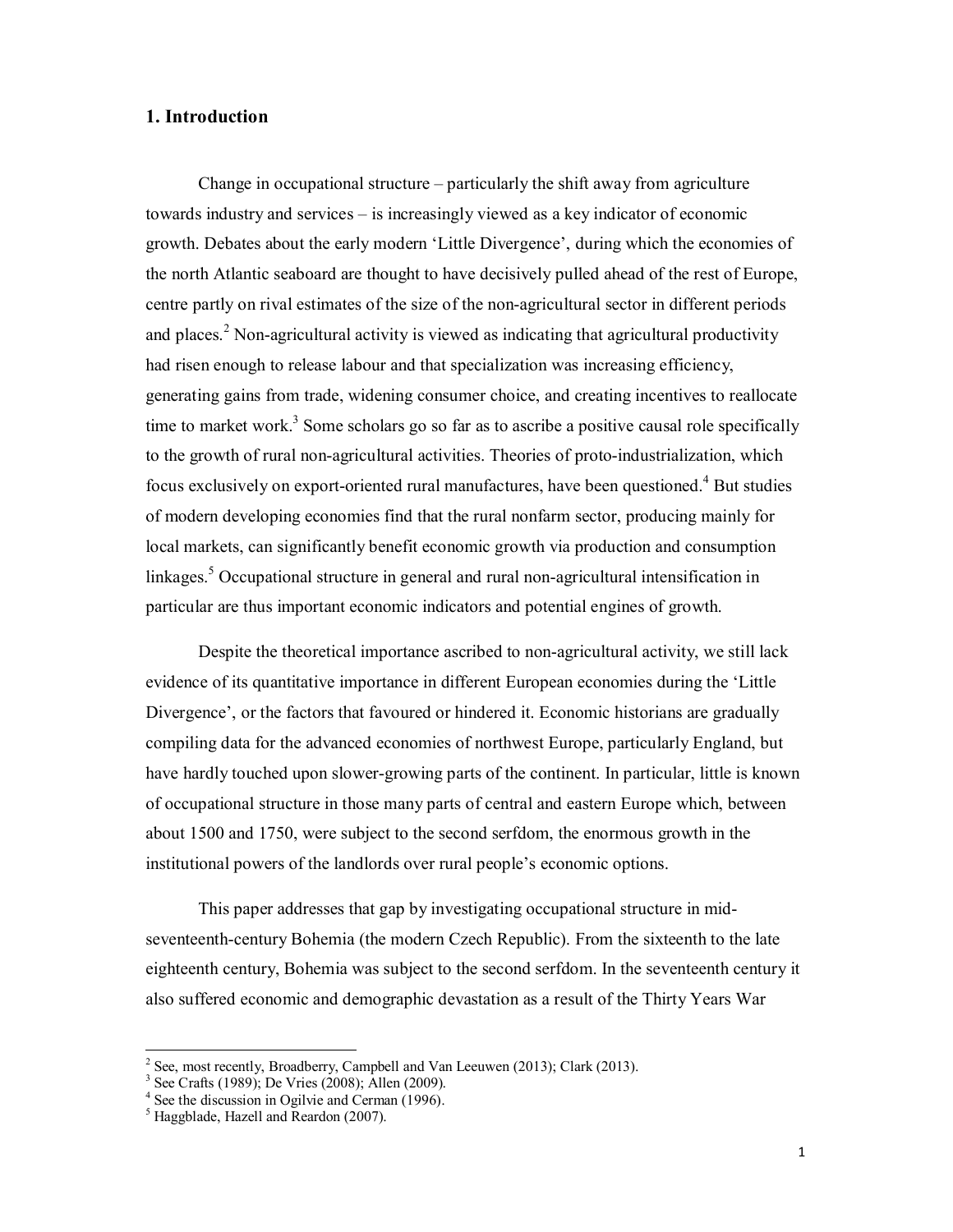## 1. Introduction

Change in occupational structure – particularly the shift away from agriculture towards industry and services – is increasingly viewed as a key indicator of economic growth. Debates about the early modern 'Little Divergence', during which the economies of the north Atlantic seaboard are thought to have decisively pulled ahead of the rest of Europe, centre partly on rival estimates of the size of the non-agricultural sector in different periods and places.[2] Non-agricultural activity is viewed as indicating that agricultural productivity had risen enough to release labour and that specialization was increasing efficiency, generating gains from trade, widening consumer choice, and creating incentives to reallocate time to market work.[3] Some scholars go so far as to ascribe a positive causal role specifically to the growth of rural non-agricultural activities. Theories of proto-industrialization, which focus exclusively on export-oriented rural manufactures, have been questioned.[4] But studies of modern developing economies find that the rural nonfarm sector, producing mainly for local markets, can significantly benefit economic growth via production and consumption linkages.[5] Occupational structure in general and rural non-agricultural intensification in particular are thus important economic indicators and potential engines of growth.

Despite the theoretical importance ascribed to non-agricultural activity, we still lack evidence of its quantitative importance in different European economies during the 'Little Divergence', or the factors that favoured or hindered it. Economic historians are gradually compiling data for the advanced economies of northwest Europe, particularly England, but have hardly touched upon slower-growing parts of the continent. In particular, little is known of occupational structure in those many parts of central and eastern Europe which, between about 1500 and 1750, were subject to the second serfdom, the enormous growth in the institutional powers of the landlords over rural people's economic options.

This paper addresses that gap by investigating occupational structure in mid-seventeenth-century Bohemia (the modern Czech Republic). From the sixteenth to the late eighteenth century, Bohemia was subject to the second serfdom. In the seventeenth century it also suffered economic and demographic devastation as a result of the Thirty Years War

[2] See, most recently, Broadberry, Campbell and Van Leeuwen (2013); Clark (2013).
[3] See Crafts (1989); De Vries (2008); Allen (2009).
[4] See the discussion in Ogilvie and Cerman (1996).
[5] Haggblade, Hazell and Reardon (2007).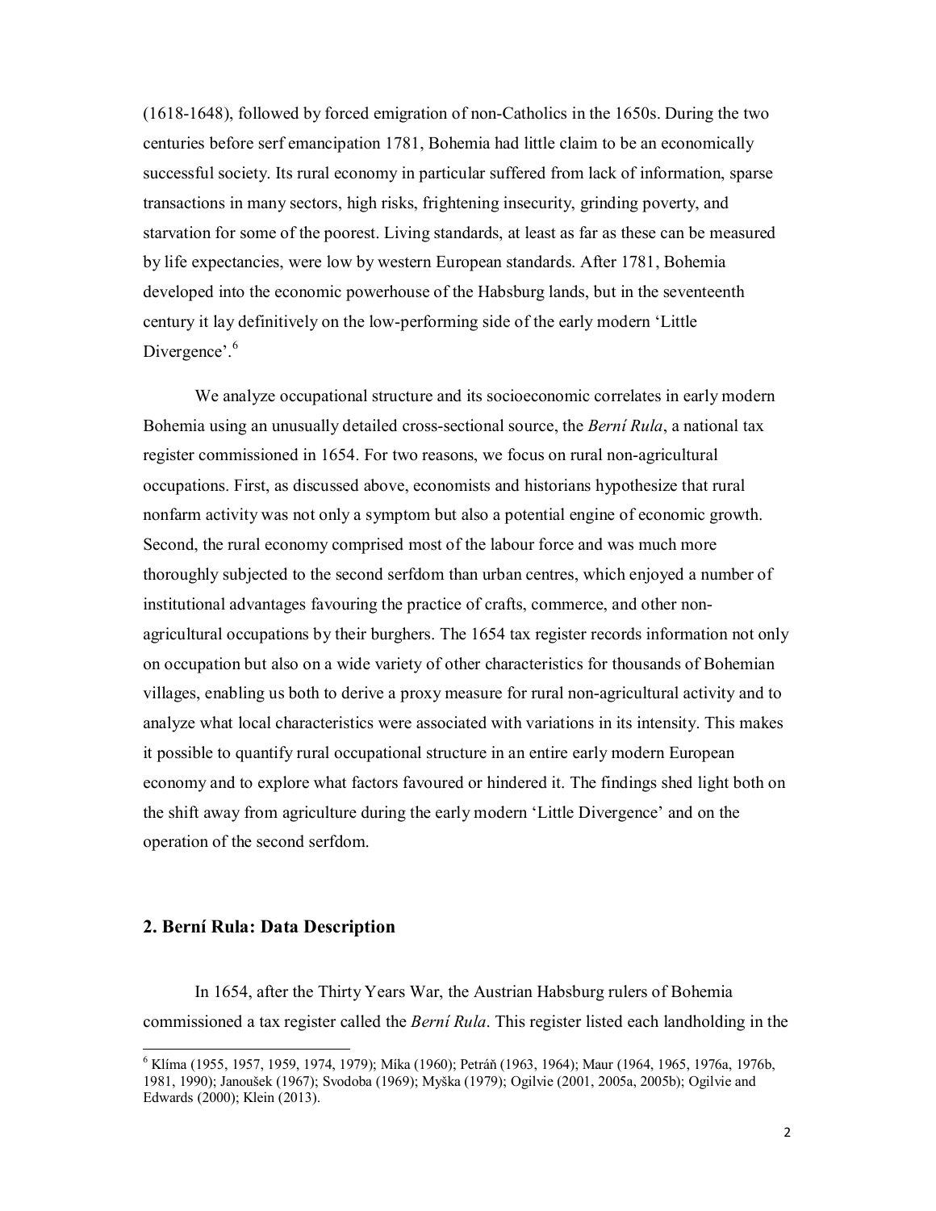(1618-1648), followed by forced emigration of non-Catholics in the 1650s. During the two centuries before serf emancipation 1781, Bohemia had little claim to be an economically successful society. Its rural economy in particular suffered from lack of information, sparse transactions in many sectors, high risks, frightening insecurity, grinding poverty, and starvation for some of the poorest. Living standards, at least as far as these can be measured by life expectancies, were low by western European standards. After 1781, Bohemia developed into the economic powerhouse of the Habsburg lands, but in the seventeenth century it lay definitively on the low-performing side of the early modern 'Little Divergence'.[6]

We analyze occupational structure and its socioeconomic correlates in early modern Bohemia using an unusually detailed cross-sectional source, the *Berní Rula*, a national tax register commissioned in 1654. For two reasons, we focus on rural non-agricultural occupations. First, as discussed above, economists and historians hypothesize that rural nonfarm activity was not only a symptom but also a potential engine of economic growth. Second, the rural economy comprised most of the labour force and was much more thoroughly subjected to the second serfdom than urban centres, which enjoyed a number of institutional advantages favouring the practice of crafts, commerce, and other non-agricultural occupations by their burghers. The 1654 tax register records information not only on occupation but also on a wide variety of other characteristics for thousands of Bohemian villages, enabling us both to derive a proxy measure for rural non-agricultural activity and to analyze what local characteristics were associated with variations in its intensity. This makes it possible to quantify rural occupational structure in an entire early modern European economy and to explore what factors favoured or hindered it. The findings shed light both on the shift away from agriculture during the early modern 'Little Divergence' and on the operation of the second serfdom.

## 2. Berní Rula: Data Description

In 1654, after the Thirty Years War, the Austrian Habsburg rulers of Bohemia commissioned a tax register called the *Berní Rula*. This register listed each landholding in the

[6] Klíma (1955, 1957, 1959, 1974, 1979); Míka (1960); Petráň (1963, 1964); Maur (1964, 1965, 1976a, 1976b, 1981, 1990); Janoušek (1967); Svodoba (1969); Myška (1979); Ogilvie (2001, 2005a, 2005b); Ogilvie and Edwards (2000); Klein (2013).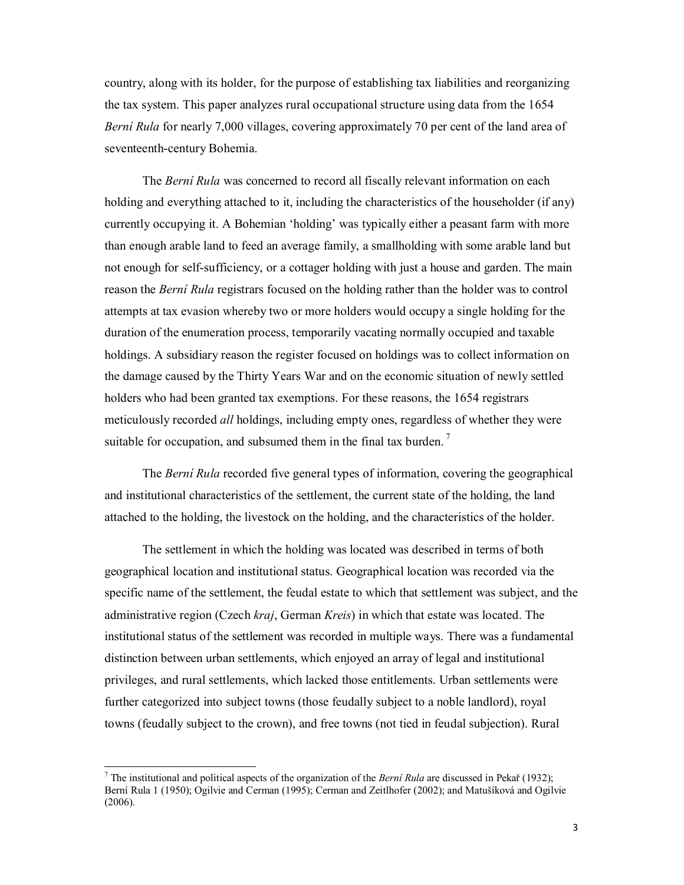country, along with its holder, for the purpose of establishing tax liabilities and reorganizing the tax system. This paper analyzes rural occupational structure using data from the 1654 *Berní Rula* for nearly 7,000 villages, covering approximately 70 per cent of the land area of seventeenth-century Bohemia.

The *Berní Rula* was concerned to record all fiscally relevant information on each holding and everything attached to it, including the characteristics of the householder (if any) currently occupying it. A Bohemian 'holding' was typically either a peasant farm with more than enough arable land to feed an average family, a smallholding with some arable land but not enough for self-sufficiency, or a cottager holding with just a house and garden. The main reason the *Berní Rula* registrars focused on the holding rather than the holder was to control attempts at tax evasion whereby two or more holders would occupy a single holding for the duration of the enumeration process, temporarily vacating normally occupied and taxable holdings. A subsidiary reason the register focused on holdings was to collect information on the damage caused by the Thirty Years War and on the economic situation of newly settled holders who had been granted tax exemptions. For these reasons, the 1654 registrars meticulously recorded *all* holdings, including empty ones, regardless of whether they were suitable for occupation, and subsumed them in the final tax burden. [7]

The *Berní Rula* recorded five general types of information, covering the geographical and institutional characteristics of the settlement, the current state of the holding, the land attached to the holding, the livestock on the holding, and the characteristics of the holder.

The settlement in which the holding was located was described in terms of both geographical location and institutional status. Geographical location was recorded via the specific name of the settlement, the feudal estate to which that settlement was subject, and the administrative region (Czech *kraj*, German *Kreis*) in which that estate was located. The institutional status of the settlement was recorded in multiple ways. There was a fundamental distinction between urban settlements, which enjoyed an array of legal and institutional privileges, and rural settlements, which lacked those entitlements. Urban settlements were further categorized into subject towns (those feudally subject to a noble landlord), royal towns (feudally subject to the crown), and free towns (not tied in feudal subjection). Rural

[7] The institutional and political aspects of the organization of the *Berní Rula* are discussed in Pekař (1932); Berní Rula 1 (1950); Ogilvie and Cerman (1995); Cerman and Zeitlhofer (2002); and Matušíková and Ogilvie (2006).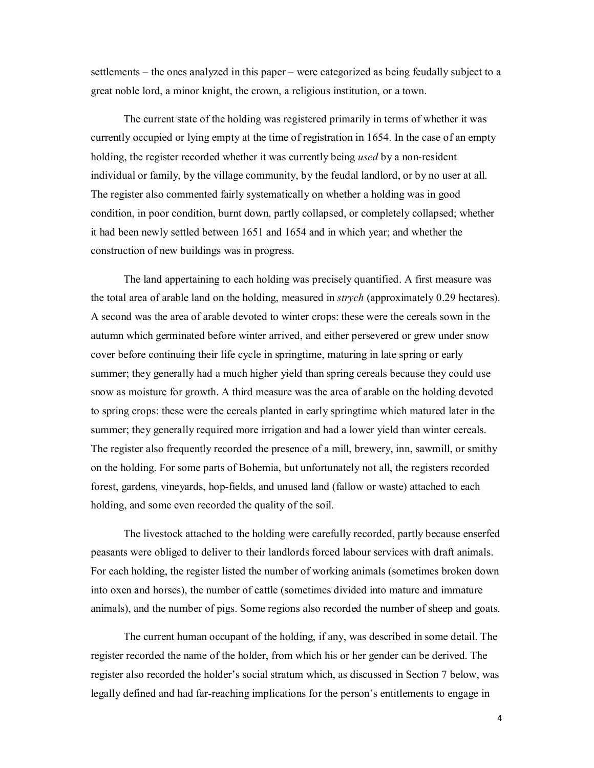settlements – the ones analyzed in this paper – were categorized as being feudally subject to a great noble lord, a minor knight, the crown, a religious institution, or a town.

The current state of the holding was registered primarily in terms of whether it was currently occupied or lying empty at the time of registration in 1654. In the case of an empty holding, the register recorded whether it was currently being *used* by a non-resident individual or family, by the village community, by the feudal landlord, or by no user at all. The register also commented fairly systematically on whether a holding was in good condition, in poor condition, burnt down, partly collapsed, or completely collapsed; whether it had been newly settled between 1651 and 1654 and in which year; and whether the construction of new buildings was in progress.

The land appertaining to each holding was precisely quantified. A first measure was the total area of arable land on the holding, measured in *strych* (approximately 0.29 hectares). A second was the area of arable devoted to winter crops: these were the cereals sown in the autumn which germinated before winter arrived, and either persevered or grew under snow cover before continuing their life cycle in springtime, maturing in late spring or early summer; they generally had a much higher yield than spring cereals because they could use snow as moisture for growth. A third measure was the area of arable on the holding devoted to spring crops: these were the cereals planted in early springtime which matured later in the summer; they generally required more irrigation and had a lower yield than winter cereals. The register also frequently recorded the presence of a mill, brewery, inn, sawmill, or smithy on the holding. For some parts of Bohemia, but unfortunately not all, the registers recorded forest, gardens, vineyards, hop-fields, and unused land (fallow or waste) attached to each holding, and some even recorded the quality of the soil.

The livestock attached to the holding were carefully recorded, partly because enserfed peasants were obliged to deliver to their landlords forced labour services with draft animals. For each holding, the register listed the number of working animals (sometimes broken down into oxen and horses), the number of cattle (sometimes divided into mature and immature animals), and the number of pigs. Some regions also recorded the number of sheep and goats.

The current human occupant of the holding, if any, was described in some detail. The register recorded the name of the holder, from which his or her gender can be derived. The register also recorded the holder's social stratum which, as discussed in Section 7 below, was legally defined and had far-reaching implications for the person's entitlements to engage in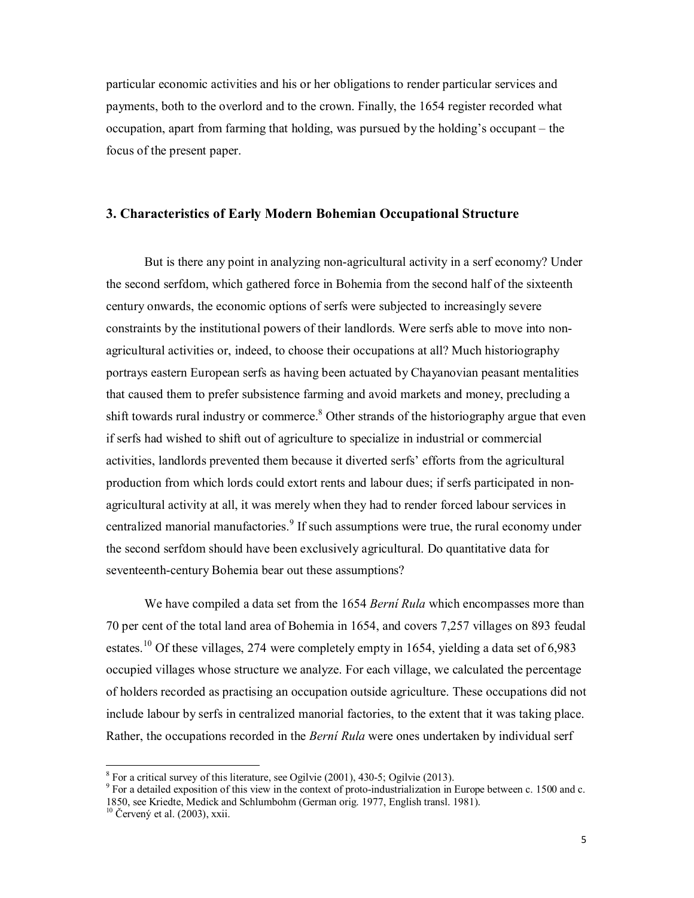particular economic activities and his or her obligations to render particular services and payments, both to the overlord and to the crown. Finally, the 1654 register recorded what occupation, apart from farming that holding, was pursued by the holding's occupant – the focus of the present paper.

## 3. Characteristics of Early Modern Bohemian Occupational Structure

But is there any point in analyzing non-agricultural activity in a serf economy? Under the second serfdom, which gathered force in Bohemia from the second half of the sixteenth century onwards, the economic options of serfs were subjected to increasingly severe constraints by the institutional powers of their landlords. Were serfs able to move into non-agricultural activities or, indeed, to choose their occupations at all? Much historiography portrays eastern European serfs as having been actuated by Chayanovian peasant mentalities that caused them to prefer subsistence farming and avoid markets and money, precluding a shift towards rural industry or commerce.[8] Other strands of the historiography argue that even if serfs had wished to shift out of agriculture to specialize in industrial or commercial activities, landlords prevented them because it diverted serfs' efforts from the agricultural production from which lords could extort rents and labour dues; if serfs participated in non-agricultural activity at all, it was merely when they had to render forced labour services in centralized manorial manufactories.[9] If such assumptions were true, the rural economy under the second serfdom should have been exclusively agricultural. Do quantitative data for seventeenth-century Bohemia bear out these assumptions?

We have compiled a data set from the 1654 *Berní Rula* which encompasses more than 70 per cent of the total land area of Bohemia in 1654, and covers 7,257 villages on 893 feudal estates.[10] Of these villages, 274 were completely empty in 1654, yielding a data set of 6,983 occupied villages whose structure we analyze. For each village, we calculated the percentage of holders recorded as practising an occupation outside agriculture. These occupations did not include labour by serfs in centralized manorial factories, to the extent that it was taking place. Rather, the occupations recorded in the *Berní Rula* were ones undertaken by individual serf

---

[8] For a critical survey of this literature, see Ogilvie (2001), 430-5; Ogilvie (2013).

[9] For a detailed exposition of this view in the context of proto-industrialization in Europe between c. 1500 and c. 1850, see Kriedte, Medick and Schlumbohm (German orig. 1977, English transl. 1981).

[10] Červený et al. (2003), xxii.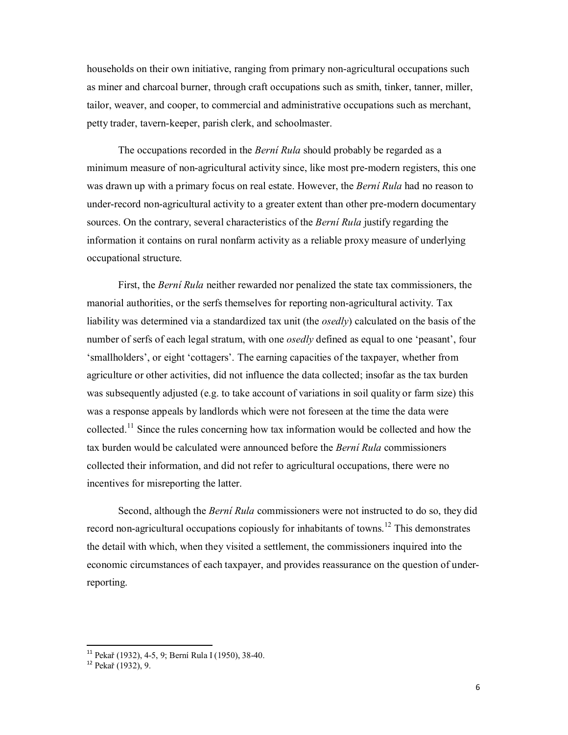households on their own initiative, ranging from primary non-agricultural occupations such as miner and charcoal burner, through craft occupations such as smith, tinker, tanner, miller, tailor, weaver, and cooper, to commercial and administrative occupations such as merchant, petty trader, tavern-keeper, parish clerk, and schoolmaster.

The occupations recorded in the *Berní Rula* should probably be regarded as a minimum measure of non-agricultural activity since, like most pre-modern registers, this one was drawn up with a primary focus on real estate. However, the *Berní Rula* had no reason to under-record non-agricultural activity to a greater extent than other pre-modern documentary sources. On the contrary, several characteristics of the *Berní Rula* justify regarding the information it contains on rural nonfarm activity as a reliable proxy measure of underlying occupational structure.

First, the *Berní Rula* neither rewarded nor penalized the state tax commissioners, the manorial authorities, or the serfs themselves for reporting non-agricultural activity. Tax liability was determined via a standardized tax unit (the *osedly*) calculated on the basis of the number of serfs of each legal stratum, with one *osedly* defined as equal to one 'peasant', four 'smallholders', or eight 'cottagers'. The earning capacities of the taxpayer, whether from agriculture or other activities, did not influence the data collected; insofar as the tax burden was subsequently adjusted (e.g. to take account of variations in soil quality or farm size) this was a response appeals by landlords which were not foreseen at the time the data were collected.[11] Since the rules concerning how tax information would be collected and how the tax burden would be calculated were announced before the *Berní Rula* commissioners collected their information, and did not refer to agricultural occupations, there were no incentives for misreporting the latter.

Second, although the *Berní Rula* commissioners were not instructed to do so, they did record non-agricultural occupations copiously for inhabitants of towns.[12] This demonstrates the detail with which, when they visited a settlement, the commissioners inquired into the economic circumstances of each taxpayer, and provides reassurance on the question of under-reporting.

[11] Pekař (1932), 4-5, 9; Berní Rula I (1950), 38-40.

[12] Pekař (1932), 9.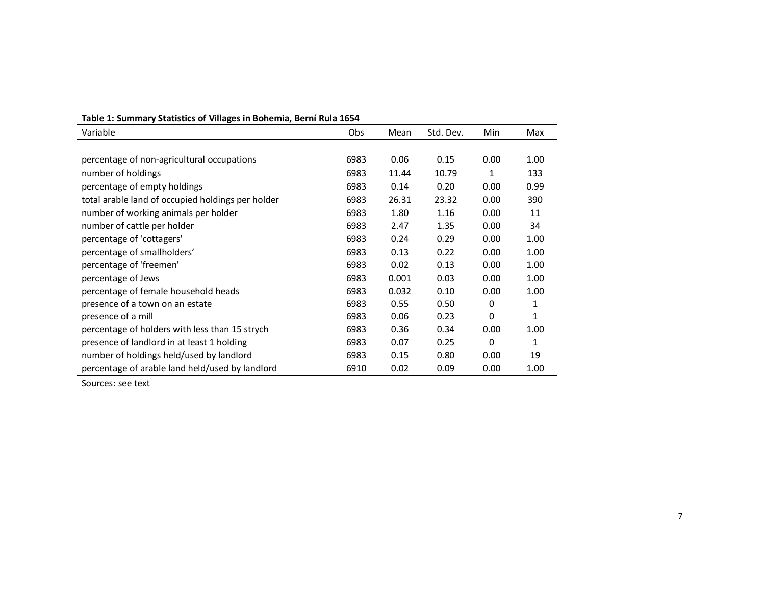**Table 1: Summary Statistics of Villages in Bohemia, Berní Rula 1654**

| Variable | Obs | Mean | Std. Dev. | Min | Max |
|---|---|---|---|---|---|
| percentage of non-agricultural occupations | 6983 | 0.06 | 0.15 | 0.00 | 1.00 |
| number of holdings | 6983 | 11.44 | 10.79 | 1 | 133 |
| percentage of empty holdings | 6983 | 0.14 | 0.20 | 0.00 | 0.99 |
| total arable land of occupied holdings per holder | 6983 | 26.31 | 23.32 | 0.00 | 390 |
| number of working animals per holder | 6983 | 1.80 | 1.16 | 0.00 | 11 |
| number of cattle per holder | 6983 | 2.47 | 1.35 | 0.00 | 34 |
| percentage of 'cottagers' | 6983 | 0.24 | 0.29 | 0.00 | 1.00 |
| percentage of smallholders' | 6983 | 0.13 | 0.22 | 0.00 | 1.00 |
| percentage of 'freemen' | 6983 | 0.02 | 0.13 | 0.00 | 1.00 |
| percentage of Jews | 6983 | 0.001 | 0.03 | 0.00 | 1.00 |
| percentage of female household heads | 6983 | 0.032 | 0.10 | 0.00 | 1.00 |
| presence of a town on an estate | 6983 | 0.55 | 0.50 | 0 | 1 |
| presence of a mill | 6983 | 0.06 | 0.23 | 0 | 1 |
| percentage of holders with less than 15 strych | 6983 | 0.36 | 0.34 | 0.00 | 1.00 |
| presence of landlord in at least 1 holding | 6983 | 0.07 | 0.25 | 0 | 1 |
| number of holdings held/used by landlord | 6983 | 0.15 | 0.80 | 0.00 | 19 |
| percentage of arable land held/used by landlord | 6910 | 0.02 | 0.09 | 0.00 | 1.00 |

Sources: see text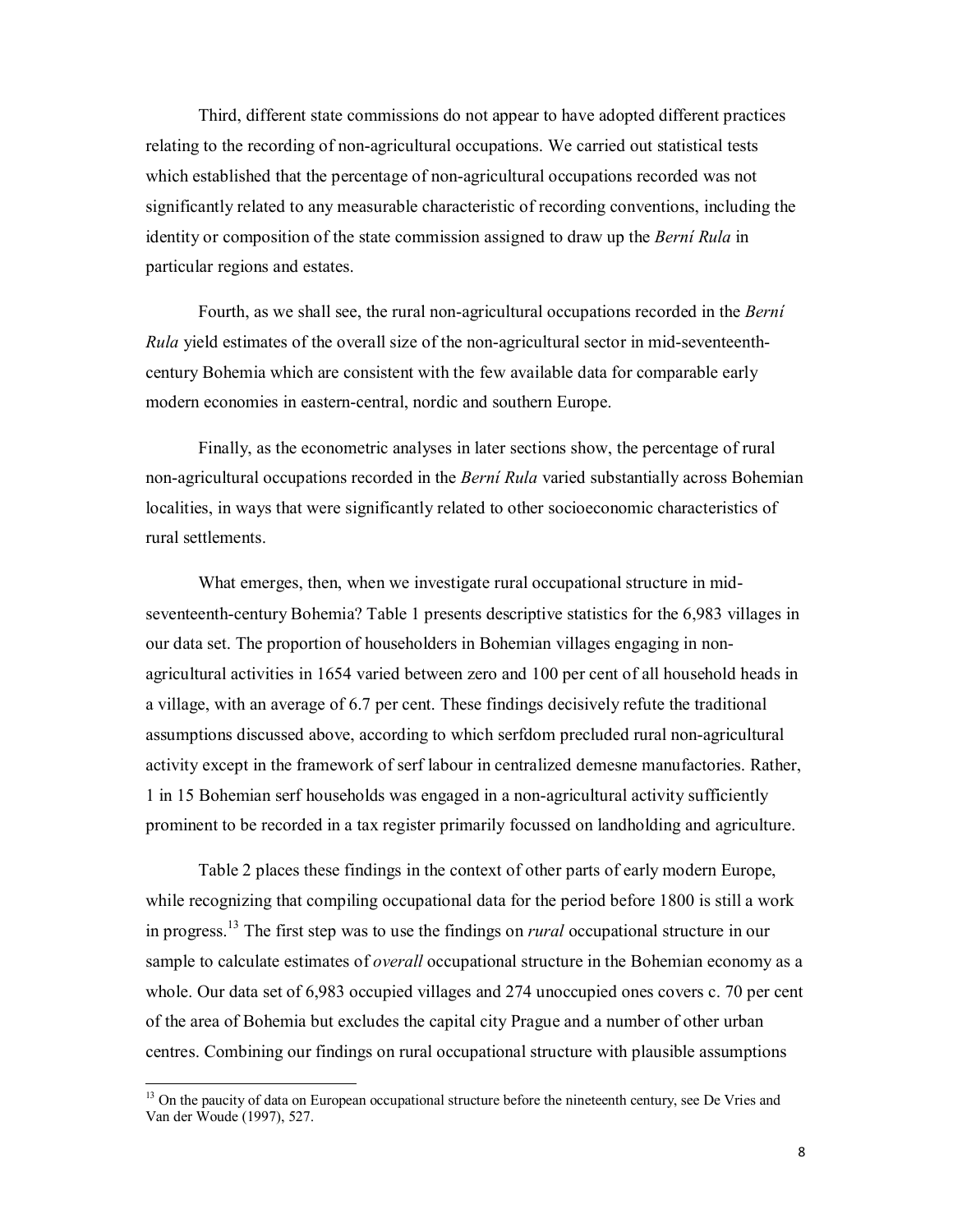Third, different state commissions do not appear to have adopted different practices relating to the recording of non-agricultural occupations. We carried out statistical tests which established that the percentage of non-agricultural occupations recorded was not significantly related to any measurable characteristic of recording conventions, including the identity or composition of the state commission assigned to draw up the *Berní Rula* in particular regions and estates.

Fourth, as we shall see, the rural non-agricultural occupations recorded in the *Berní Rula* yield estimates of the overall size of the non-agricultural sector in mid-seventeenth-century Bohemia which are consistent with the few available data for comparable early modern economies in eastern-central, nordic and southern Europe.

Finally, as the econometric analyses in later sections show, the percentage of rural non-agricultural occupations recorded in the *Berní Rula* varied substantially across Bohemian localities, in ways that were significantly related to other socioeconomic characteristics of rural settlements.

What emerges, then, when we investigate rural occupational structure in mid-seventeenth-century Bohemia? Table 1 presents descriptive statistics for the 6,983 villages in our data set. The proportion of householders in Bohemian villages engaging in non-agricultural activities in 1654 varied between zero and 100 per cent of all household heads in a village, with an average of 6.7 per cent. These findings decisively refute the traditional assumptions discussed above, according to which serfdom precluded rural non-agricultural activity except in the framework of serf labour in centralized demesne manufactories. Rather, 1 in 15 Bohemian serf households was engaged in a non-agricultural activity sufficiently prominent to be recorded in a tax register primarily focussed on landholding and agriculture.

Table 2 places these findings in the context of other parts of early modern Europe, while recognizing that compiling occupational data for the period before 1800 is still a work in progress.[13] The first step was to use the findings on *rural* occupational structure in our sample to calculate estimates of *overall* occupational structure in the Bohemian economy as a whole. Our data set of 6,983 occupied villages and 274 unoccupied ones covers c. 70 per cent of the area of Bohemia but excludes the capital city Prague and a number of other urban centres. Combining our findings on rural occupational structure with plausible assumptions

[13] On the paucity of data on European occupational structure before the nineteenth century, see De Vries and Van der Woude (1997), 527.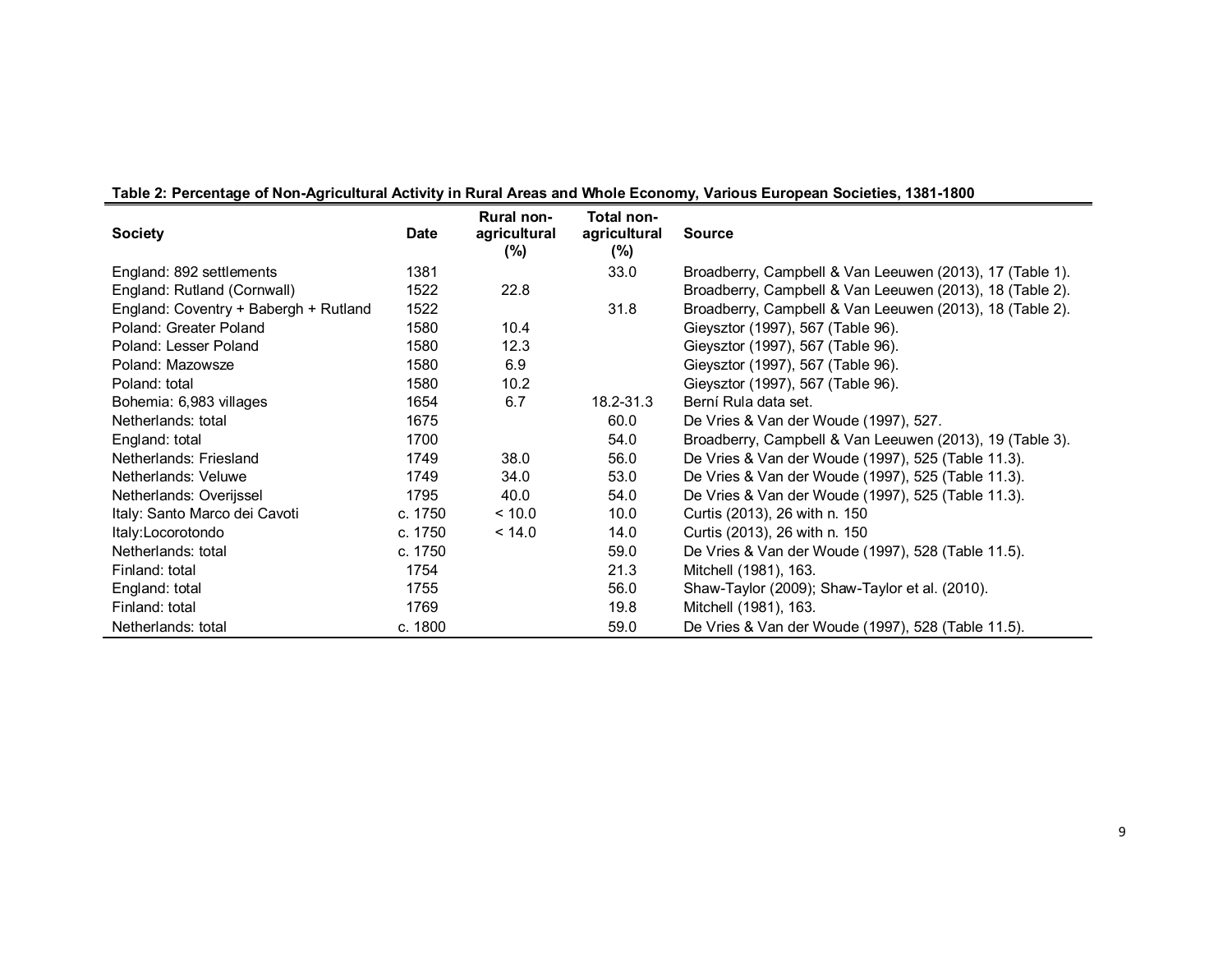**Table 2: Percentage of Non-Agricultural Activity in Rural Areas and Whole Economy, Various European Societies, 1381-1800**

| Society | Date | Rural non-agricultural (%) | Total non-agricultural (%) | Source |
|---|---|---|---|---|
| England: 892 settlements | 1381 | | 33.0 | Broadberry, Campbell & Van Leeuwen (2013), 17 (Table 1). |
| England: Rutland (Cornwall) | 1522 | 22.8 | | Broadberry, Campbell & Van Leeuwen (2013), 18 (Table 2). |
| England: Coventry + Babergh + Rutland | 1522 | | 31.8 | Broadberry, Campbell & Van Leeuwen (2013), 18 (Table 2). |
| Poland: Greater Poland | 1580 | 10.4 | | Gieysztor (1997), 567 (Table 96). |
| Poland: Lesser Poland | 1580 | 12.3 | | Gieysztor (1997), 567 (Table 96). |
| Poland: Mazowsze | 1580 | 6.9 | | Gieysztor (1997), 567 (Table 96). |
| Poland: total | 1580 | 10.2 | | Gieysztor (1997), 567 (Table 96). |
| Bohemia: 6,983 villages | 1654 | 6.7 | 18.2-31.3 | Berní Rula data set. |
| Netherlands: total | 1675 | | 60.0 | De Vries & Van der Woude (1997), 527. |
| England: total | 1700 | | 54.0 | Broadberry, Campbell & Van Leeuwen (2013), 19 (Table 3). |
| Netherlands: Friesland | 1749 | 38.0 | 56.0 | De Vries & Van der Woude (1997), 525 (Table 11.3). |
| Netherlands: Veluwe | 1749 | 34.0 | 53.0 | De Vries & Van der Woude (1997), 525 (Table 11.3). |
| Netherlands: Overijssel | 1795 | 40.0 | 54.0 | De Vries & Van der Woude (1997), 525 (Table 11.3). |
| Italy: Santo Marco dei Cavoti | c. 1750 | < 10.0 | 10.0 | Curtis (2013), 26 with n. 150 |
| Italy:Locorotondo | c. 1750 | < 14.0 | 14.0 | Curtis (2013), 26 with n. 150 |
| Netherlands: total | c. 1750 | | 59.0 | De Vries & Van der Woude (1997), 528 (Table 11.5). |
| Finland: total | 1754 | | 21.3 | Mitchell (1981), 163. |
| England: total | 1755 | | 56.0 | Shaw-Taylor (2009); Shaw-Taylor et al. (2010). |
| Finland: total | 1769 | | 19.8 | Mitchell (1981), 163. |
| Netherlands: total | c. 1800 | | 59.0 | De Vries & Van der Woude (1997), 528 (Table 11.5). |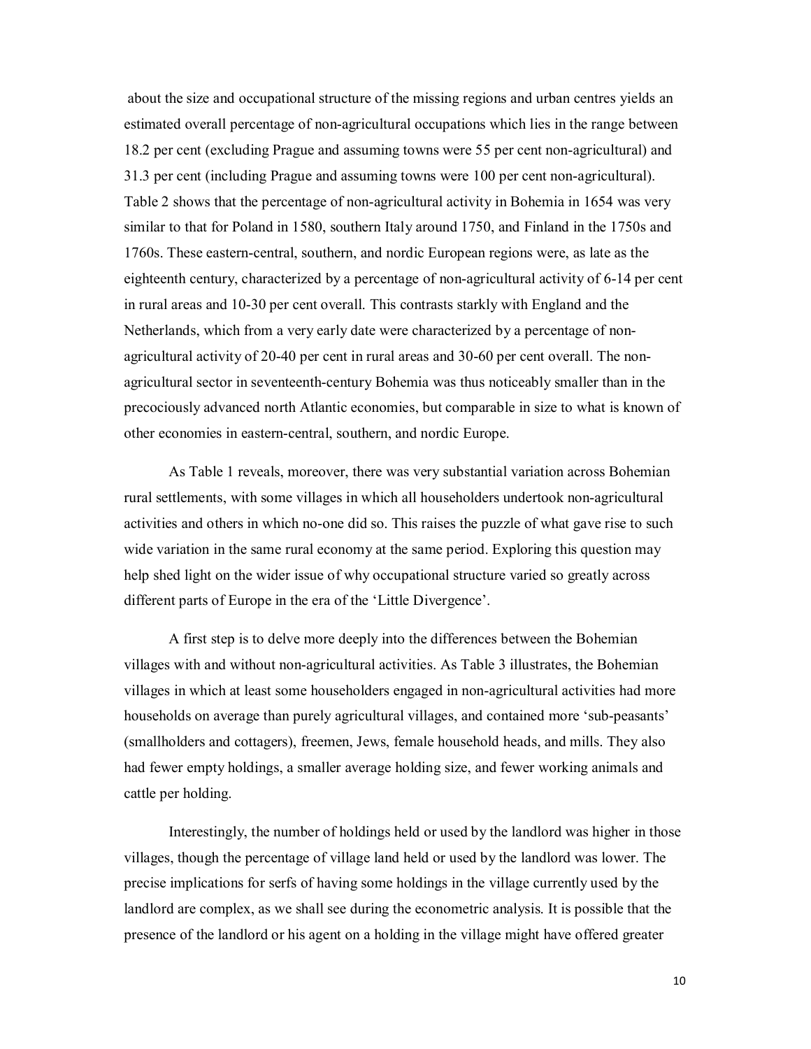about the size and occupational structure of the missing regions and urban centres yields an estimated overall percentage of non-agricultural occupations which lies in the range between 18.2 per cent (excluding Prague and assuming towns were 55 per cent non-agricultural) and 31.3 per cent (including Prague and assuming towns were 100 per cent non-agricultural). Table 2 shows that the percentage of non-agricultural activity in Bohemia in 1654 was very similar to that for Poland in 1580, southern Italy around 1750, and Finland in the 1750s and 1760s. These eastern-central, southern, and nordic European regions were, as late as the eighteenth century, characterized by a percentage of non-agricultural activity of 6-14 per cent in rural areas and 10-30 per cent overall. This contrasts starkly with England and the Netherlands, which from a very early date were characterized by a percentage of non-agricultural activity of 20-40 per cent in rural areas and 30-60 per cent overall. The non-agricultural sector in seventeenth-century Bohemia was thus noticeably smaller than in the precociously advanced north Atlantic economies, but comparable in size to what is known of other economies in eastern-central, southern, and nordic Europe.

As Table 1 reveals, moreover, there was very substantial variation across Bohemian rural settlements, with some villages in which all householders undertook non-agricultural activities and others in which no-one did so. This raises the puzzle of what gave rise to such wide variation in the same rural economy at the same period. Exploring this question may help shed light on the wider issue of why occupational structure varied so greatly across different parts of Europe in the era of the 'Little Divergence'.

A first step is to delve more deeply into the differences between the Bohemian villages with and without non-agricultural activities. As Table 3 illustrates, the Bohemian villages in which at least some householders engaged in non-agricultural activities had more households on average than purely agricultural villages, and contained more 'sub-peasants' (smallholders and cottagers), freemen, Jews, female household heads, and mills. They also had fewer empty holdings, a smaller average holding size, and fewer working animals and cattle per holding.

Interestingly, the number of holdings held or used by the landlord was higher in those villages, though the percentage of village land held or used by the landlord was lower. The precise implications for serfs of having some holdings in the village currently used by the landlord are complex, as we shall see during the econometric analysis. It is possible that the presence of the landlord or his agent on a holding in the village might have offered greater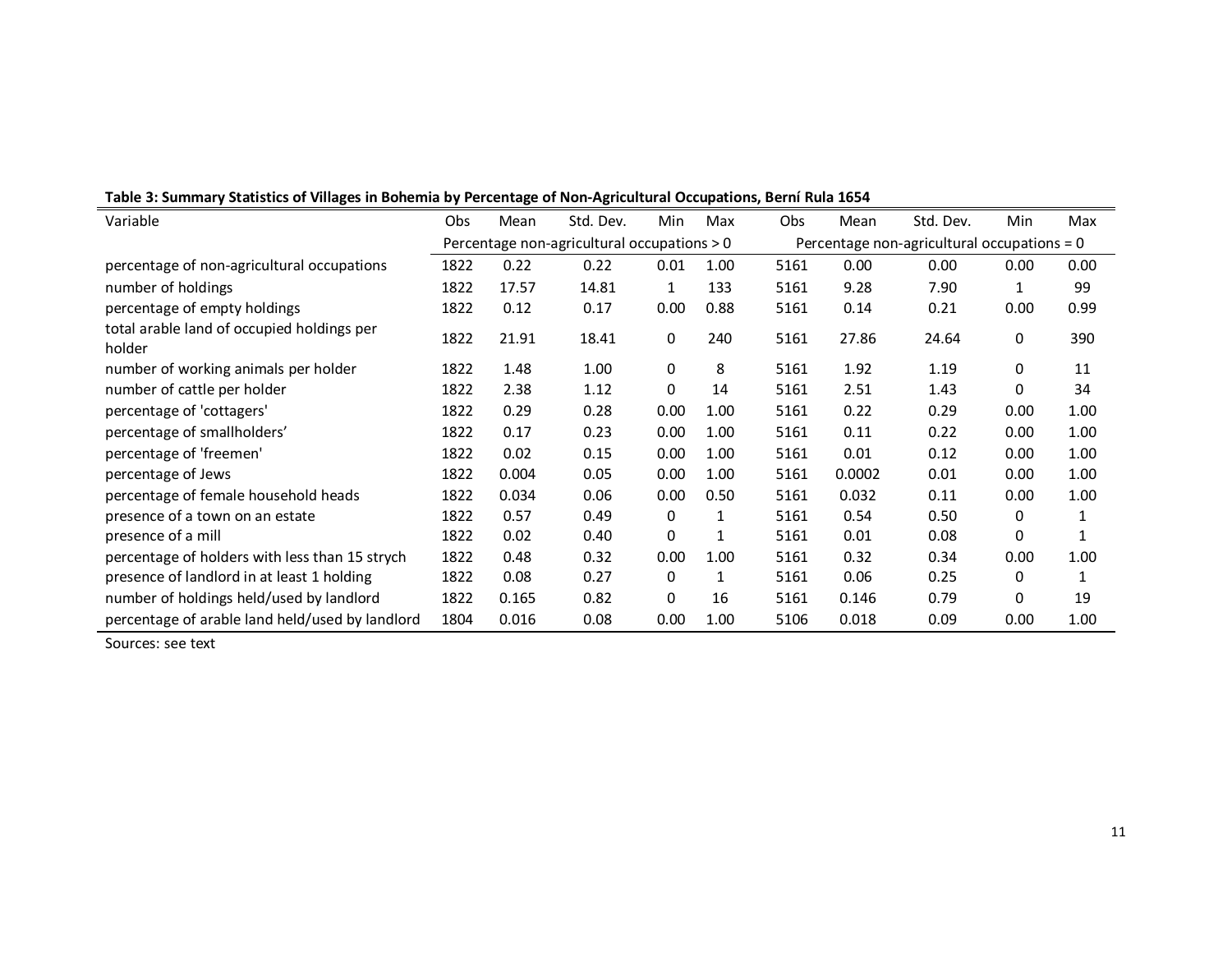**Table 3: Summary Statistics of Villages in Bohemia by Percentage of Non-Agricultural Occupations, Berní Rula 1654**

| Variable | Obs | Mean | Std. Dev. | Min | Max | Obs | Mean | Std. Dev. | Min | Max |
|---|---|---|---|---|---|---|---|---|---|---|
| | Percentage non-agricultural occupations > 0 | | | | | Percentage non-agricultural occupations = 0 | | | | |
| percentage of non-agricultural occupations | 1822 | 0.22 | 0.22 | 0.01 | 1.00 | 5161 | 0.00 | 0.00 | 0.00 | 0.00 |
| number of holdings | 1822 | 17.57 | 14.81 | 1 | 133 | 5161 | 9.28 | 7.90 | 1 | 99 |
| percentage of empty holdings | 1822 | 0.12 | 0.17 | 0.00 | 0.88 | 5161 | 0.14 | 0.21 | 0.00 | 0.99 |
| total arable land of occupied holdings per holder | 1822 | 21.91 | 18.41 | 0 | 240 | 5161 | 27.86 | 24.64 | 0 | 390 |
| number of working animals per holder | 1822 | 1.48 | 1.00 | 0 | 8 | 5161 | 1.92 | 1.19 | 0 | 11 |
| number of cattle per holder | 1822 | 2.38 | 1.12 | 0 | 14 | 5161 | 2.51 | 1.43 | 0 | 34 |
| percentage of 'cottagers' | 1822 | 0.29 | 0.28 | 0.00 | 1.00 | 5161 | 0.22 | 0.29 | 0.00 | 1.00 |
| percentage of smallholders' | 1822 | 0.17 | 0.23 | 0.00 | 1.00 | 5161 | 0.11 | 0.22 | 0.00 | 1.00 |
| percentage of 'freemen' | 1822 | 0.02 | 0.15 | 0.00 | 1.00 | 5161 | 0.01 | 0.12 | 0.00 | 1.00 |
| percentage of Jews | 1822 | 0.004 | 0.05 | 0.00 | 1.00 | 5161 | 0.0002 | 0.01 | 0.00 | 1.00 |
| percentage of female household heads | 1822 | 0.034 | 0.06 | 0.00 | 0.50 | 5161 | 0.032 | 0.11 | 0.00 | 1.00 |
| presence of a town on an estate | 1822 | 0.57 | 0.49 | 0 | 1 | 5161 | 0.54 | 0.50 | 0 | 1 |
| presence of a mill | 1822 | 0.02 | 0.40 | 0 | 1 | 5161 | 0.01 | 0.08 | 0 | 1 |
| percentage of holders with less than 15 strych | 1822 | 0.48 | 0.32 | 0.00 | 1.00 | 5161 | 0.32 | 0.34 | 0.00 | 1.00 |
| presence of landlord in at least 1 holding | 1822 | 0.08 | 0.27 | 0 | 1 | 5161 | 0.06 | 0.25 | 0 | 1 |
| number of holdings held/used by landlord | 1822 | 0.165 | 0.82 | 0 | 16 | 5161 | 0.146 | 0.79 | 0 | 19 |
| percentage of arable land held/used by landlord | 1804 | 0.016 | 0.08 | 0.00 | 1.00 | 5106 | 0.018 | 0.09 | 0.00 | 1.00 |

Sources: see text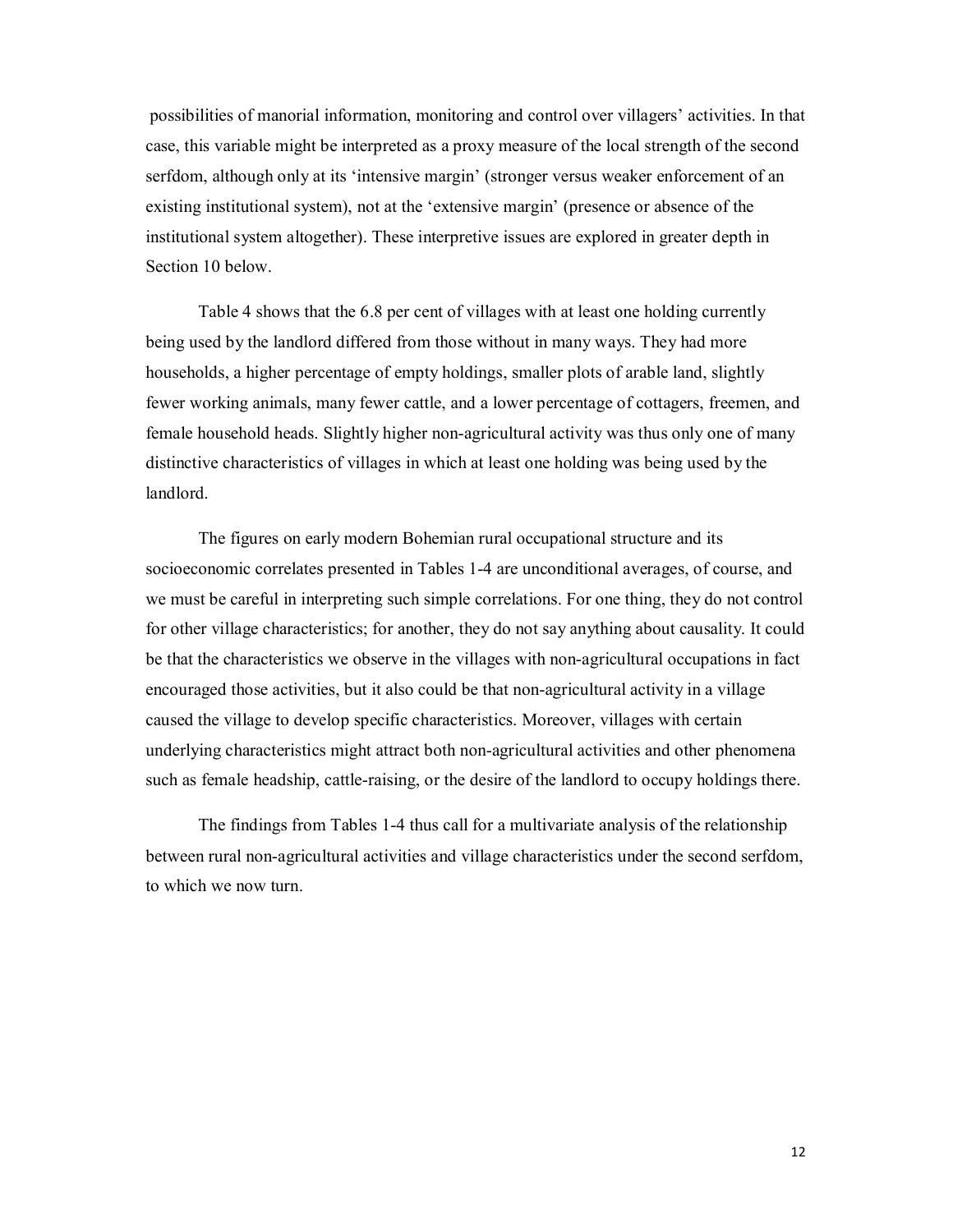possibilities of manorial information, monitoring and control over villagers' activities. In that case, this variable might be interpreted as a proxy measure of the local strength of the second serfdom, although only at its 'intensive margin' (stronger versus weaker enforcement of an existing institutional system), not at the 'extensive margin' (presence or absence of the institutional system altogether). These interpretive issues are explored in greater depth in Section 10 below.

Table 4 shows that the 6.8 per cent of villages with at least one holding currently being used by the landlord differed from those without in many ways. They had more households, a higher percentage of empty holdings, smaller plots of arable land, slightly fewer working animals, many fewer cattle, and a lower percentage of cottagers, freemen, and female household heads. Slightly higher non-agricultural activity was thus only one of many distinctive characteristics of villages in which at least one holding was being used by the landlord.

The figures on early modern Bohemian rural occupational structure and its socioeconomic correlates presented in Tables 1-4 are unconditional averages, of course, and we must be careful in interpreting such simple correlations. For one thing, they do not control for other village characteristics; for another, they do not say anything about causality. It could be that the characteristics we observe in the villages with non-agricultural occupations in fact encouraged those activities, but it also could be that non-agricultural activity in a village caused the village to develop specific characteristics. Moreover, villages with certain underlying characteristics might attract both non-agricultural activities and other phenomena such as female headship, cattle-raising, or the desire of the landlord to occupy holdings there.

The findings from Tables 1-4 thus call for a multivariate analysis of the relationship between rural non-agricultural activities and village characteristics under the second serfdom, to which we now turn.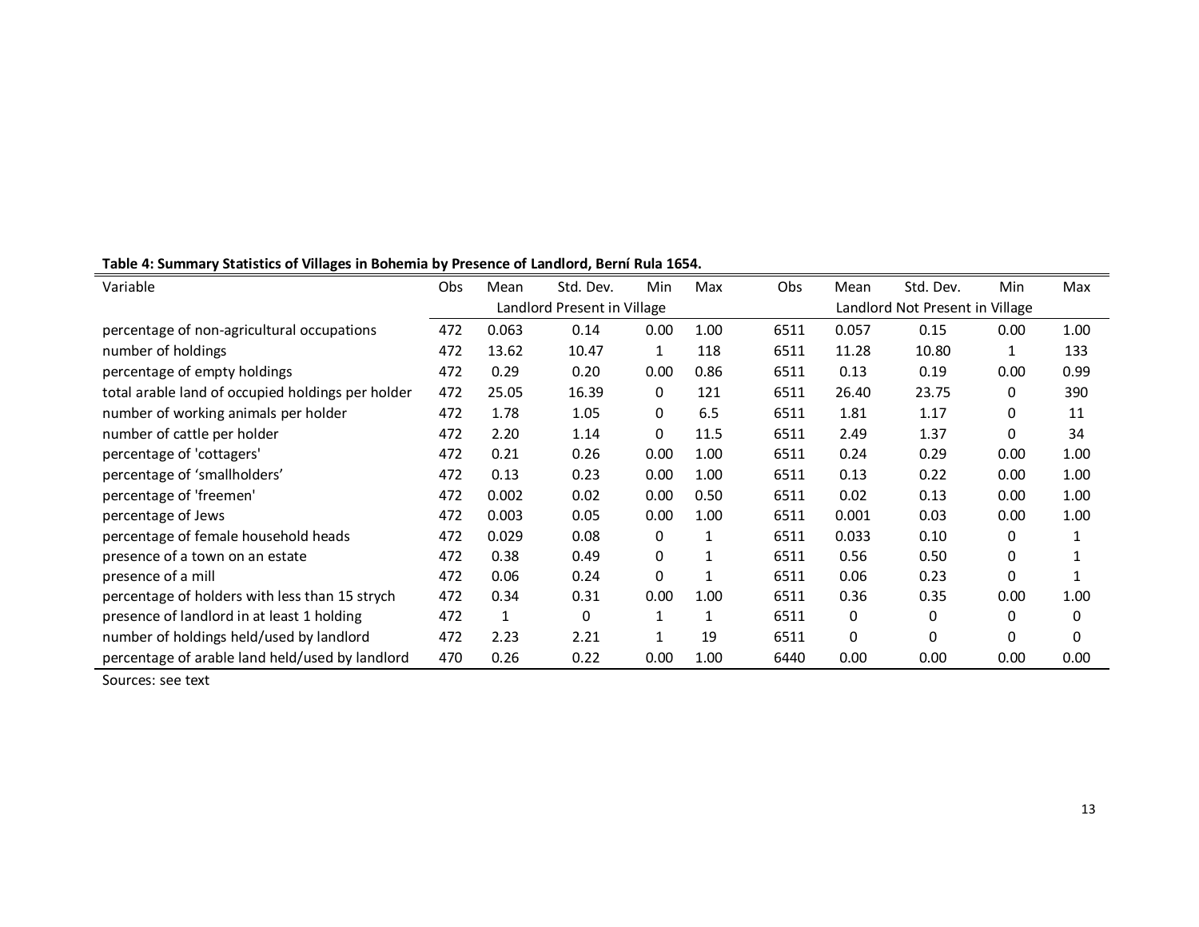**Table 4: Summary Statistics of Villages in Bohemia by Presence of Landlord, Berní Rula 1654.**

| Variable | Obs | Mean | Std. Dev. | Min | Max | Obs | Mean | Std. Dev. | Min | Max |
|---|---|---|---|---|---|---|---|---|---|---|
| | Landlord Present in Village | | | | | Landlord Not Present in Village | | | | |
| percentage of non-agricultural occupations | 472 | 0.063 | 0.14 | 0.00 | 1.00 | 6511 | 0.057 | 0.15 | 0.00 | 1.00 |
| number of holdings | 472 | 13.62 | 10.47 | 1 | 118 | 6511 | 11.28 | 10.80 | 1 | 133 |
| percentage of empty holdings | 472 | 0.29 | 0.20 | 0.00 | 0.86 | 6511 | 0.13 | 0.19 | 0.00 | 0.99 |
| total arable land of occupied holdings per holder | 472 | 25.05 | 16.39 | 0 | 121 | 6511 | 26.40 | 23.75 | 0 | 390 |
| number of working animals per holder | 472 | 1.78 | 1.05 | 0 | 6.5 | 6511 | 1.81 | 1.17 | 0 | 11 |
| number of cattle per holder | 472 | 2.20 | 1.14 | 0 | 11.5 | 6511 | 2.49 | 1.37 | 0 | 34 |
| percentage of 'cottagers' | 472 | 0.21 | 0.26 | 0.00 | 1.00 | 6511 | 0.24 | 0.29 | 0.00 | 1.00 |
| percentage of 'smallholders' | 472 | 0.13 | 0.23 | 0.00 | 1.00 | 6511 | 0.13 | 0.22 | 0.00 | 1.00 |
| percentage of 'freemen' | 472 | 0.002 | 0.02 | 0.00 | 0.50 | 6511 | 0.02 | 0.13 | 0.00 | 1.00 |
| percentage of Jews | 472 | 0.003 | 0.05 | 0.00 | 1.00 | 6511 | 0.001 | 0.03 | 0.00 | 1.00 |
| percentage of female household heads | 472 | 0.029 | 0.08 | 0 | 1 | 6511 | 0.033 | 0.10 | 0 | 1 |
| presence of a town on an estate | 472 | 0.38 | 0.49 | 0 | 1 | 6511 | 0.56 | 0.50 | 0 | 1 |
| presence of a mill | 472 | 0.06 | 0.24 | 0 | 1 | 6511 | 0.06 | 0.23 | 0 | 1 |
| percentage of holders with less than 15 strych | 472 | 0.34 | 0.31 | 0.00 | 1.00 | 6511 | 0.36 | 0.35 | 0.00 | 1.00 |
| presence of landlord in at least 1 holding | 472 | 1 | 0 | 1 | 1 | 6511 | 0 | 0 | 0 | 0 |
| number of holdings held/used by landlord | 472 | 2.23 | 2.21 | 1 | 19 | 6511 | 0 | 0 | 0 | 0 |
| percentage of arable land held/used by landlord | 470 | 0.26 | 0.22 | 0.00 | 1.00 | 6440 | 0.00 | 0.00 | 0.00 | 0.00 |

Sources: see text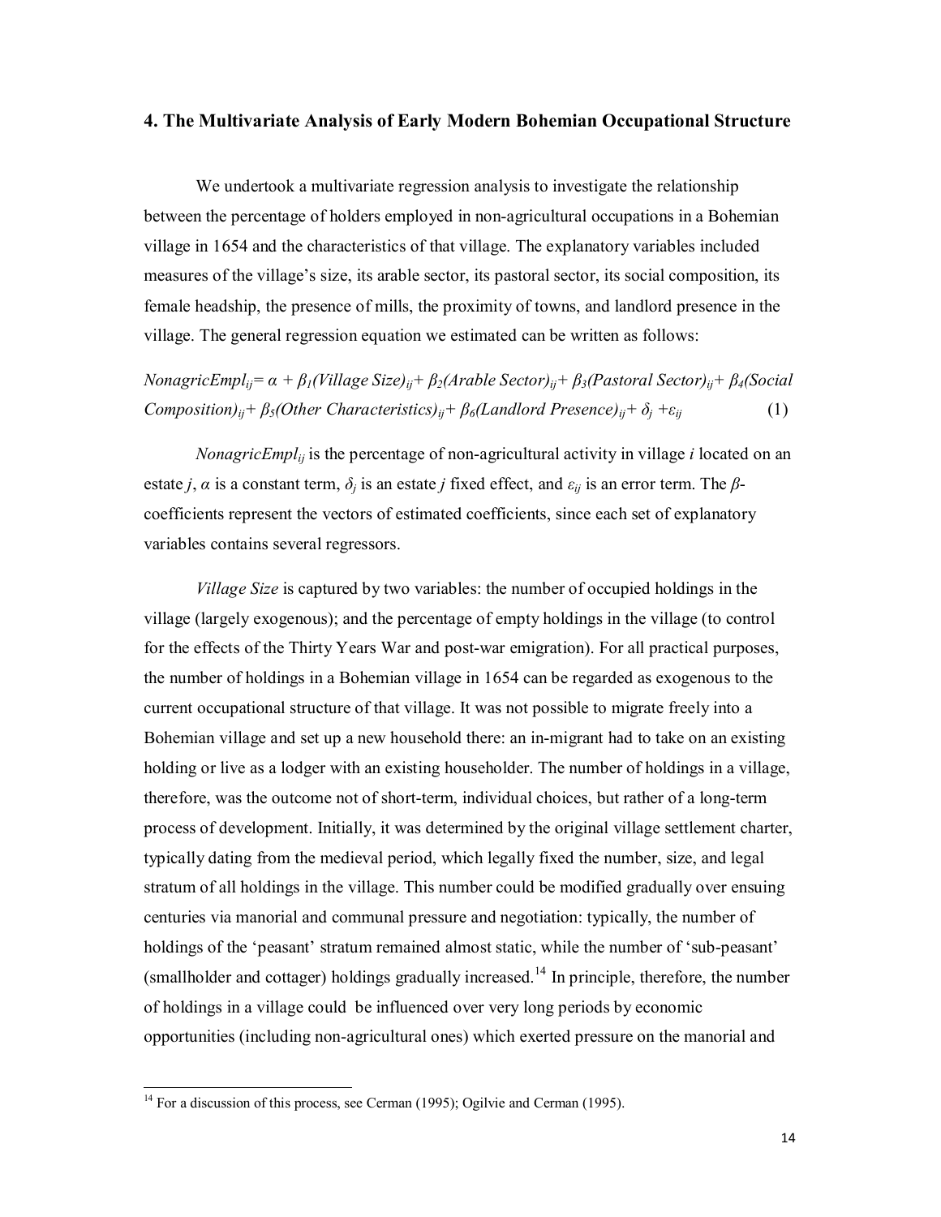## 4. The Multivariate Analysis of Early Modern Bohemian Occupational Structure

We undertook a multivariate regression analysis to investigate the relationship between the percentage of holders employed in non-agricultural occupations in a Bohemian village in 1654 and the characteristics of that village. The explanatory variables included measures of the village's size, its arable sector, its pastoral sector, its social composition, its female headship, the presence of mills, the proximity of towns, and landlord presence in the village. The general regression equation we estimated can be written as follows:

$$NonagricEmpl_{ij} = \alpha + \beta_1(Village\ Size)_{ij} + \beta_2(Arable\ Sector)_{ij} + \beta_3(Pastoral\ Sector)_{ij} + \beta_4(Social\ Composition)_{ij} + \beta_5(Other\ Characteristics)_{ij} + \beta_6(Landlord\ Presence)_{ij} + \delta_j + \varepsilon_{ij} \qquad (1)$$

$NonagricEmpl_{ij}$ is the percentage of non-agricultural activity in village $i$ located on an estate $j$, $\alpha$ is a constant term, $\delta_j$ is an estate $j$ fixed effect, and $\varepsilon_{ij}$ is an error term. The $\beta$-coefficients represent the vectors of estimated coefficients, since each set of explanatory variables contains several regressors.

*Village Size* is captured by two variables: the number of occupied holdings in the village (largely exogenous); and the percentage of empty holdings in the village (to control for the effects of the Thirty Years War and post-war emigration). For all practical purposes, the number of holdings in a Bohemian village in 1654 can be regarded as exogenous to the current occupational structure of that village. It was not possible to migrate freely into a Bohemian village and set up a new household there: an in-migrant had to take on an existing holding or live as a lodger with an existing householder. The number of holdings in a village, therefore, was the outcome not of short-term, individual choices, but rather of a long-term process of development. Initially, it was determined by the original village settlement charter, typically dating from the medieval period, which legally fixed the number, size, and legal stratum of all holdings in the village. This number could be modified gradually over ensuing centuries via manorial and communal pressure and negotiation: typically, the number of holdings of the 'peasant' stratum remained almost static, while the number of 'sub-peasant' (smallholder and cottager) holdings gradually increased.[14] In principle, therefore, the number of holdings in a village could be influenced over very long periods by economic opportunities (including non-agricultural ones) which exerted pressure on the manorial and

[14] For a discussion of this process, see Cerman (1995); Ogilvie and Cerman (1995).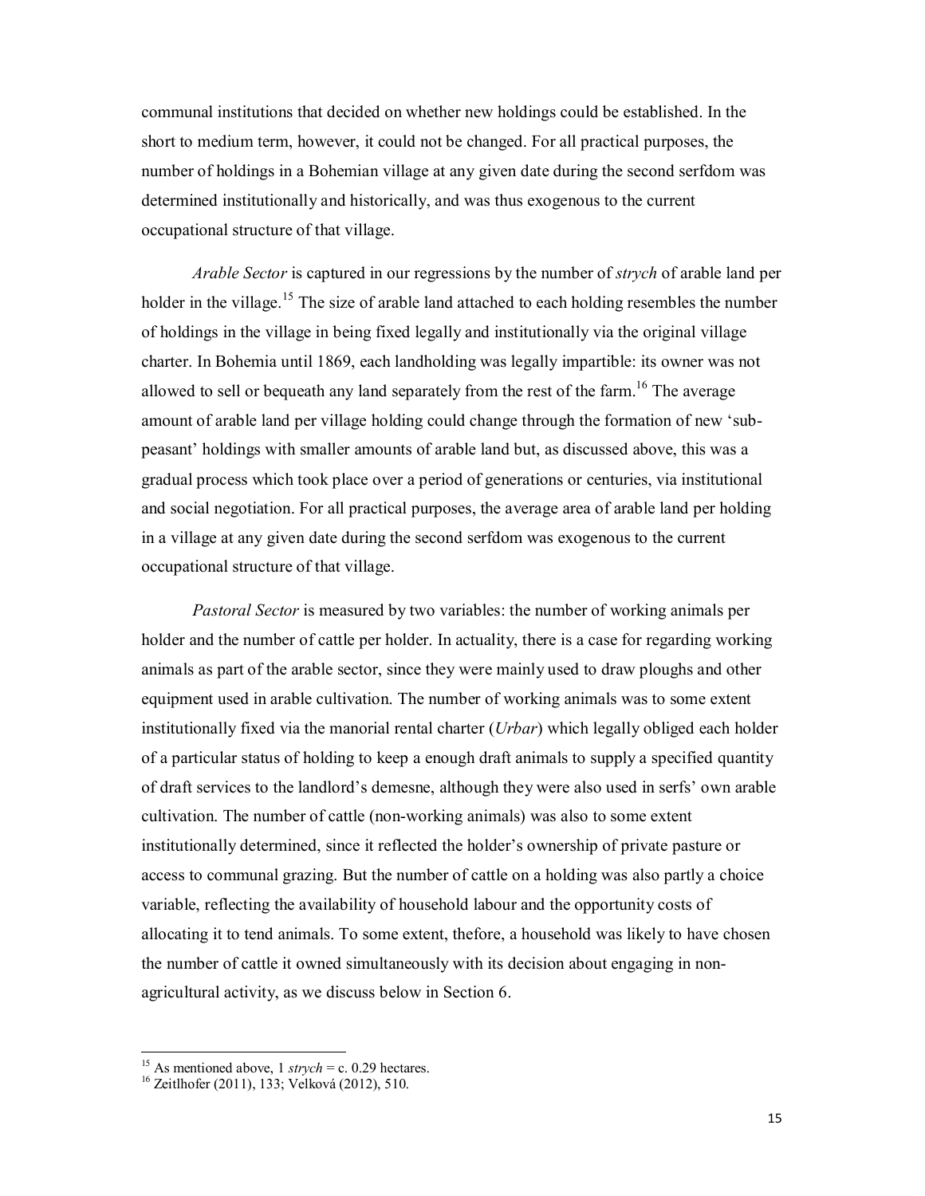communal institutions that decided on whether new holdings could be established. In the short to medium term, however, it could not be changed. For all practical purposes, the number of holdings in a Bohemian village at any given date during the second serfdom was determined institutionally and historically, and was thus exogenous to the current occupational structure of that village.

*Arable Sector* is captured in our regressions by the number of *strych* of arable land per holder in the village.[15] The size of arable land attached to each holding resembles the number of holdings in the village in being fixed legally and institutionally via the original village charter. In Bohemia until 1869, each landholding was legally impartible: its owner was not allowed to sell or bequeath any land separately from the rest of the farm.[16] The average amount of arable land per village holding could change through the formation of new 'sub-peasant' holdings with smaller amounts of arable land but, as discussed above, this was a gradual process which took place over a period of generations or centuries, via institutional and social negotiation. For all practical purposes, the average area of arable land per holding in a village at any given date during the second serfdom was exogenous to the current occupational structure of that village.

*Pastoral Sector* is measured by two variables: the number of working animals per holder and the number of cattle per holder. In actuality, there is a case for regarding working animals as part of the arable sector, since they were mainly used to draw ploughs and other equipment used in arable cultivation. The number of working animals was to some extent institutionally fixed via the manorial rental charter (*Urbar*) which legally obliged each holder of a particular status of holding to keep a enough draft animals to supply a specified quantity of draft services to the landlord's demesne, although they were also used in serfs' own arable cultivation. The number of cattle (non-working animals) was also to some extent institutionally determined, since it reflected the holder's ownership of private pasture or access to communal grazing. But the number of cattle on a holding was also partly a choice variable, reflecting the availability of household labour and the opportunity costs of allocating it to tend animals. To some extent, thefore, a household was likely to have chosen the number of cattle it owned simultaneously with its decision about engaging in non-agricultural activity, as we discuss below in Section 6.

[15] As mentioned above, 1 *strych* = c. 0.29 hectares.
[16] Zeitlhofer (2011), 133; Velková (2012), 510.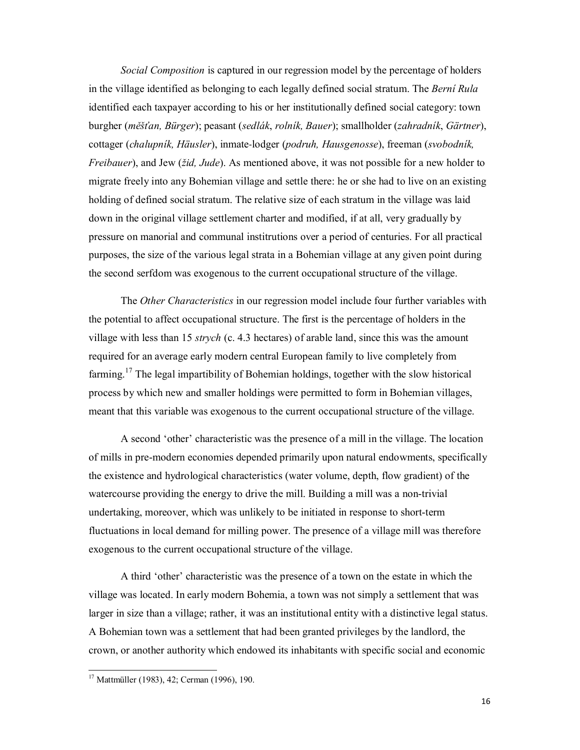*Social Composition* is captured in our regression model by the percentage of holders in the village identified as belonging to each legally defined social stratum. The *Berní Rula* identified each taxpayer according to his or her institutionally defined social category: town burgher (*měšťan, Bürger*); peasant (*sedlák*, *rolník, Bauer*); smallholder (*zahradník*, *Gärtner*), cottager (*chalupník, Häusler*), inmate-lodger (*podruh, Hausgenosse*), freeman (*svobodník, Freibauer*), and Jew (*žid, Jude*). As mentioned above, it was not possible for a new holder to migrate freely into any Bohemian village and settle there: he or she had to live on an existing holding of defined social stratum. The relative size of each stratum in the village was laid down in the original village settlement charter and modified, if at all, very gradually by pressure on manorial and communal institrutions over a period of centuries. For all practical purposes, the size of the various legal strata in a Bohemian village at any given point during the second serfdom was exogenous to the current occupational structure of the village.

The *Other Characteristics* in our regression model include four further variables with the potential to affect occupational structure. The first is the percentage of holders in the village with less than 15 *strych* (c. 4.3 hectares) of arable land, since this was the amount required for an average early modern central European family to live completely from farming.[17] The legal impartibility of Bohemian holdings, together with the slow historical process by which new and smaller holdings were permitted to form in Bohemian villages, meant that this variable was exogenous to the current occupational structure of the village.

A second 'other' characteristic was the presence of a mill in the village. The location of mills in pre-modern economies depended primarily upon natural endowments, specifically the existence and hydrological characteristics (water volume, depth, flow gradient) of the watercourse providing the energy to drive the mill. Building a mill was a non-trivial undertaking, moreover, which was unlikely to be initiated in response to short-term fluctuations in local demand for milling power. The presence of a village mill was therefore exogenous to the current occupational structure of the village.

A third 'other' characteristic was the presence of a town on the estate in which the village was located. In early modern Bohemia, a town was not simply a settlement that was larger in size than a village; rather, it was an institutional entity with a distinctive legal status. A Bohemian town was a settlement that had been granted privileges by the landlord, the crown, or another authority which endowed its inhabitants with specific social and economic

[17] Mattmüller (1983), 42; Cerman (1996), 190.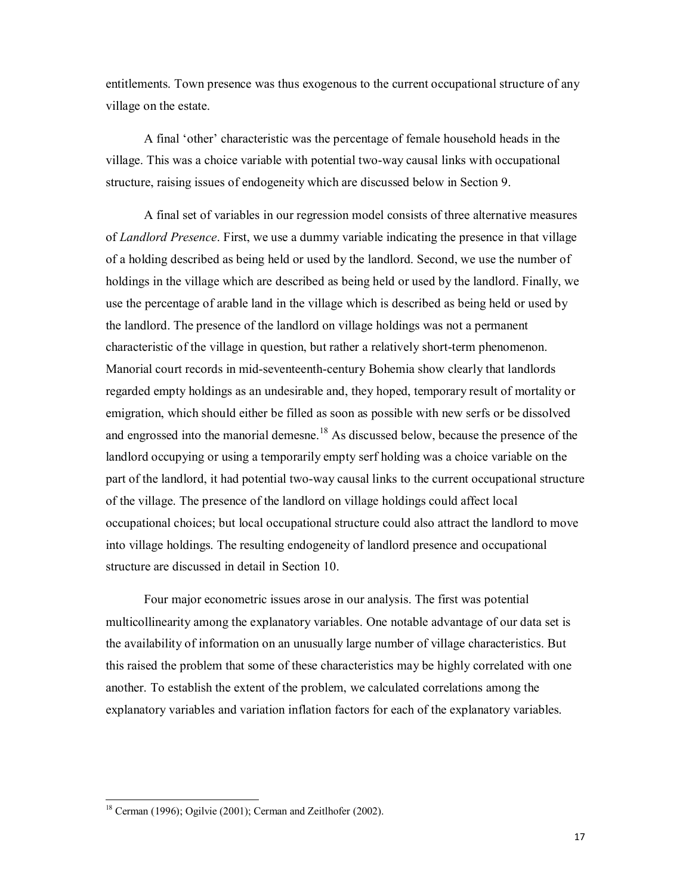entitlements. Town presence was thus exogenous to the current occupational structure of any village on the estate.

A final 'other' characteristic was the percentage of female household heads in the village. This was a choice variable with potential two-way causal links with occupational structure, raising issues of endogeneity which are discussed below in Section 9.

A final set of variables in our regression model consists of three alternative measures of *Landlord Presence*. First, we use a dummy variable indicating the presence in that village of a holding described as being held or used by the landlord. Second, we use the number of holdings in the village which are described as being held or used by the landlord. Finally, we use the percentage of arable land in the village which is described as being held or used by the landlord. The presence of the landlord on village holdings was not a permanent characteristic of the village in question, but rather a relatively short-term phenomenon. Manorial court records in mid-seventeenth-century Bohemia show clearly that landlords regarded empty holdings as an undesirable and, they hoped, temporary result of mortality or emigration, which should either be filled as soon as possible with new serfs or be dissolved and engrossed into the manorial demesne.[18] As discussed below, because the presence of the landlord occupying or using a temporarily empty serf holding was a choice variable on the part of the landlord, it had potential two-way causal links to the current occupational structure of the village. The presence of the landlord on village holdings could affect local occupational choices; but local occupational structure could also attract the landlord to move into village holdings. The resulting endogeneity of landlord presence and occupational structure are discussed in detail in Section 10.

Four major econometric issues arose in our analysis. The first was potential multicollinearity among the explanatory variables. One notable advantage of our data set is the availability of information on an unusually large number of village characteristics. But this raised the problem that some of these characteristics may be highly correlated with one another. To establish the extent of the problem, we calculated correlations among the explanatory variables and variation inflation factors for each of the explanatory variables.

[18] Cerman (1996); Ogilvie (2001); Cerman and Zeitlhofer (2002).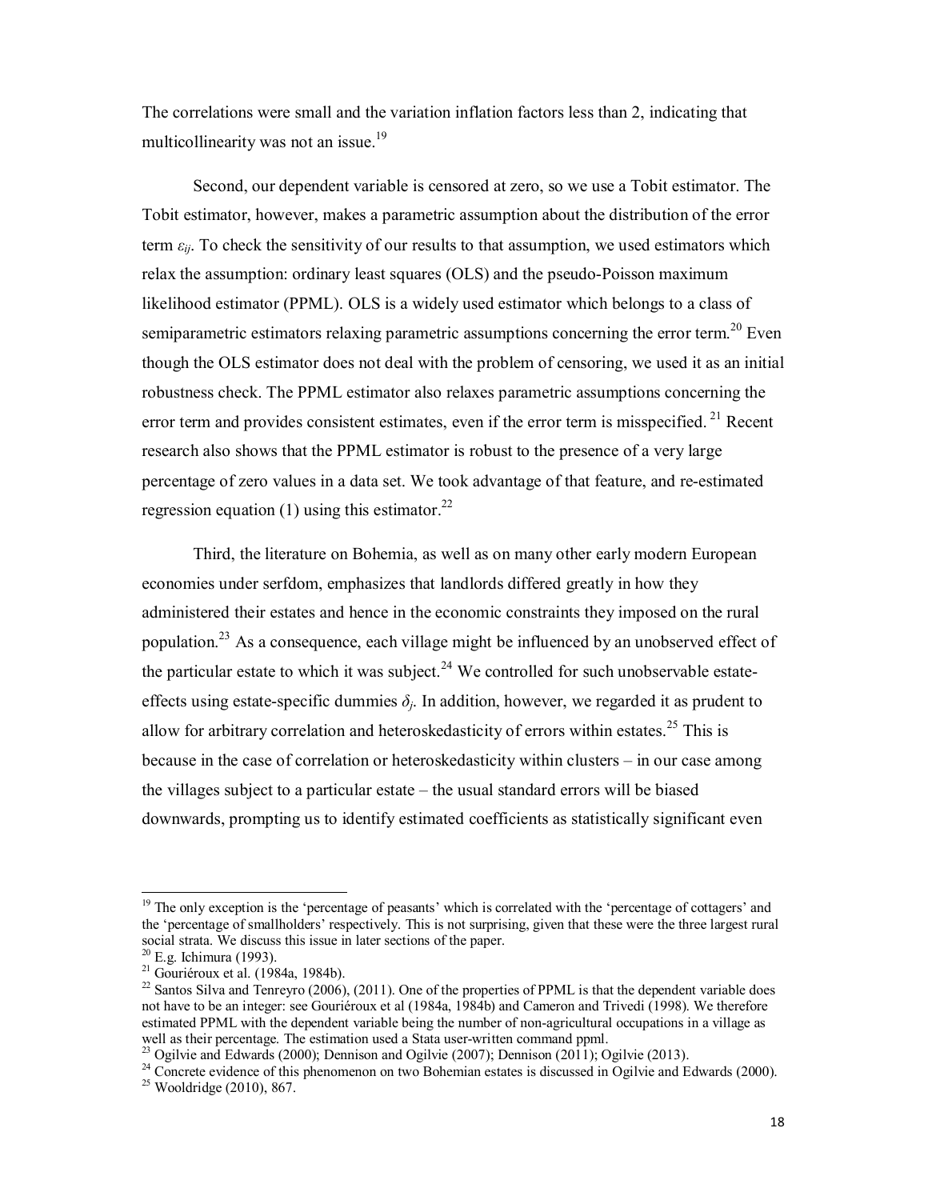The correlations were small and the variation inflation factors less than 2, indicating that multicollinearity was not an issue.[19]

Second, our dependent variable is censored at zero, so we use a Tobit estimator. The Tobit estimator, however, makes a parametric assumption about the distribution of the error term $\varepsilon_{ij}$. To check the sensitivity of our results to that assumption, we used estimators which relax the assumption: ordinary least squares (OLS) and the pseudo-Poisson maximum likelihood estimator (PPML). OLS is a widely used estimator which belongs to a class of semiparametric estimators relaxing parametric assumptions concerning the error term.[20] Even though the OLS estimator does not deal with the problem of censoring, we used it as an initial robustness check. The PPML estimator also relaxes parametric assumptions concerning the error term and provides consistent estimates, even if the error term is misspecified.[21] Recent research also shows that the PPML estimator is robust to the presence of a very large percentage of zero values in a data set. We took advantage of that feature, and re-estimated regression equation (1) using this estimator.[22]

Third, the literature on Bohemia, as well as on many other early modern European economies under serfdom, emphasizes that landlords differed greatly in how they administered their estates and hence in the economic constraints they imposed on the rural population.[23] As a consequence, each village might be influenced by an unobserved effect of the particular estate to which it was subject.[24] We controlled for such unobservable estate-effects using estate-specific dummies $\delta_j$. In addition, however, we regarded it as prudent to allow for arbitrary correlation and heteroskedasticity of errors within estates.[25] This is because in the case of correlation or heteroskedasticity within clusters – in our case among the villages subject to a particular estate – the usual standard errors will be biased downwards, prompting us to identify estimated coefficients as statistically significant even

---

[19] The only exception is the 'percentage of peasants' which is correlated with the 'percentage of cottagers' and the 'percentage of smallholders' respectively. This is not surprising, given that these were the three largest rural social strata. We discuss this issue in later sections of the paper.

[20] E.g. Ichimura (1993).

[21] Gouriéroux et al. (1984a, 1984b).

[22] Santos Silva and Tenreyro (2006), (2011). One of the properties of PPML is that the dependent variable does not have to be an integer: see Gouriéroux et al (1984a, 1984b) and Cameron and Trivedi (1998). We therefore estimated PPML with the dependent variable being the number of non-agricultural occupations in a village as well as their percentage. The estimation used a Stata user-written command ppml.

[23] Ogilvie and Edwards (2000); Dennison and Ogilvie (2007); Dennison (2011); Ogilvie (2013).

[24] Concrete evidence of this phenomenon on two Bohemian estates is discussed in Ogilvie and Edwards (2000).

[25] Wooldridge (2010), 867.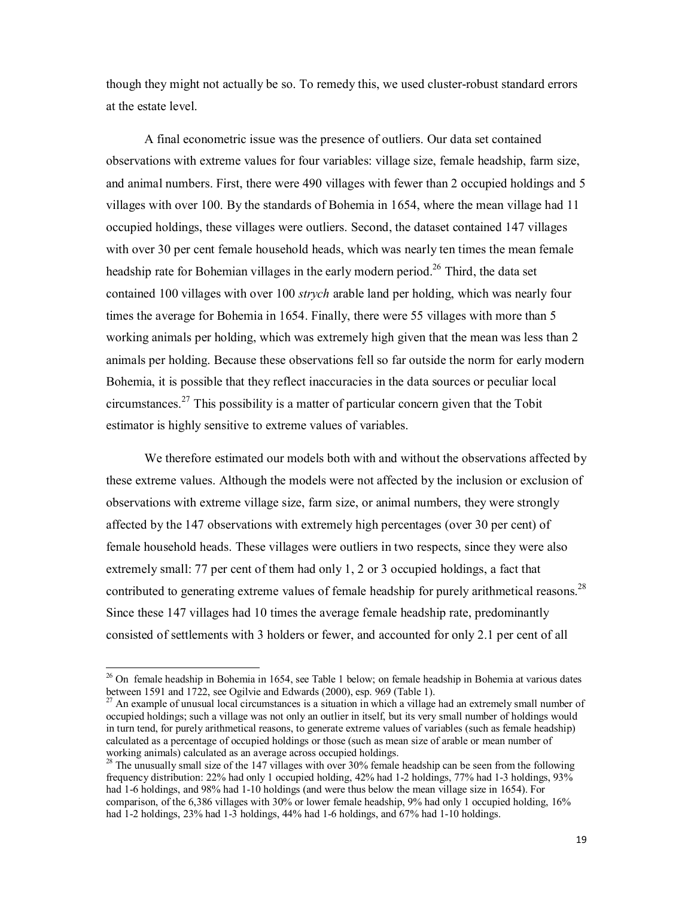though they might not actually be so. To remedy this, we used cluster-robust standard errors at the estate level.

A final econometric issue was the presence of outliers. Our data set contained observations with extreme values for four variables: village size, female headship, farm size, and animal numbers. First, there were 490 villages with fewer than 2 occupied holdings and 5 villages with over 100. By the standards of Bohemia in 1654, where the mean village had 11 occupied holdings, these villages were outliers. Second, the dataset contained 147 villages with over 30 per cent female household heads, which was nearly ten times the mean female headship rate for Bohemian villages in the early modern period.[26] Third, the data set contained 100 villages with over 100 *strych* arable land per holding, which was nearly four times the average for Bohemia in 1654. Finally, there were 55 villages with more than 5 working animals per holding, which was extremely high given that the mean was less than 2 animals per holding. Because these observations fell so far outside the norm for early modern Bohemia, it is possible that they reflect inaccuracies in the data sources or peculiar local circumstances.[27] This possibility is a matter of particular concern given that the Tobit estimator is highly sensitive to extreme values of variables.

We therefore estimated our models both with and without the observations affected by these extreme values. Although the models were not affected by the inclusion or exclusion of observations with extreme village size, farm size, or animal numbers, they were strongly affected by the 147 observations with extremely high percentages (over 30 per cent) of female household heads. These villages were outliers in two respects, since they were also extremely small: 77 per cent of them had only 1, 2 or 3 occupied holdings, a fact that contributed to generating extreme values of female headship for purely arithmetical reasons.[28] Since these 147 villages had 10 times the average female headship rate, predominantly consisted of settlements with 3 holders or fewer, and accounted for only 2.1 per cent of all

[26] On female headship in Bohemia in 1654, see Table 1 below; on female headship in Bohemia at various dates between 1591 and 1722, see Ogilvie and Edwards (2000), esp. 969 (Table 1).

[27] An example of unusual local circumstances is a situation in which a village had an extremely small number of occupied holdings; such a village was not only an outlier in itself, but its very small number of holdings would in turn tend, for purely arithmetical reasons, to generate extreme values of variables (such as female headship) calculated as a percentage of occupied holdings or those (such as mean size of arable or mean number of working animals) calculated as an average across occupied holdings.

[28] The unusually small size of the 147 villages with over 30% female headship can be seen from the following frequency distribution: 22% had only 1 occupied holding, 42% had 1-2 holdings, 77% had 1-3 holdings, 93% had 1-6 holdings, and 98% had 1-10 holdings (and were thus below the mean village size in 1654). For comparison, of the 6,386 villages with 30% or lower female headship, 9% had only 1 occupied holding, 16% had 1-2 holdings, 23% had 1-3 holdings, 44% had 1-6 holdings, and 67% had 1-10 holdings.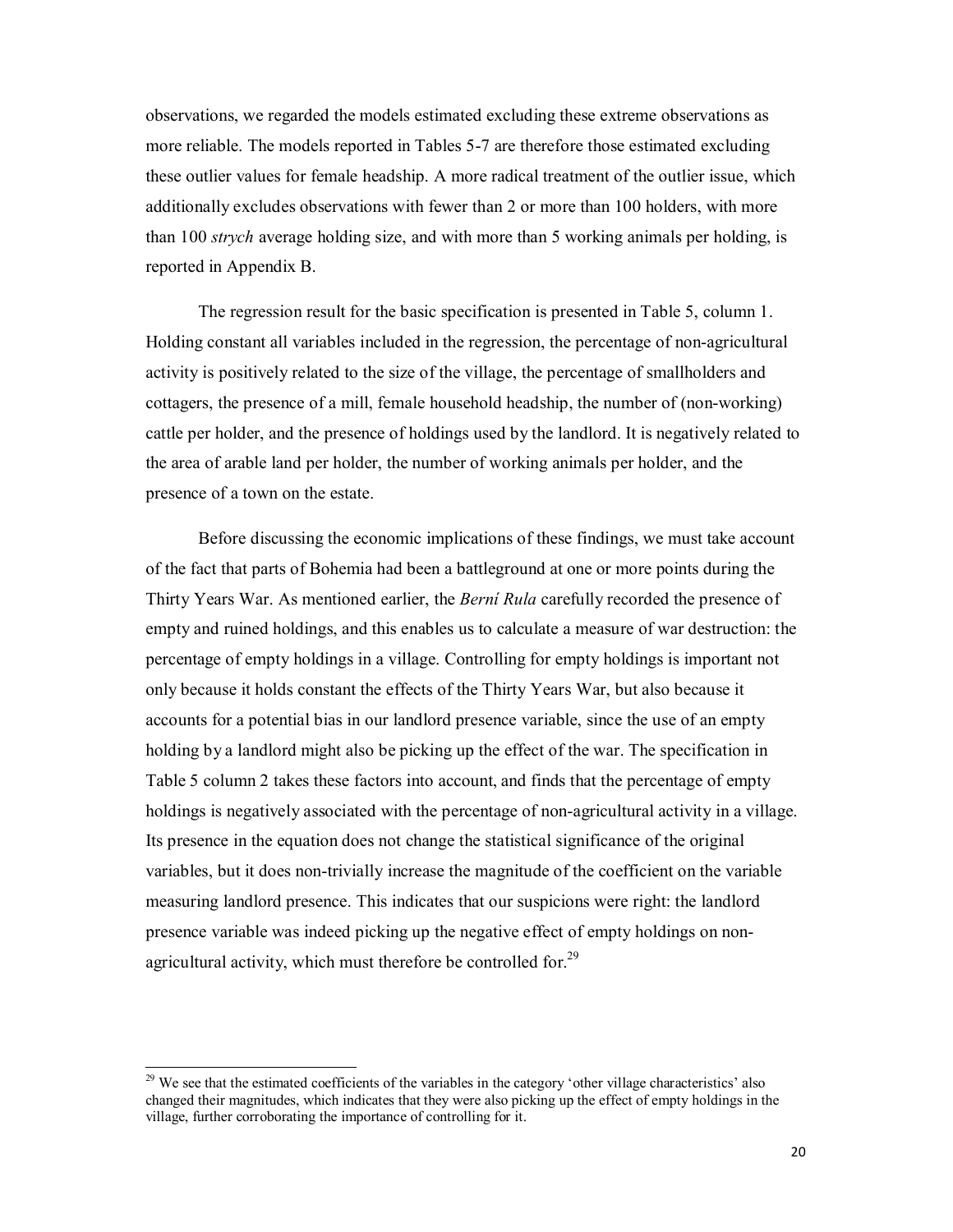observations, we regarded the models estimated excluding these extreme observations as more reliable. The models reported in Tables 5-7 are therefore those estimated excluding these outlier values for female headship. A more radical treatment of the outlier issue, which additionally excludes observations with fewer than 2 or more than 100 holders, with more than 100 *strych* average holding size, and with more than 5 working animals per holding, is reported in Appendix B.

The regression result for the basic specification is presented in Table 5, column 1. Holding constant all variables included in the regression, the percentage of non-agricultural activity is positively related to the size of the village, the percentage of smallholders and cottagers, the presence of a mill, female household headship, the number of (non-working) cattle per holder, and the presence of holdings used by the landlord. It is negatively related to the area of arable land per holder, the number of working animals per holder, and the presence of a town on the estate.

Before discussing the economic implications of these findings, we must take account of the fact that parts of Bohemia had been a battleground at one or more points during the Thirty Years War. As mentioned earlier, the *Berní Rula* carefully recorded the presence of empty and ruined holdings, and this enables us to calculate a measure of war destruction: the percentage of empty holdings in a village. Controlling for empty holdings is important not only because it holds constant the effects of the Thirty Years War, but also because it accounts for a potential bias in our landlord presence variable, since the use of an empty holding by a landlord might also be picking up the effect of the war. The specification in Table 5 column 2 takes these factors into account, and finds that the percentage of empty holdings is negatively associated with the percentage of non-agricultural activity in a village. Its presence in the equation does not change the statistical significance of the original variables, but it does non-trivially increase the magnitude of the coefficient on the variable measuring landlord presence. This indicates that our suspicions were right: the landlord presence variable was indeed picking up the negative effect of empty holdings on non-agricultural activity, which must therefore be controlled for.[29]

[29] We see that the estimated coefficients of the variables in the category 'other village characteristics' also changed their magnitudes, which indicates that they were also picking up the effect of empty holdings in the village, further corroborating the importance of controlling for it.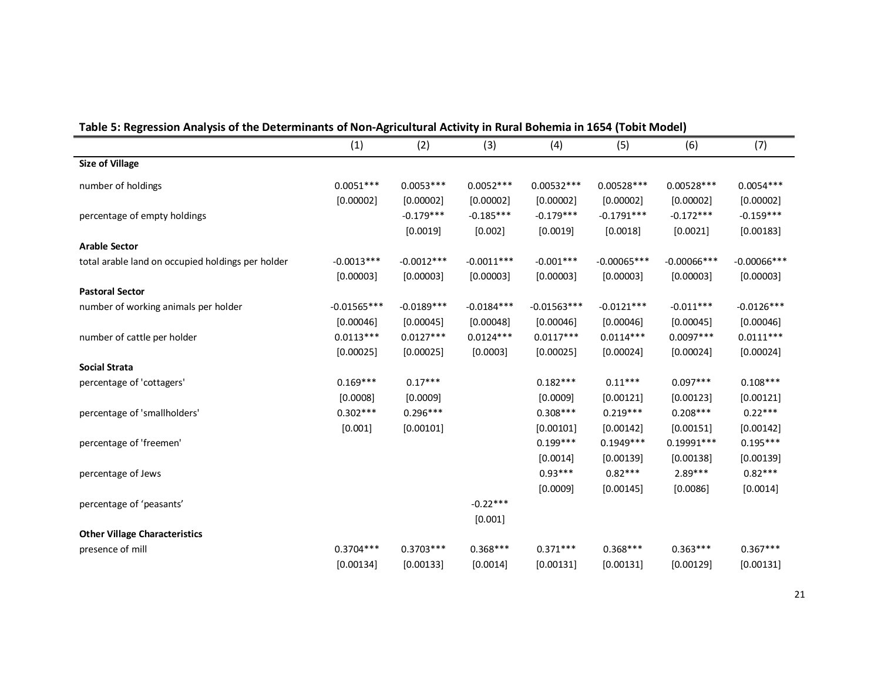**Table 5: Regression Analysis of the Determinants of Non-Agricultural Activity in Rural Bohemia in 1654 (Tobit Model)**

| | (1) | (2) | (3) | (4) | (5) | (6) | (7) |
|---|---|---|---|---|---|---|---|
| **Size of Village** | | | | | | | |
| number of holdings | 0.0051*** | 0.0053*** | 0.0052*** | 0.00532*** | 0.00528*** | 0.00528*** | 0.0054*** |
| | [0.00002] | [0.00002] | [0.00002] | [0.00002] | [0.00002] | [0.00002] | [0.00002] |
| percentage of empty holdings | | -0.179*** | -0.185*** | -0.179*** | -0.1791*** | -0.172*** | -0.159*** |
| | | [0.0019] | [0.002] | [0.0019] | [0.0018] | [0.0021] | [0.00183] |
| **Arable Sector** | | | | | | | |
| total arable land on occupied holdings per holder | -0.0013*** | -0.0012*** | -0.0011*** | -0.001*** | -0.00065*** | -0.00066*** | -0.00066*** |
| | [0.00003] | [0.00003] | [0.00003] | [0.00003] | [0.00003] | [0.00003] | [0.00003] |
| **Pastoral Sector** | | | | | | | |
| number of working animals per holder | -0.01565*** | -0.0189*** | -0.0184*** | -0.01563*** | -0.0121*** | -0.011*** | -0.0126*** |
| | [0.00046] | [0.00045] | [0.00048] | [0.00046] | [0.00046] | [0.00045] | [0.00046] |
| number of cattle per holder | 0.0113*** | 0.0127*** | 0.0124*** | 0.0117*** | 0.0114*** | 0.0097*** | 0.0111*** |
| | [0.00025] | [0.00025] | [0.0003] | [0.00025] | [0.00024] | [0.00024] | [0.00024] |
| **Social Strata** | | | | | | | |
| percentage of 'cottagers' | 0.169*** | 0.17*** | | 0.182*** | 0.11*** | 0.097*** | 0.108*** |
| | [0.0008] | [0.0009] | | [0.0009] | [0.00121] | [0.00123] | [0.00121] |
| percentage of 'smallholders' | 0.302*** | 0.296*** | | 0.308*** | 0.219*** | 0.208*** | 0.22*** |
| | [0.001] | [0.00101] | | [0.00101] | [0.00142] | [0.00151] | [0.00142] |
| percentage of 'freemen' | | | | 0.199*** | 0.1949*** | 0.19991*** | 0.195*** |
| | | | | [0.0014] | [0.00139] | [0.00138] | [0.00139] |
| percentage of Jews | | | | 0.93*** | 0.82*** | 2.89*** | 0.82*** |
| | | | | [0.0009] | [0.00145] | [0.0086] | [0.0014] |
| percentage of 'peasants' | | | -0.22*** | | | | |
| | | | [0.001] | | | | |
| **Other Village Characteristics** | | | | | | | |
| presence of mill | 0.3704*** | 0.3703*** | 0.368*** | 0.371*** | 0.368*** | 0.363*** | 0.367*** |
| | [0.00134] | [0.00133] | [0.0014] | [0.00131] | [0.00131] | [0.00129] | [0.00131] |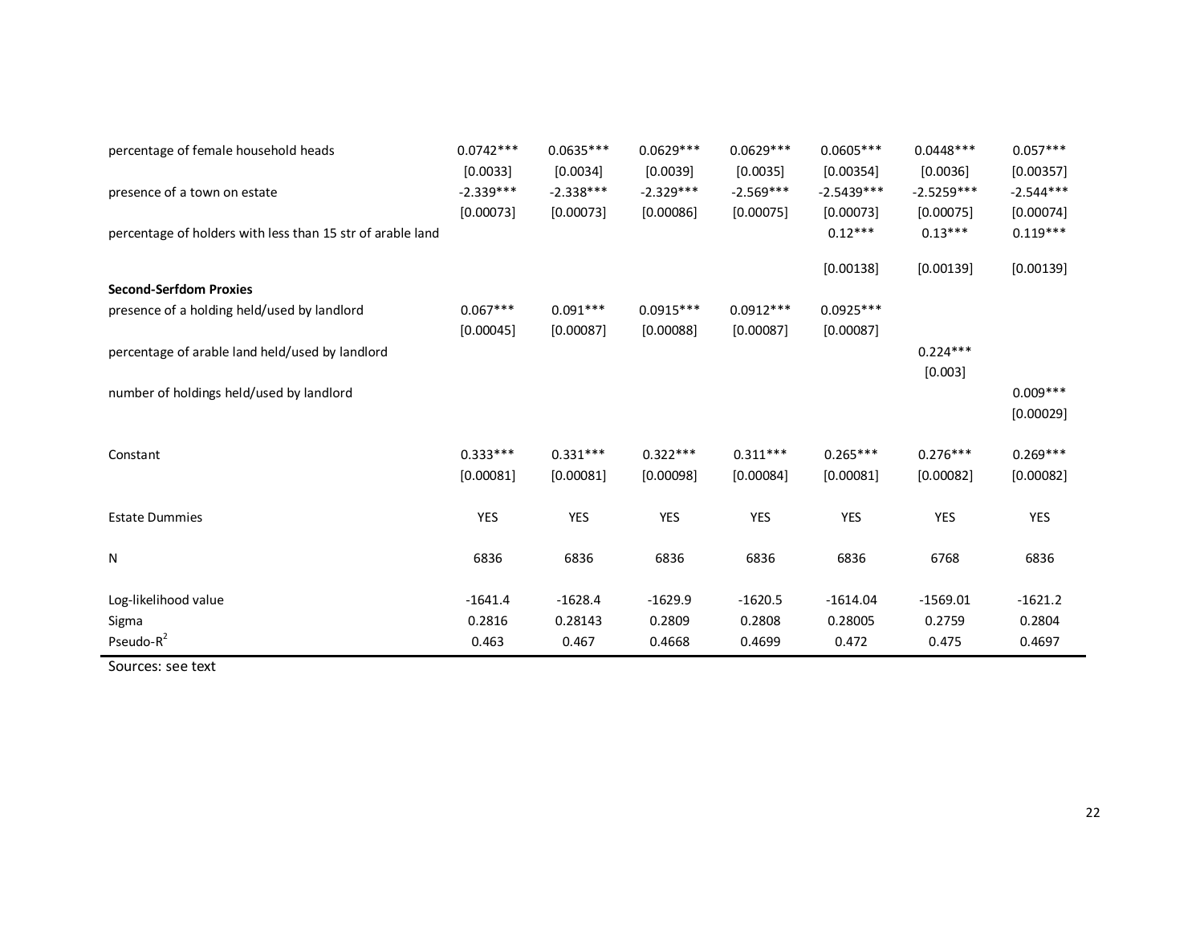| | | | | | | | |
|---|---|---|---|---|---|---|---|
| percentage of female household heads | 0.0742*** | 0.0635*** | 0.0629*** | 0.0629*** | 0.0605*** | 0.0448*** | 0.057*** |
| | [0.0033] | [0.0034] | [0.0039] | [0.0035] | [0.00354] | [0.0036] | [0.00357] |
| presence of a town on estate | -2.339*** | -2.338*** | -2.329*** | -2.569*** | -2.5439*** | -2.5259*** | -2.544*** |
| | [0.00073] | [0.00073] | [0.00086] | [0.00075] | [0.00073] | [0.00075] | [0.00074] |
| percentage of holders with less than 15 str of arable land | | | | | 0.12*** | 0.13*** | 0.119*** |
| | | | | | [0.00138] | [0.00139] | [0.00139] |
| **Second-Serfdom Proxies** | | | | | | | |
| presence of a holding held/used by landlord | 0.067*** | 0.091*** | 0.0915*** | 0.0912*** | 0.0925*** | | |
| | [0.00045] | [0.00087] | [0.00088] | [0.00087] | [0.00087] | | |
| percentage of arable land held/used by landlord | | | | | | 0.224*** | |
| | | | | | | [0.003] | |
| number of holdings held/used by landlord | | | | | | | 0.009*** |
| | | | | | | | [0.00029] |
| Constant | 0.333*** | 0.331*** | 0.322*** | 0.311*** | 0.265*** | 0.276*** | 0.269*** |
| | [0.00081] | [0.00081] | [0.00098] | [0.00084] | [0.00081] | [0.00082] | [0.00082] |
| Estate Dummies | YES | YES | YES | YES | YES | YES | YES |
| N | 6836 | 6836 | 6836 | 6836 | 6836 | 6768 | 6836 |
| Log-likelihood value | -1641.4 | -1628.4 | -1629.9 | -1620.5 | -1614.04 | -1569.01 | -1621.2 |
| Sigma | 0.2816 | 0.28143 | 0.2809 | 0.2808 | 0.28005 | 0.2759 | 0.2804 |
| Pseudo-$R^2$ | 0.463 | 0.467 | 0.4668 | 0.4699 | 0.472 | 0.475 | 0.4697 |

Sources: see text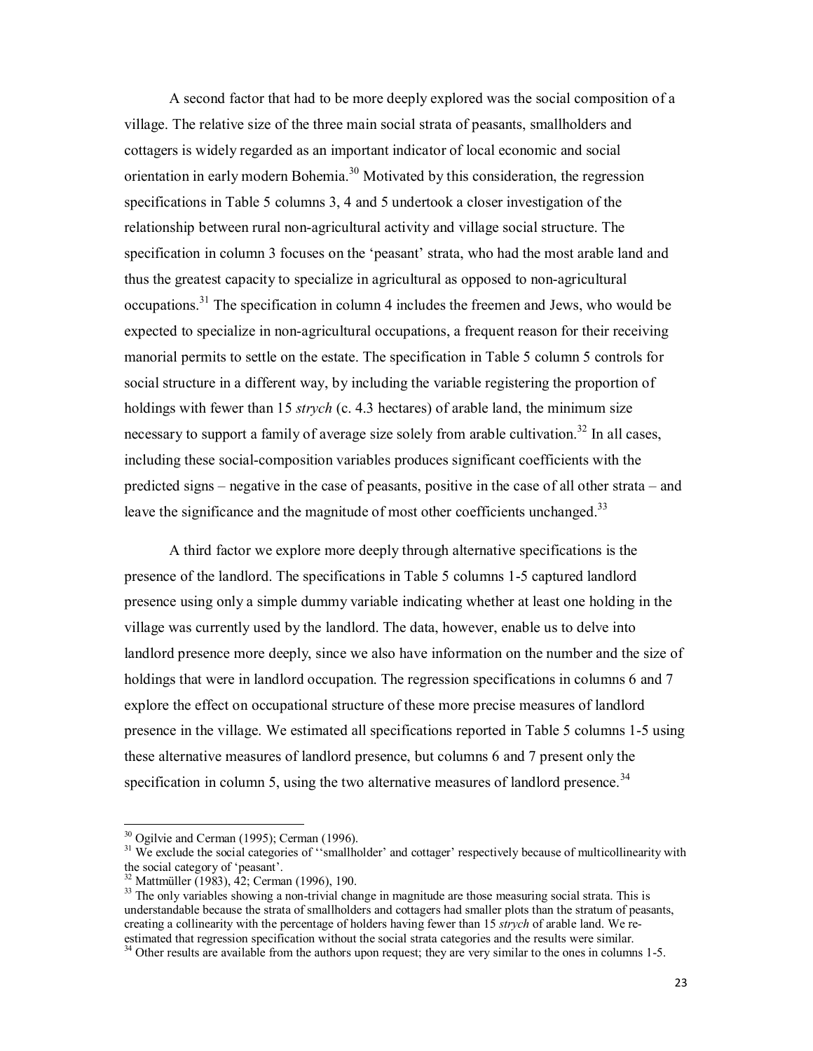A second factor that had to be more deeply explored was the social composition of a village. The relative size of the three main social strata of peasants, smallholders and cottagers is widely regarded as an important indicator of local economic and social orientation in early modern Bohemia.[30] Motivated by this consideration, the regression specifications in Table 5 columns 3, 4 and 5 undertook a closer investigation of the relationship between rural non-agricultural activity and village social structure. The specification in column 3 focuses on the 'peasant' strata, who had the most arable land and thus the greatest capacity to specialize in agricultural as opposed to non-agricultural occupations.[31] The specification in column 4 includes the freemen and Jews, who would be expected to specialize in non-agricultural occupations, a frequent reason for their receiving manorial permits to settle on the estate. The specification in Table 5 column 5 controls for social structure in a different way, by including the variable registering the proportion of holdings with fewer than 15 *strych* (c. 4.3 hectares) of arable land, the minimum size necessary to support a family of average size solely from arable cultivation.[32] In all cases, including these social-composition variables produces significant coefficients with the predicted signs – negative in the case of peasants, positive in the case of all other strata – and leave the significance and the magnitude of most other coefficients unchanged.[33]

A third factor we explore more deeply through alternative specifications is the presence of the landlord. The specifications in Table 5 columns 1-5 captured landlord presence using only a simple dummy variable indicating whether at least one holding in the village was currently used by the landlord. The data, however, enable us to delve into landlord presence more deeply, since we also have information on the number and the size of holdings that were in landlord occupation. The regression specifications in columns 6 and 7 explore the effect on occupational structure of these more precise measures of landlord presence in the village. We estimated all specifications reported in Table 5 columns 1-5 using these alternative measures of landlord presence, but columns 6 and 7 present only the specification in column 5, using the two alternative measures of landlord presence.[34]

---

[30] Ogilvie and Cerman (1995); Cerman (1996).

[31] We exclude the social categories of ''smallholder' and cottager' respectively because of multicollinearity with the social category of 'peasant'.

[32] Mattmüller (1983), 42; Cerman (1996), 190.

[33] The only variables showing a non-trivial change in magnitude are those measuring social strata. This is understandable because the strata of smallholders and cottagers had smaller plots than the stratum of peasants, creating a collinearity with the percentage of holders having fewer than 15 *strych* of arable land. We re-estimated that regression specification without the social strata categories and the results were similar.

[34] Other results are available from the authors upon request; they are very similar to the ones in columns 1-5.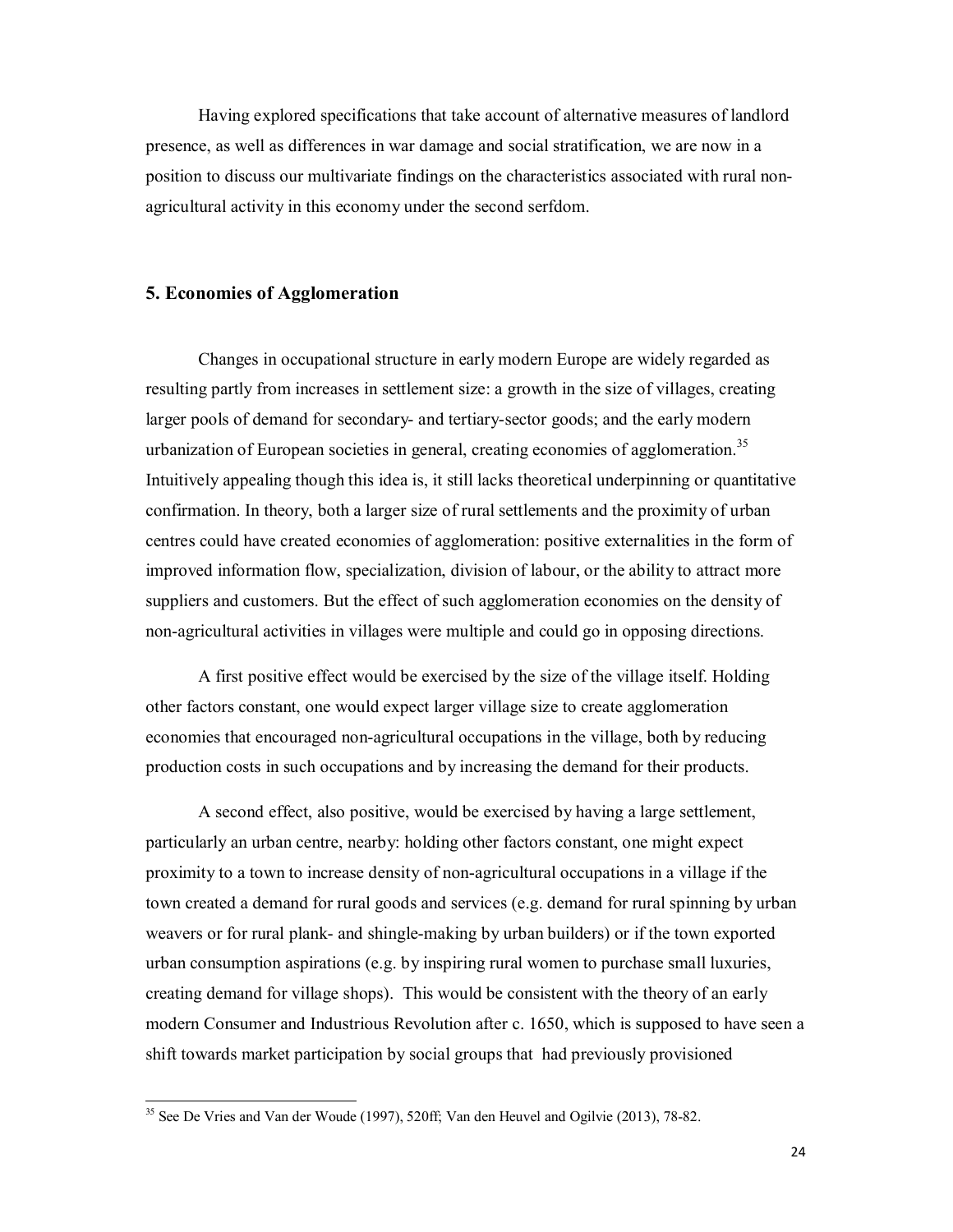Having explored specifications that take account of alternative measures of landlord presence, as well as differences in war damage and social stratification, we are now in a position to discuss our multivariate findings on the characteristics associated with rural non-agricultural activity in this economy under the second serfdom.

## 5. Economies of Agglomeration

Changes in occupational structure in early modern Europe are widely regarded as resulting partly from increases in settlement size: a growth in the size of villages, creating larger pools of demand for secondary- and tertiary-sector goods; and the early modern urbanization of European societies in general, creating economies of agglomeration.[35] Intuitively appealing though this idea is, it still lacks theoretical underpinning or quantitative confirmation. In theory, both a larger size of rural settlements and the proximity of urban centres could have created economies of agglomeration: positive externalities in the form of improved information flow, specialization, division of labour, or the ability to attract more suppliers and customers. But the effect of such agglomeration economies on the density of non-agricultural activities in villages were multiple and could go in opposing directions.

A first positive effect would be exercised by the size of the village itself. Holding other factors constant, one would expect larger village size to create agglomeration economies that encouraged non-agricultural occupations in the village, both by reducing production costs in such occupations and by increasing the demand for their products.

A second effect, also positive, would be exercised by having a large settlement, particularly an urban centre, nearby: holding other factors constant, one might expect proximity to a town to increase density of non-agricultural occupations in a village if the town created a demand for rural goods and services (e.g. demand for rural spinning by urban weavers or for rural plank- and shingle-making by urban builders) or if the town exported urban consumption aspirations (e.g. by inspiring rural women to purchase small luxuries, creating demand for village shops). This would be consistent with the theory of an early modern Consumer and Industrious Revolution after c. 1650, which is supposed to have seen a shift towards market participation by social groups that had previously provisioned

[35] See De Vries and Van der Woude (1997), 520ff; Van den Heuvel and Ogilvie (2013), 78-82.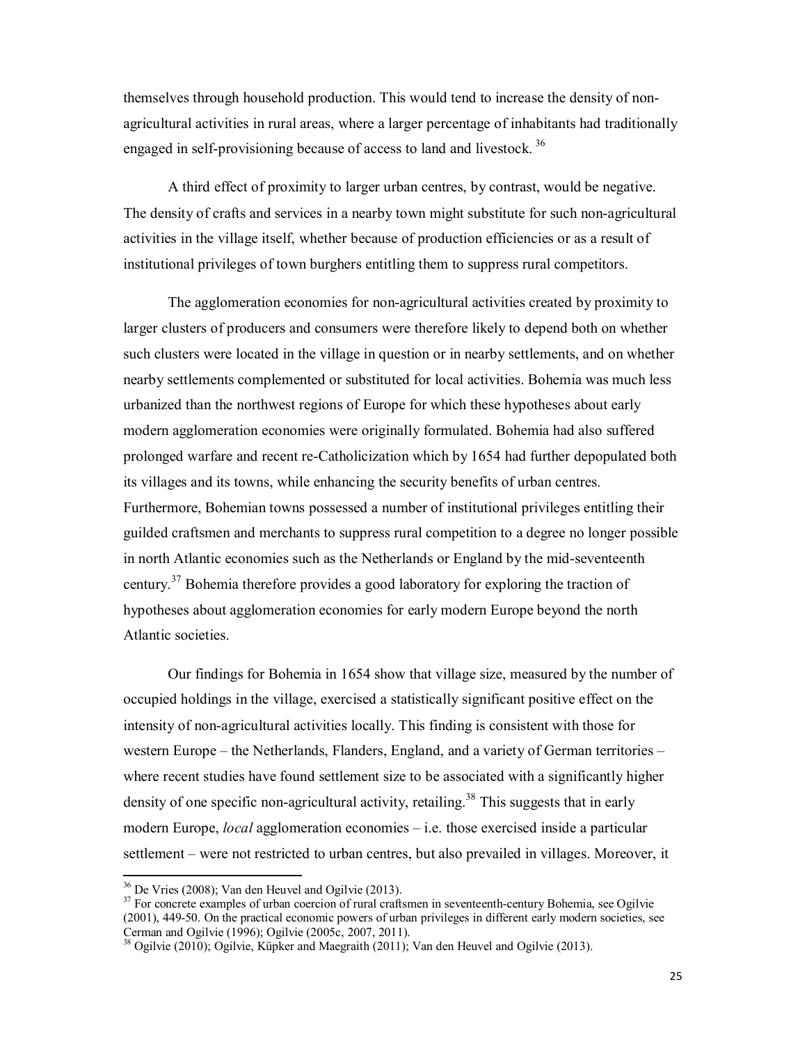themselves through household production. This would tend to increase the density of non-agricultural activities in rural areas, where a larger percentage of inhabitants had traditionally engaged in self-provisioning because of access to land and livestock.[36]

A third effect of proximity to larger urban centres, by contrast, would be negative. The density of crafts and services in a nearby town might substitute for such non-agricultural activities in the village itself, whether because of production efficiencies or as a result of institutional privileges of town burghers entitling them to suppress rural competitors.

The agglomeration economies for non-agricultural activities created by proximity to larger clusters of producers and consumers were therefore likely to depend both on whether such clusters were located in the village in question or in nearby settlements, and on whether nearby settlements complemented or substituted for local activities. Bohemia was much less urbanized than the northwest regions of Europe for which these hypotheses about early modern agglomeration economies were originally formulated. Bohemia had also suffered prolonged warfare and recent re-Catholicization which by 1654 had further depopulated both its villages and its towns, while enhancing the security benefits of urban centres. Furthermore, Bohemian towns possessed a number of institutional privileges entitling their guilded craftsmen and merchants to suppress rural competition to a degree no longer possible in north Atlantic economies such as the Netherlands or England by the mid-seventeenth century.[37] Bohemia therefore provides a good laboratory for exploring the traction of hypotheses about agglomeration economies for early modern Europe beyond the north Atlantic societies.

Our findings for Bohemia in 1654 show that village size, measured by the number of occupied holdings in the village, exercised a statistically significant positive effect on the intensity of non-agricultural activities locally. This finding is consistent with those for western Europe – the Netherlands, Flanders, England, and a variety of German territories – where recent studies have found settlement size to be associated with a significantly higher density of one specific non-agricultural activity, retailing.[38] This suggests that in early modern Europe, *local* agglomeration economies – i.e. those exercised inside a particular settlement – were not restricted to urban centres, but also prevailed in villages. Moreover, it

[36] De Vries (2008); Van den Heuvel and Ogilvie (2013).

[37] For concrete examples of urban coercion of rural craftsmen in seventeenth-century Bohemia, see Ogilvie (2001), 449-50. On the practical economic powers of urban privileges in different early modern societies, see Cerman and Ogilvie (1996); Ogilvie (2005c, 2007, 2011).

[38] Ogilvie (2010); Ogilvie, Küpker and Maegraith (2011); Van den Heuvel and Ogilvie (2013).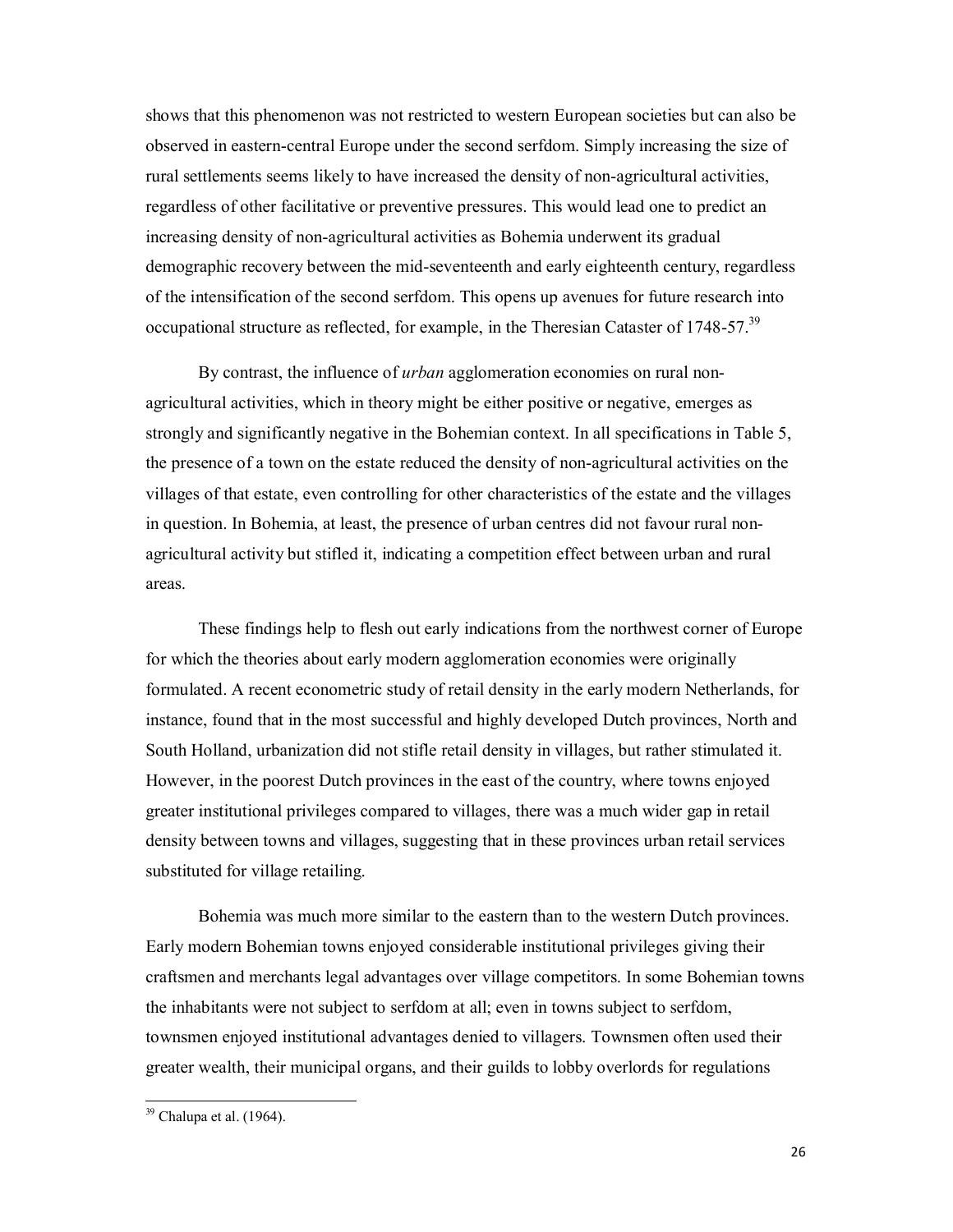shows that this phenomenon was not restricted to western European societies but can also be observed in eastern-central Europe under the second serfdom. Simply increasing the size of rural settlements seems likely to have increased the density of non-agricultural activities, regardless of other facilitative or preventive pressures. This would lead one to predict an increasing density of non-agricultural activities as Bohemia underwent its gradual demographic recovery between the mid-seventeenth and early eighteenth century, regardless of the intensification of the second serfdom. This opens up avenues for future research into occupational structure as reflected, for example, in the Theresian Cataster of 1748-57.[39]

By contrast, the influence of *urban* agglomeration economies on rural non-agricultural activities, which in theory might be either positive or negative, emerges as strongly and significantly negative in the Bohemian context. In all specifications in Table 5, the presence of a town on the estate reduced the density of non-agricultural activities on the villages of that estate, even controlling for other characteristics of the estate and the villages in question. In Bohemia, at least, the presence of urban centres did not favour rural non-agricultural activity but stifled it, indicating a competition effect between urban and rural areas.

These findings help to flesh out early indications from the northwest corner of Europe for which the theories about early modern agglomeration economies were originally formulated. A recent econometric study of retail density in the early modern Netherlands, for instance, found that in the most successful and highly developed Dutch provinces, North and South Holland, urbanization did not stifle retail density in villages, but rather stimulated it. However, in the poorest Dutch provinces in the east of the country, where towns enjoyed greater institutional privileges compared to villages, there was a much wider gap in retail density between towns and villages, suggesting that in these provinces urban retail services substituted for village retailing.

Bohemia was much more similar to the eastern than to the western Dutch provinces. Early modern Bohemian towns enjoyed considerable institutional privileges giving their craftsmen and merchants legal advantages over village competitors. In some Bohemian towns the inhabitants were not subject to serfdom at all; even in towns subject to serfdom, townsmen enjoyed institutional advantages denied to villagers. Townsmen often used their greater wealth, their municipal organs, and their guilds to lobby overlords for regulations

[39] Chalupa et al. (1964).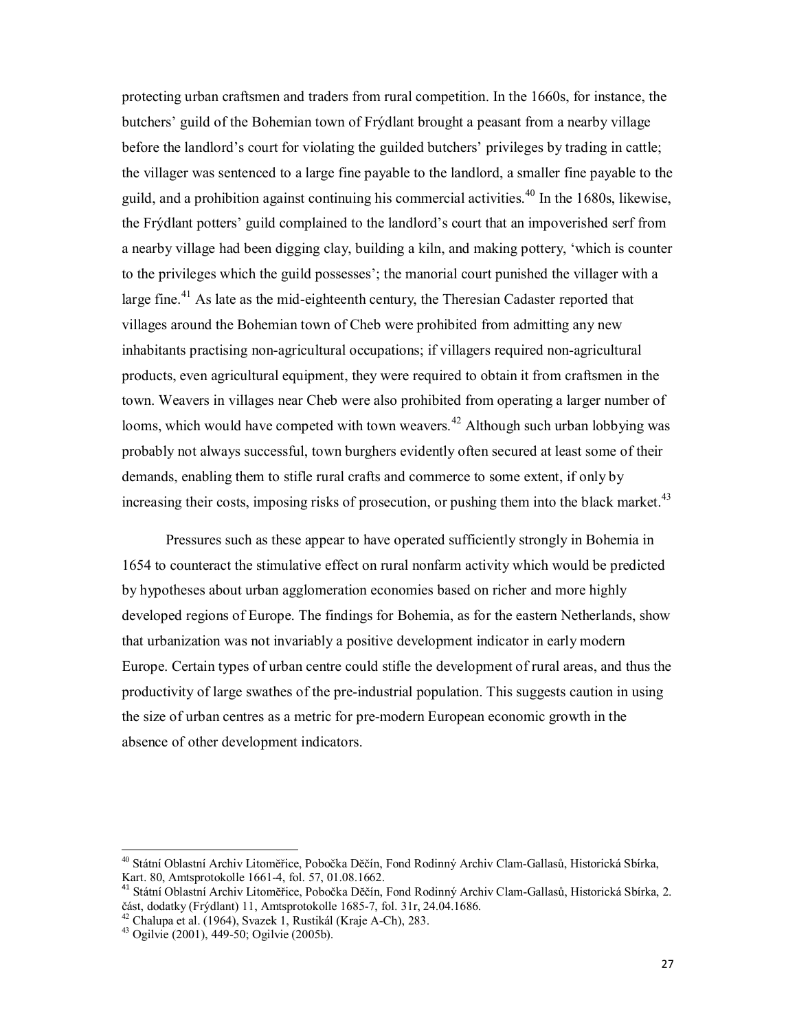protecting urban craftsmen and traders from rural competition. In the 1660s, for instance, the butchers' guild of the Bohemian town of Frýdlant brought a peasant from a nearby village before the landlord's court for violating the guilded butchers' privileges by trading in cattle; the villager was sentenced to a large fine payable to the landlord, a smaller fine payable to the guild, and a prohibition against continuing his commercial activities.[40] In the 1680s, likewise, the Frýdlant potters' guild complained to the landlord's court that an impoverished serf from a nearby village had been digging clay, building a kiln, and making pottery, 'which is counter to the privileges which the guild possesses'; the manorial court punished the villager with a large fine.[41] As late as the mid-eighteenth century, the Theresian Cadaster reported that villages around the Bohemian town of Cheb were prohibited from admitting any new inhabitants practising non-agricultural occupations; if villagers required non-agricultural products, even agricultural equipment, they were required to obtain it from craftsmen in the town. Weavers in villages near Cheb were also prohibited from operating a larger number of looms, which would have competed with town weavers.[42] Although such urban lobbying was probably not always successful, town burghers evidently often secured at least some of their demands, enabling them to stifle rural crafts and commerce to some extent, if only by increasing their costs, imposing risks of prosecution, or pushing them into the black market.[43]

Pressures such as these appear to have operated sufficiently strongly in Bohemia in 1654 to counteract the stimulative effect on rural nonfarm activity which would be predicted by hypotheses about urban agglomeration economies based on richer and more highly developed regions of Europe. The findings for Bohemia, as for the eastern Netherlands, show that urbanization was not invariably a positive development indicator in early modern Europe. Certain types of urban centre could stifle the development of rural areas, and thus the productivity of large swathes of the pre-industrial population. This suggests caution in using the size of urban centres as a metric for pre-modern European economic growth in the absence of other development indicators.

[40] Státní Oblastní Archiv Litoměřice, Pobočka Děčín, Fond Rodinný Archiv Clam-Gallasů, Historická Sbírka, Kart. 80, Amtsprotokolle 1661-4, fol. 57, 01.08.1662.

[41] Státní Oblastní Archiv Litoměřice, Pobočka Děčín, Fond Rodinný Archiv Clam-Gallasů, Historická Sbírka, 2. část, dodatky (Frýdlant) 11, Amtsprotokolle 1685-7, fol. 31r, 24.04.1686.

[42] Chalupa et al. (1964), Svazek 1, Rustikál (Kraje A-Ch), 283.

[43] Ogilvie (2001), 449-50; Ogilvie (2005b).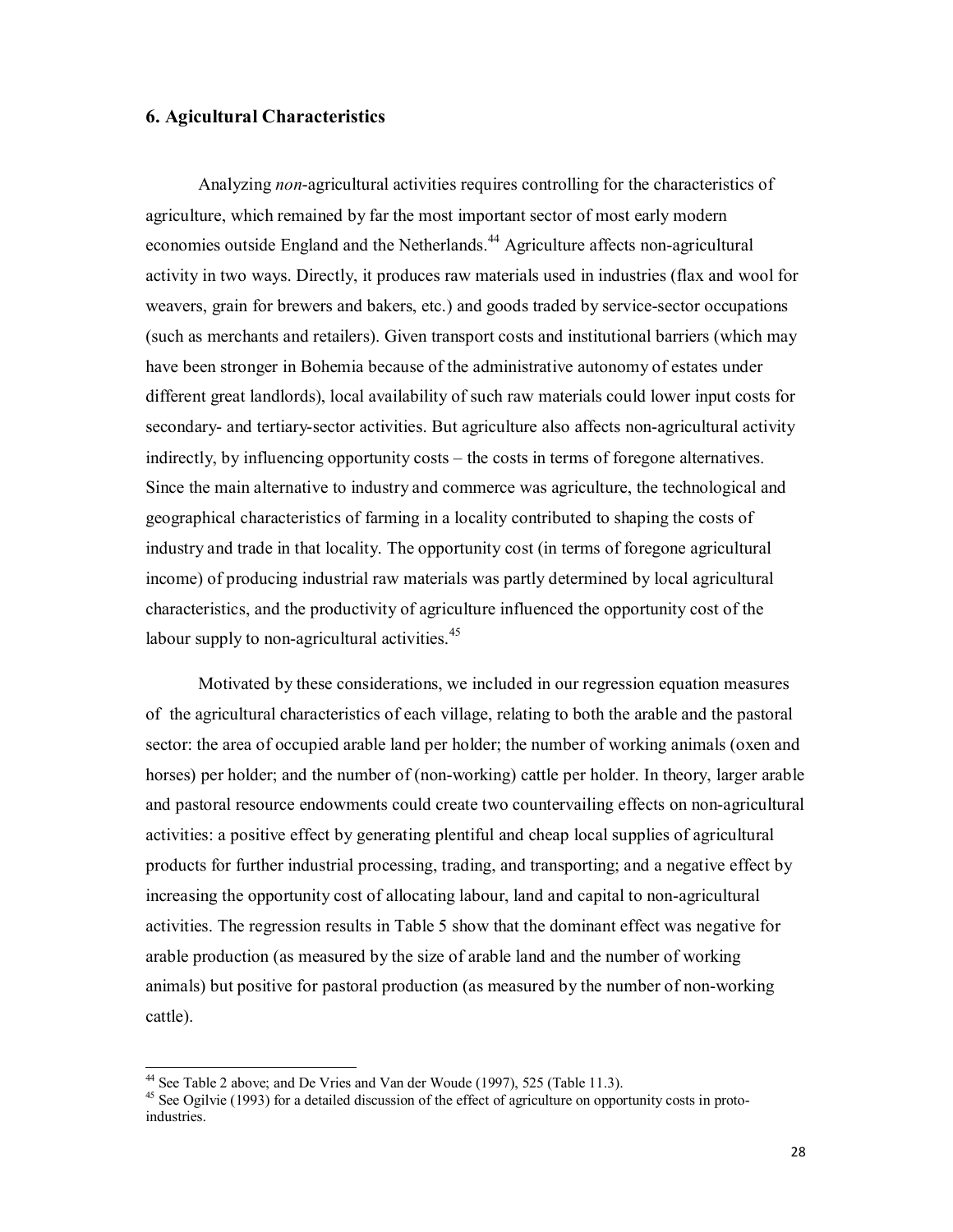## 6. Agicultural Characteristics

Analyzing *non*-agricultural activities requires controlling for the characteristics of agriculture, which remained by far the most important sector of most early modern economies outside England and the Netherlands.[44] Agriculture affects non-agricultural activity in two ways. Directly, it produces raw materials used in industries (flax and wool for weavers, grain for brewers and bakers, etc.) and goods traded by service-sector occupations (such as merchants and retailers). Given transport costs and institutional barriers (which may have been stronger in Bohemia because of the administrative autonomy of estates under different great landlords), local availability of such raw materials could lower input costs for secondary- and tertiary-sector activities. But agriculture also affects non-agricultural activity indirectly, by influencing opportunity costs – the costs in terms of foregone alternatives. Since the main alternative to industry and commerce was agriculture, the technological and geographical characteristics of farming in a locality contributed to shaping the costs of industry and trade in that locality. The opportunity cost (in terms of foregone agricultural income) of producing industrial raw materials was partly determined by local agricultural characteristics, and the productivity of agriculture influenced the opportunity cost of the labour supply to non-agricultural activities.[45]

Motivated by these considerations, we included in our regression equation measures of the agricultural characteristics of each village, relating to both the arable and the pastoral sector: the area of occupied arable land per holder; the number of working animals (oxen and horses) per holder; and the number of (non-working) cattle per holder. In theory, larger arable and pastoral resource endowments could create two countervailing effects on non-agricultural activities: a positive effect by generating plentiful and cheap local supplies of agricultural products for further industrial processing, trading, and transporting; and a negative effect by increasing the opportunity cost of allocating labour, land and capital to non-agricultural activities. The regression results in Table 5 show that the dominant effect was negative for arable production (as measured by the size of arable land and the number of working animals) but positive for pastoral production (as measured by the number of non-working cattle).

[44] See Table 2 above; and De Vries and Van der Woude (1997), 525 (Table 11.3).

[45] See Ogilvie (1993) for a detailed discussion of the effect of agriculture on opportunity costs in proto-industries.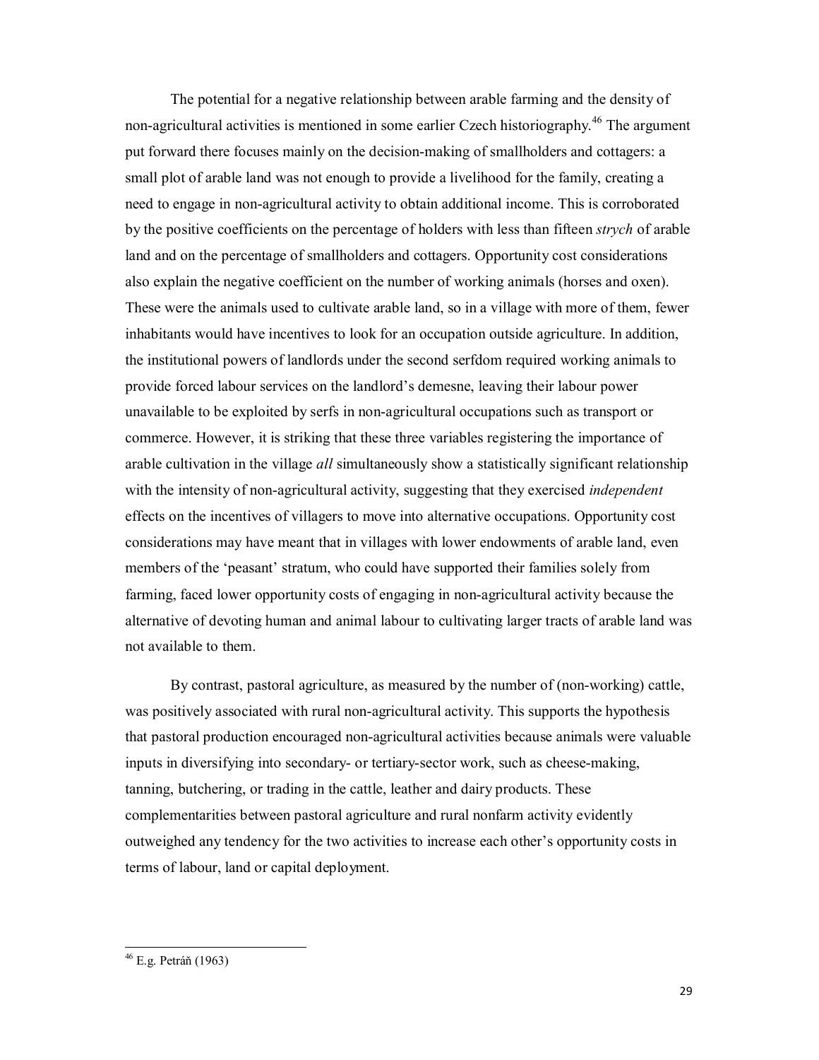The potential for a negative relationship between arable farming and the density of non-agricultural activities is mentioned in some earlier Czech historiography.[46] The argument put forward there focuses mainly on the decision-making of smallholders and cottagers: a small plot of arable land was not enough to provide a livelihood for the family, creating a need to engage in non-agricultural activity to obtain additional income. This is corroborated by the positive coefficients on the percentage of holders with less than fifteen *strych* of arable land and on the percentage of smallholders and cottagers. Opportunity cost considerations also explain the negative coefficient on the number of working animals (horses and oxen). These were the animals used to cultivate arable land, so in a village with more of them, fewer inhabitants would have incentives to look for an occupation outside agriculture. In addition, the institutional powers of landlords under the second serfdom required working animals to provide forced labour services on the landlord's demesne, leaving their labour power unavailable to be exploited by serfs in non-agricultural occupations such as transport or commerce. However, it is striking that these three variables registering the importance of arable cultivation in the village *all* simultaneously show a statistically significant relationship with the intensity of non-agricultural activity, suggesting that they exercised *independent* effects on the incentives of villagers to move into alternative occupations. Opportunity cost considerations may have meant that in villages with lower endowments of arable land, even members of the 'peasant' stratum, who could have supported their families solely from farming, faced lower opportunity costs of engaging in non-agricultural activity because the alternative of devoting human and animal labour to cultivating larger tracts of arable land was not available to them.

By contrast, pastoral agriculture, as measured by the number of (non-working) cattle, was positively associated with rural non-agricultural activity. This supports the hypothesis that pastoral production encouraged non-agricultural activities because animals were valuable inputs in diversifying into secondary- or tertiary-sector work, such as cheese-making, tanning, butchering, or trading in the cattle, leather and dairy products. These complementarities between pastoral agriculture and rural nonfarm activity evidently outweighed any tendency for the two activities to increase each other's opportunity costs in terms of labour, land or capital deployment.

[46] E.g. Petráň (1963)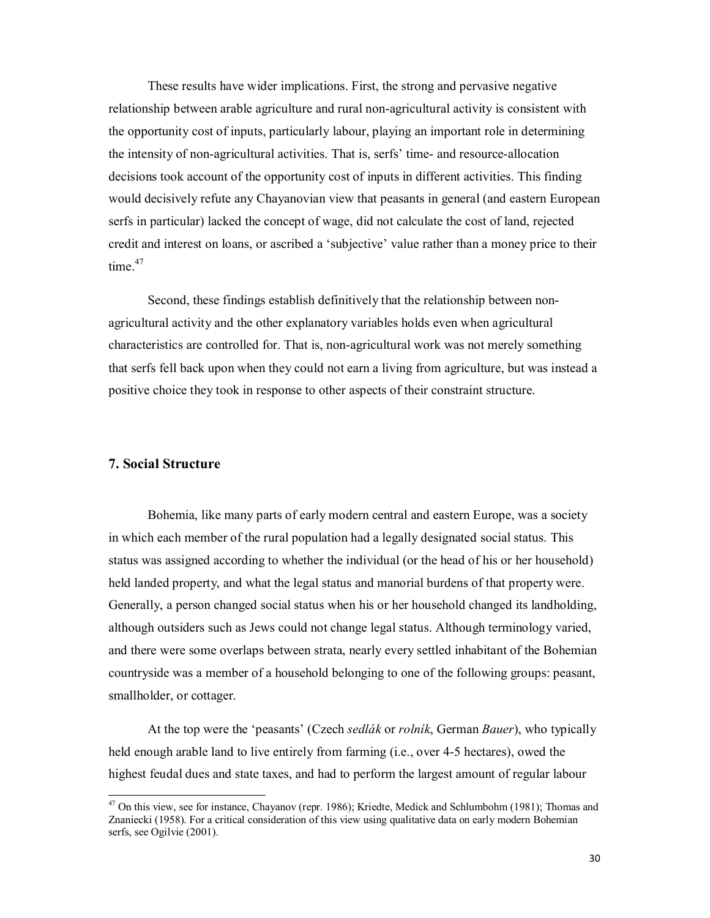These results have wider implications. First, the strong and pervasive negative relationship between arable agriculture and rural non-agricultural activity is consistent with the opportunity cost of inputs, particularly labour, playing an important role in determining the intensity of non-agricultural activities. That is, serfs' time- and resource-allocation decisions took account of the opportunity cost of inputs in different activities. This finding would decisively refute any Chayanovian view that peasants in general (and eastern European serfs in particular) lacked the concept of wage, did not calculate the cost of land, rejected credit and interest on loans, or ascribed a 'subjective' value rather than a money price to their time.[47]

Second, these findings establish definitively that the relationship between non-agricultural activity and the other explanatory variables holds even when agricultural characteristics are controlled for. That is, non-agricultural work was not merely something that serfs fell back upon when they could not earn a living from agriculture, but was instead a positive choice they took in response to other aspects of their constraint structure.

## 7. Social Structure

Bohemia, like many parts of early modern central and eastern Europe, was a society in which each member of the rural population had a legally designated social status. This status was assigned according to whether the individual (or the head of his or her household) held landed property, and what the legal status and manorial burdens of that property were. Generally, a person changed social status when his or her household changed its landholding, although outsiders such as Jews could not change legal status. Although terminology varied, and there were some overlaps between strata, nearly every settled inhabitant of the Bohemian countryside was a member of a household belonging to one of the following groups: peasant, smallholder, or cottager.

At the top were the 'peasants' (Czech *sedlák* or *rolník*, German *Bauer*), who typically held enough arable land to live entirely from farming (i.e., over 4-5 hectares), owed the highest feudal dues and state taxes, and had to perform the largest amount of regular labour

[47] On this view, see for instance, Chayanov (repr. 1986); Kriedte, Medick and Schlumbohm (1981); Thomas and Znaniecki (1958). For a critical consideration of this view using qualitative data on early modern Bohemian serfs, see Ogilvie (2001).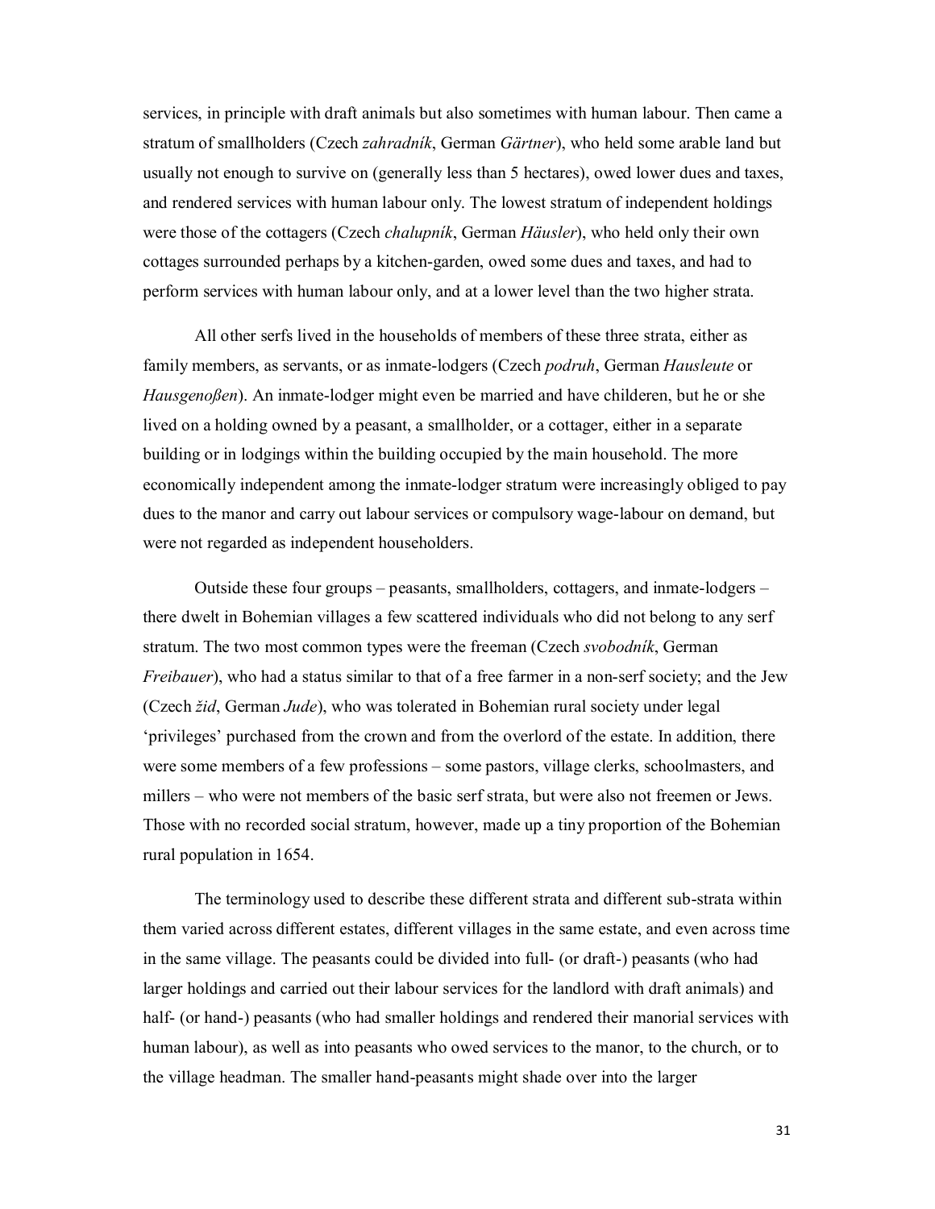services, in principle with draft animals but also sometimes with human labour. Then came a stratum of smallholders (Czech *zahradník*, German *Gärtner*), who held some arable land but usually not enough to survive on (generally less than 5 hectares), owed lower dues and taxes, and rendered services with human labour only. The lowest stratum of independent holdings were those of the cottagers (Czech *chalupník*, German *Häusler*), who held only their own cottages surrounded perhaps by a kitchen-garden, owed some dues and taxes, and had to perform services with human labour only, and at a lower level than the two higher strata.

All other serfs lived in the households of members of these three strata, either as family members, as servants, or as inmate-lodgers (Czech *podruh*, German *Hausleute* or *Hausgenoßen*). An inmate-lodger might even be married and have childeren, but he or she lived on a holding owned by a peasant, a smallholder, or a cottager, either in a separate building or in lodgings within the building occupied by the main household. The more economically independent among the inmate-lodger stratum were increasingly obliged to pay dues to the manor and carry out labour services or compulsory wage-labour on demand, but were not regarded as independent householders.

Outside these four groups – peasants, smallholders, cottagers, and inmate-lodgers – there dwelt in Bohemian villages a few scattered individuals who did not belong to any serf stratum. The two most common types were the freeman (Czech *svobodník*, German *Freibauer*), who had a status similar to that of a free farmer in a non-serf society; and the Jew (Czech *žid*, German *Jude*), who was tolerated in Bohemian rural society under legal 'privileges' purchased from the crown and from the overlord of the estate. In addition, there were some members of a few professions – some pastors, village clerks, schoolmasters, and millers – who were not members of the basic serf strata, but were also not freemen or Jews. Those with no recorded social stratum, however, made up a tiny proportion of the Bohemian rural population in 1654.

The terminology used to describe these different strata and different sub-strata within them varied across different estates, different villages in the same estate, and even across time in the same village. The peasants could be divided into full- (or draft-) peasants (who had larger holdings and carried out their labour services for the landlord with draft animals) and half- (or hand-) peasants (who had smaller holdings and rendered their manorial services with human labour), as well as into peasants who owed services to the manor, to the church, or to the village headman. The smaller hand-peasants might shade over into the larger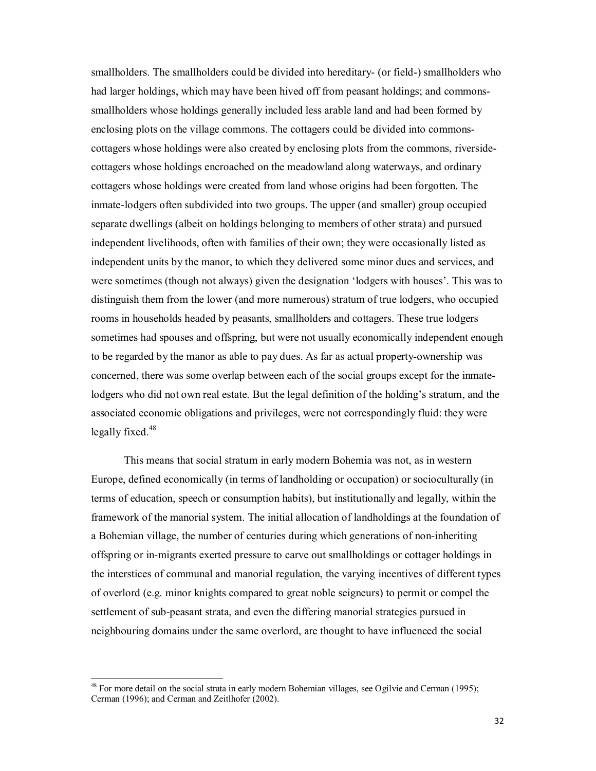smallholders. The smallholders could be divided into hereditary- (or field-) smallholders who had larger holdings, which may have been hived off from peasant holdings; and commons-smallholders whose holdings generally included less arable land and had been formed by enclosing plots on the village commons. The cottagers could be divided into commons-cottagers whose holdings were also created by enclosing plots from the commons, riverside-cottagers whose holdings encroached on the meadowland along waterways, and ordinary cottagers whose holdings were created from land whose origins had been forgotten. The inmate-lodgers often subdivided into two groups. The upper (and smaller) group occupied separate dwellings (albeit on holdings belonging to members of other strata) and pursued independent livelihoods, often with families of their own; they were occasionally listed as independent units by the manor, to which they delivered some minor dues and services, and were sometimes (though not always) given the designation 'lodgers with houses'. This was to distinguish them from the lower (and more numerous) stratum of true lodgers, who occupied rooms in households headed by peasants, smallholders and cottagers. These true lodgers sometimes had spouses and offspring, but were not usually economically independent enough to be regarded by the manor as able to pay dues. As far as actual property-ownership was concerned, there was some overlap between each of the social groups except for the inmate-lodgers who did not own real estate. But the legal definition of the holding's stratum, and the associated economic obligations and privileges, were not correspondingly fluid: they were legally fixed.[48]

This means that social stratum in early modern Bohemia was not, as in western Europe, defined economically (in terms of landholding or occupation) or socioculturally (in terms of education, speech or consumption habits), but institutionally and legally, within the framework of the manorial system. The initial allocation of landholdings at the foundation of a Bohemian village, the number of centuries during which generations of non-inheriting offspring or in-migrants exerted pressure to carve out smallholdings or cottager holdings in the interstices of communal and manorial regulation, the varying incentives of different types of overlord (e.g. minor knights compared to great noble seigneurs) to permit or compel the settlement of sub-peasant strata, and even the differing manorial strategies pursued in neighbouring domains under the same overlord, are thought to have influenced the social

[48] For more detail on the social strata in early modern Bohemian villages, see Ogilvie and Cerman (1995); Cerman (1996); and Cerman and Zeitlhofer (2002).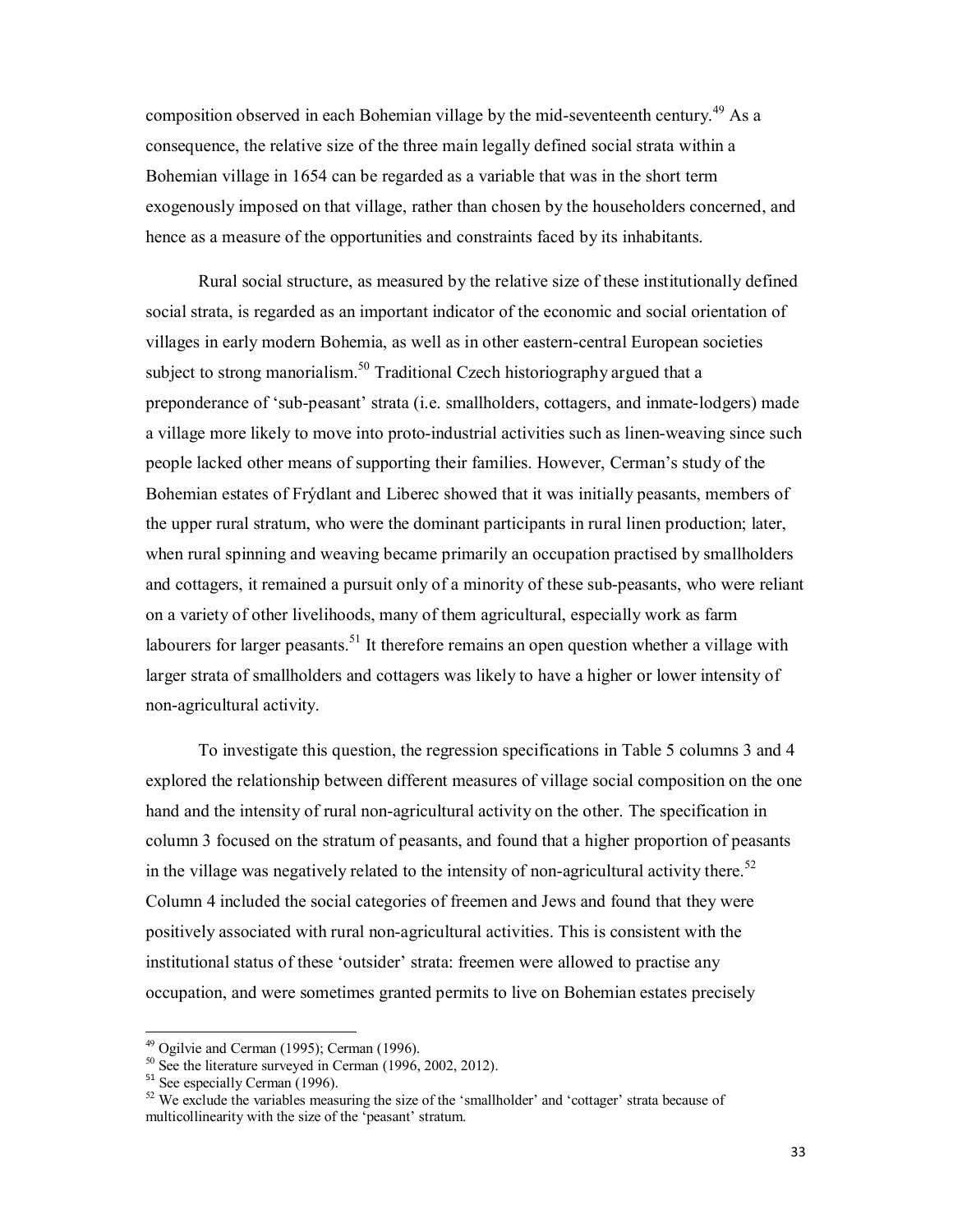composition observed in each Bohemian village by the mid-seventeenth century.[49] As a consequence, the relative size of the three main legally defined social strata within a Bohemian village in 1654 can be regarded as a variable that was in the short term exogenously imposed on that village, rather than chosen by the householders concerned, and hence as a measure of the opportunities and constraints faced by its inhabitants.

Rural social structure, as measured by the relative size of these institutionally defined social strata, is regarded as an important indicator of the economic and social orientation of villages in early modern Bohemia, as well as in other eastern-central European societies subject to strong manorialism.[50] Traditional Czech historiography argued that a preponderance of 'sub-peasant' strata (i.e. smallholders, cottagers, and inmate-lodgers) made a village more likely to move into proto-industrial activities such as linen-weaving since such people lacked other means of supporting their families. However, Cerman's study of the Bohemian estates of Frýdlant and Liberec showed that it was initially peasants, members of the upper rural stratum, who were the dominant participants in rural linen production; later, when rural spinning and weaving became primarily an occupation practised by smallholders and cottagers, it remained a pursuit only of a minority of these sub-peasants, who were reliant on a variety of other livelihoods, many of them agricultural, especially work as farm labourers for larger peasants.[51] It therefore remains an open question whether a village with larger strata of smallholders and cottagers was likely to have a higher or lower intensity of non-agricultural activity.

To investigate this question, the regression specifications in Table 5 columns 3 and 4 explored the relationship between different measures of village social composition on the one hand and the intensity of rural non-agricultural activity on the other. The specification in column 3 focused on the stratum of peasants, and found that a higher proportion of peasants in the village was negatively related to the intensity of non-agricultural activity there.[52] Column 4 included the social categories of freemen and Jews and found that they were positively associated with rural non-agricultural activities. This is consistent with the institutional status of these 'outsider' strata: freemen were allowed to practise any occupation, and were sometimes granted permits to live on Bohemian estates precisely

[49] Ogilvie and Cerman (1995); Cerman (1996).

[50] See the literature surveyed in Cerman (1996, 2002, 2012).

[51] See especially Cerman (1996).

[52] We exclude the variables measuring the size of the 'smallholder' and 'cottager' strata because of multicollinearity with the size of the 'peasant' stratum.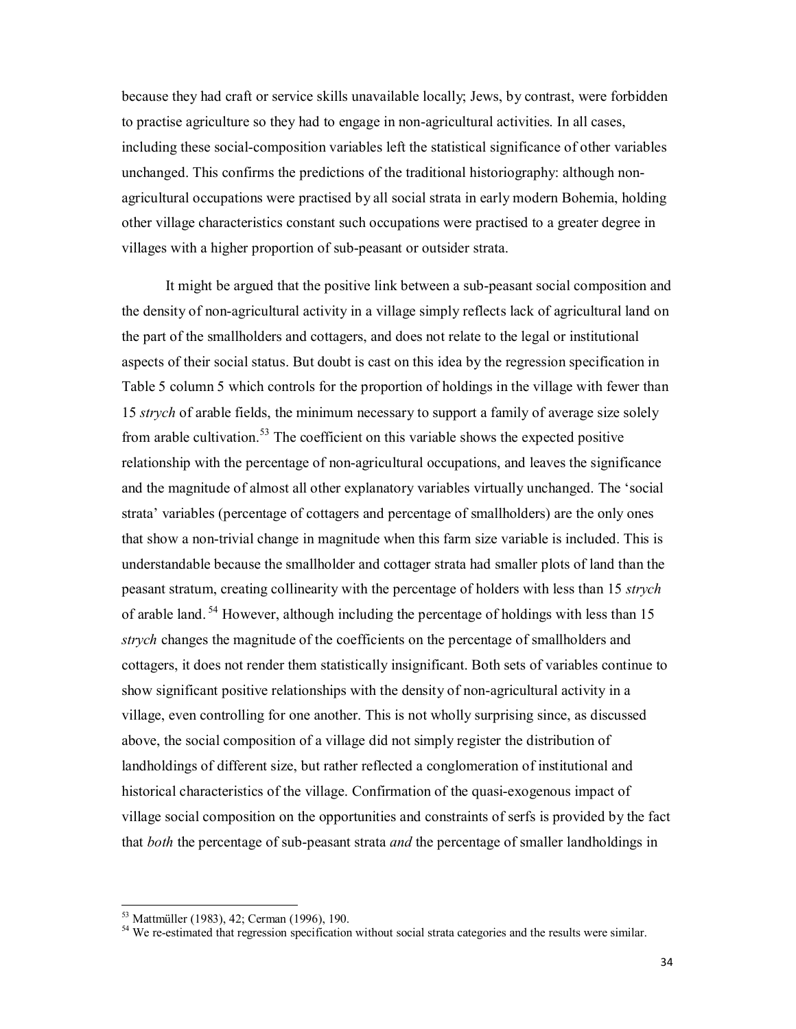because they had craft or service skills unavailable locally; Jews, by contrast, were forbidden to practise agriculture so they had to engage in non-agricultural activities. In all cases, including these social-composition variables left the statistical significance of other variables unchanged. This confirms the predictions of the traditional historiography: although non-agricultural occupations were practised by all social strata in early modern Bohemia, holding other village characteristics constant such occupations were practised to a greater degree in villages with a higher proportion of sub-peasant or outsider strata.

It might be argued that the positive link between a sub-peasant social composition and the density of non-agricultural activity in a village simply reflects lack of agricultural land on the part of the smallholders and cottagers, and does not relate to the legal or institutional aspects of their social status. But doubt is cast on this idea by the regression specification in Table 5 column 5 which controls for the proportion of holdings in the village with fewer than 15 *strych* of arable fields, the minimum necessary to support a family of average size solely from arable cultivation.[53] The coefficient on this variable shows the expected positive relationship with the percentage of non-agricultural occupations, and leaves the significance and the magnitude of almost all other explanatory variables virtually unchanged. The 'social strata' variables (percentage of cottagers and percentage of smallholders) are the only ones that show a non-trivial change in magnitude when this farm size variable is included. This is understandable because the smallholder and cottager strata had smaller plots of land than the peasant stratum, creating collinearity with the percentage of holders with less than 15 *strych* of arable land.[54] However, although including the percentage of holdings with less than 15 *strych* changes the magnitude of the coefficients on the percentage of smallholders and cottagers, it does not render them statistically insignificant. Both sets of variables continue to show significant positive relationships with the density of non-agricultural activity in a village, even controlling for one another. This is not wholly surprising since, as discussed above, the social composition of a village did not simply register the distribution of landholdings of different size, but rather reflected a conglomeration of institutional and historical characteristics of the village. Confirmation of the quasi-exogenous impact of village social composition on the opportunities and constraints of serfs is provided by the fact that *both* the percentage of sub-peasant strata *and* the percentage of smaller landholdings in

---

[53] Mattmüller (1983), 42; Cerman (1996), 190.

[54] We re-estimated that regression specification without social strata categories and the results were similar.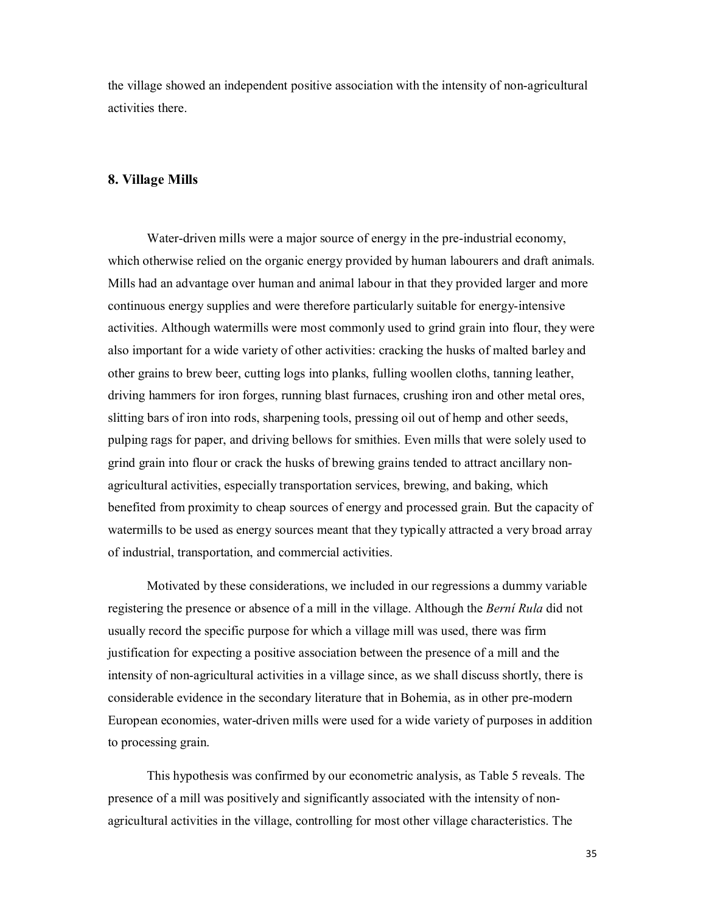the village showed an independent positive association with the intensity of non-agricultural activities there.

## 8. Village Mills

Water-driven mills were a major source of energy in the pre-industrial economy, which otherwise relied on the organic energy provided by human labourers and draft animals. Mills had an advantage over human and animal labour in that they provided larger and more continuous energy supplies and were therefore particularly suitable for energy-intensive activities. Although watermills were most commonly used to grind grain into flour, they were also important for a wide variety of other activities: cracking the husks of malted barley and other grains to brew beer, cutting logs into planks, fulling woollen cloths, tanning leather, driving hammers for iron forges, running blast furnaces, crushing iron and other metal ores, slitting bars of iron into rods, sharpening tools, pressing oil out of hemp and other seeds, pulping rags for paper, and driving bellows for smithies. Even mills that were solely used to grind grain into flour or crack the husks of brewing grains tended to attract ancillary non-agricultural activities, especially transportation services, brewing, and baking, which benefited from proximity to cheap sources of energy and processed grain. But the capacity of watermills to be used as energy sources meant that they typically attracted a very broad array of industrial, transportation, and commercial activities.

Motivated by these considerations, we included in our regressions a dummy variable registering the presence or absence of a mill in the village. Although the *Berní Rula* did not usually record the specific purpose for which a village mill was used, there was firm justification for expecting a positive association between the presence of a mill and the intensity of non-agricultural activities in a village since, as we shall discuss shortly, there is considerable evidence in the secondary literature that in Bohemia, as in other pre-modern European economies, water-driven mills were used for a wide variety of purposes in addition to processing grain.

This hypothesis was confirmed by our econometric analysis, as Table 5 reveals. The presence of a mill was positively and significantly associated with the intensity of non-agricultural activities in the village, controlling for most other village characteristics. The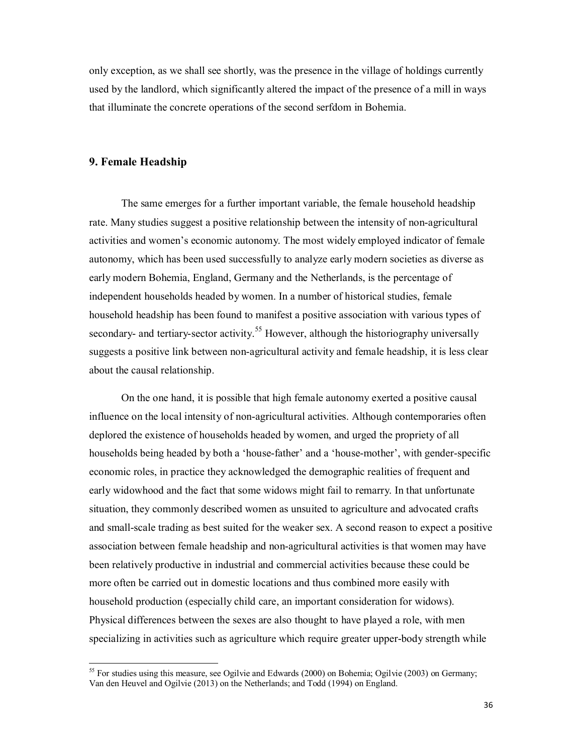only exception, as we shall see shortly, was the presence in the village of holdings currently used by the landlord, which significantly altered the impact of the presence of a mill in ways that illuminate the concrete operations of the second serfdom in Bohemia.

## 9. Female Headship

The same emerges for a further important variable, the female household headship rate. Many studies suggest a positive relationship between the intensity of non-agricultural activities and women's economic autonomy. The most widely employed indicator of female autonomy, which has been used successfully to analyze early modern societies as diverse as early modern Bohemia, England, Germany and the Netherlands, is the percentage of independent households headed by women. In a number of historical studies, female household headship has been found to manifest a positive association with various types of secondary- and tertiary-sector activity.[55] However, although the historiography universally suggests a positive link between non-agricultural activity and female headship, it is less clear about the causal relationship.

On the one hand, it is possible that high female autonomy exerted a positive causal influence on the local intensity of non-agricultural activities. Although contemporaries often deplored the existence of households headed by women, and urged the propriety of all households being headed by both a 'house-father' and a 'house-mother', with gender-specific economic roles, in practice they acknowledged the demographic realities of frequent and early widowhood and the fact that some widows might fail to remarry. In that unfortunate situation, they commonly described women as unsuited to agriculture and advocated crafts and small-scale trading as best suited for the weaker sex. A second reason to expect a positive association between female headship and non-agricultural activities is that women may have been relatively productive in industrial and commercial activities because these could be more often be carried out in domestic locations and thus combined more easily with household production (especially child care, an important consideration for widows). Physical differences between the sexes are also thought to have played a role, with men specializing in activities such as agriculture which require greater upper-body strength while

[55] For studies using this measure, see Ogilvie and Edwards (2000) on Bohemia; Ogilvie (2003) on Germany; Van den Heuvel and Ogilvie (2013) on the Netherlands; and Todd (1994) on England.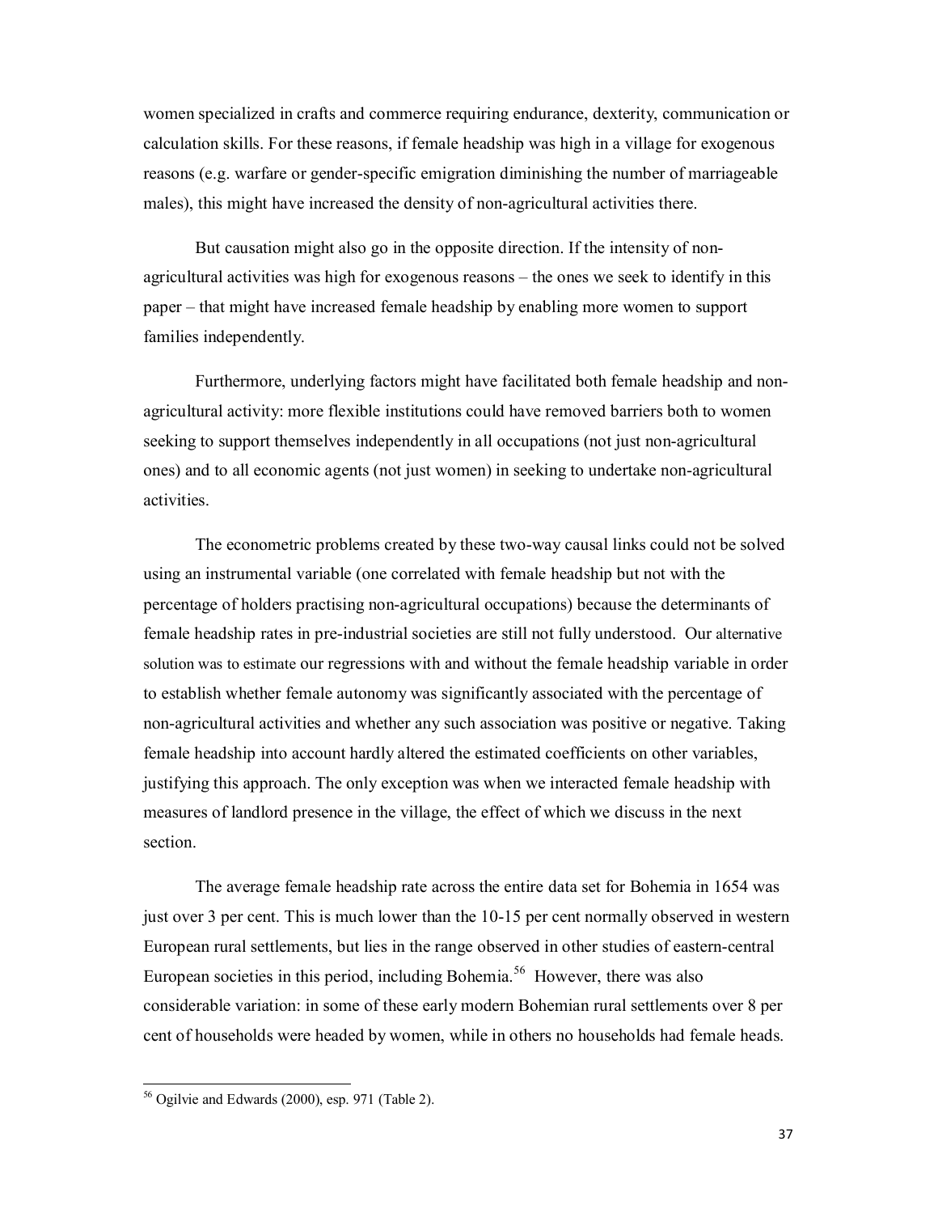women specialized in crafts and commerce requiring endurance, dexterity, communication or calculation skills. For these reasons, if female headship was high in a village for exogenous reasons (e.g. warfare or gender-specific emigration diminishing the number of marriageable males), this might have increased the density of non-agricultural activities there.

But causation might also go in the opposite direction. If the intensity of non-agricultural activities was high for exogenous reasons – the ones we seek to identify in this paper – that might have increased female headship by enabling more women to support families independently.

Furthermore, underlying factors might have facilitated both female headship and non-agricultural activity: more flexible institutions could have removed barriers both to women seeking to support themselves independently in all occupations (not just non-agricultural ones) and to all economic agents (not just women) in seeking to undertake non-agricultural activities.

The econometric problems created by these two-way causal links could not be solved using an instrumental variable (one correlated with female headship but not with the percentage of holders practising non-agricultural occupations) because the determinants of female headship rates in pre-industrial societies are still not fully understood. Our alternative solution was to estimate our regressions with and without the female headship variable in order to establish whether female autonomy was significantly associated with the percentage of non-agricultural activities and whether any such association was positive or negative. Taking female headship into account hardly altered the estimated coefficients on other variables, justifying this approach. The only exception was when we interacted female headship with measures of landlord presence in the village, the effect of which we discuss in the next section.

The average female headship rate across the entire data set for Bohemia in 1654 was just over 3 per cent. This is much lower than the 10-15 per cent normally observed in western European rural settlements, but lies in the range observed in other studies of eastern-central European societies in this period, including Bohemia.[56] However, there was also considerable variation: in some of these early modern Bohemian rural settlements over 8 per cent of households were headed by women, while in others no households had female heads.

[56] Ogilvie and Edwards (2000), esp. 971 (Table 2).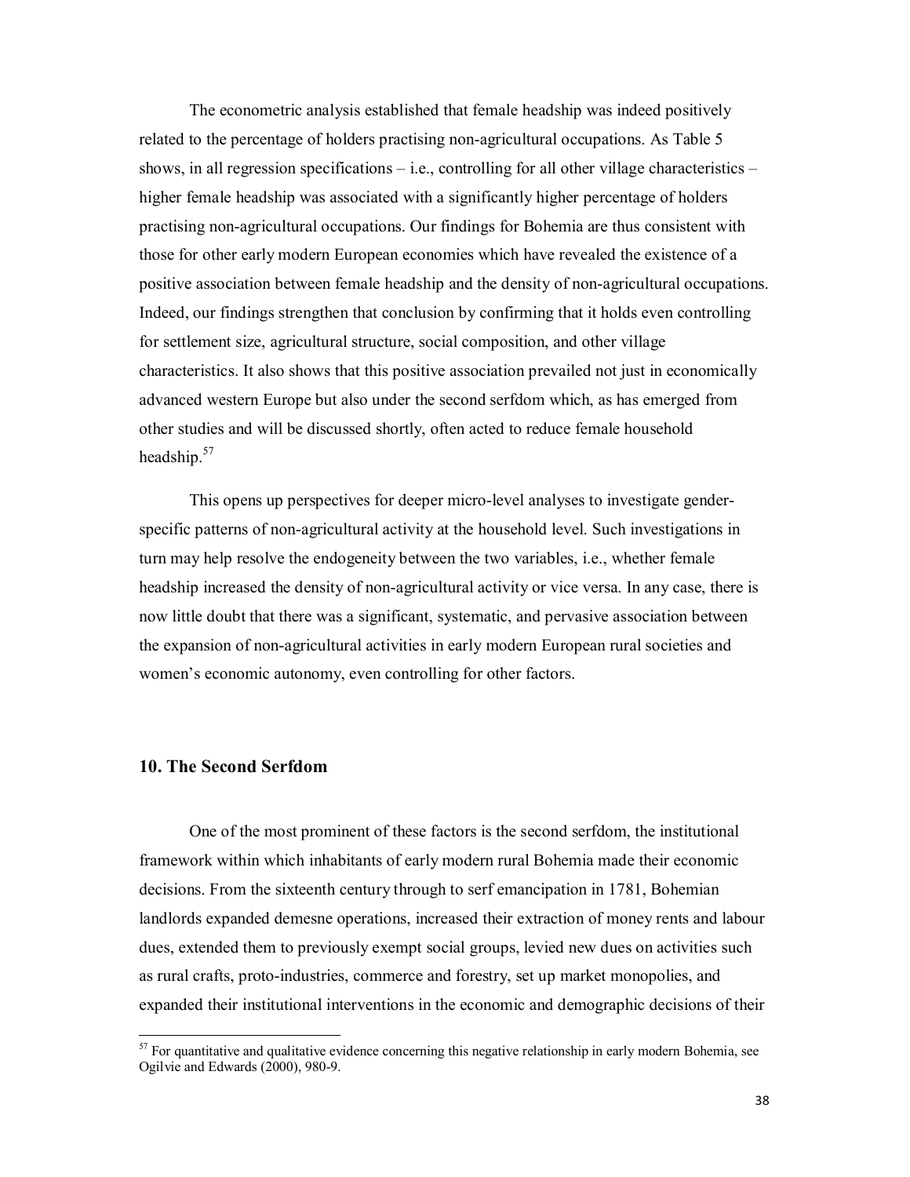The econometric analysis established that female headship was indeed positively related to the percentage of holders practising non-agricultural occupations. As Table 5 shows, in all regression specifications – i.e., controlling for all other village characteristics – higher female headship was associated with a significantly higher percentage of holders practising non-agricultural occupations. Our findings for Bohemia are thus consistent with those for other early modern European economies which have revealed the existence of a positive association between female headship and the density of non-agricultural occupations. Indeed, our findings strengthen that conclusion by confirming that it holds even controlling for settlement size, agricultural structure, social composition, and other village characteristics. It also shows that this positive association prevailed not just in economically advanced western Europe but also under the second serfdom which, as has emerged from other studies and will be discussed shortly, often acted to reduce female household headship.[57]

This opens up perspectives for deeper micro-level analyses to investigate gender-specific patterns of non-agricultural activity at the household level. Such investigations in turn may help resolve the endogeneity between the two variables, i.e., whether female headship increased the density of non-agricultural activity or vice versa. In any case, there is now little doubt that there was a significant, systematic, and pervasive association between the expansion of non-agricultural activities in early modern European rural societies and women's economic autonomy, even controlling for other factors.

## 10. The Second Serfdom

One of the most prominent of these factors is the second serfdom, the institutional framework within which inhabitants of early modern rural Bohemia made their economic decisions. From the sixteenth century through to serf emancipation in 1781, Bohemian landlords expanded demesne operations, increased their extraction of money rents and labour dues, extended them to previously exempt social groups, levied new dues on activities such as rural crafts, proto-industries, commerce and forestry, set up market monopolies, and expanded their institutional interventions in the economic and demographic decisions of their

[57] For quantitative and qualitative evidence concerning this negative relationship in early modern Bohemia, see Ogilvie and Edwards (2000), 980-9.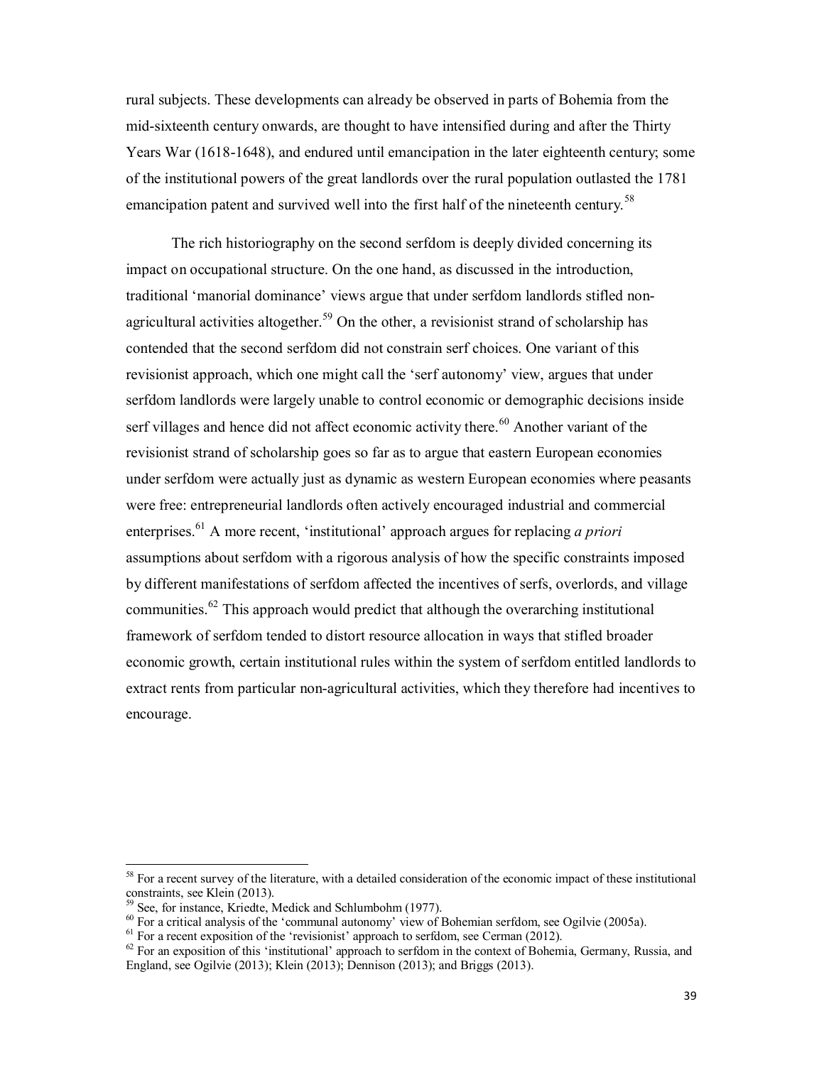rural subjects. These developments can already be observed in parts of Bohemia from the mid-sixteenth century onwards, are thought to have intensified during and after the Thirty Years War (1618-1648), and endured until emancipation in the later eighteenth century; some of the institutional powers of the great landlords over the rural population outlasted the 1781 emancipation patent and survived well into the first half of the nineteenth century.[58]

The rich historiography on the second serfdom is deeply divided concerning its impact on occupational structure. On the one hand, as discussed in the introduction, traditional 'manorial dominance' views argue that under serfdom landlords stifled non-agricultural activities altogether.[59] On the other, a revisionist strand of scholarship has contended that the second serfdom did not constrain serf choices. One variant of this revisionist approach, which one might call the 'serf autonomy' view, argues that under serfdom landlords were largely unable to control economic or demographic decisions inside serf villages and hence did not affect economic activity there.[60] Another variant of the revisionist strand of scholarship goes so far as to argue that eastern European economies under serfdom were actually just as dynamic as western European economies where peasants were free: entrepreneurial landlords often actively encouraged industrial and commercial enterprises.[61] A more recent, 'institutional' approach argues for replacing *a priori* assumptions about serfdom with a rigorous analysis of how the specific constraints imposed by different manifestations of serfdom affected the incentives of serfs, overlords, and village communities.[62] This approach would predict that although the overarching institutional framework of serfdom tended to distort resource allocation in ways that stifled broader economic growth, certain institutional rules within the system of serfdom entitled landlords to extract rents from particular non-agricultural activities, which they therefore had incentives to encourage.

---

[58] For a recent survey of the literature, with a detailed consideration of the economic impact of these institutional constraints, see Klein (2013).

[59] See, for instance, Kriedte, Medick and Schlumbohm (1977).

[60] For a critical analysis of the 'communal autonomy' view of Bohemian serfdom, see Ogilvie (2005a).

[61] For a recent exposition of the 'revisionist' approach to serfdom, see Cerman (2012).

[62] For an exposition of this 'institutional' approach to serfdom in the context of Bohemia, Germany, Russia, and England, see Ogilvie (2013); Klein (2013); Dennison (2013); and Briggs (2013).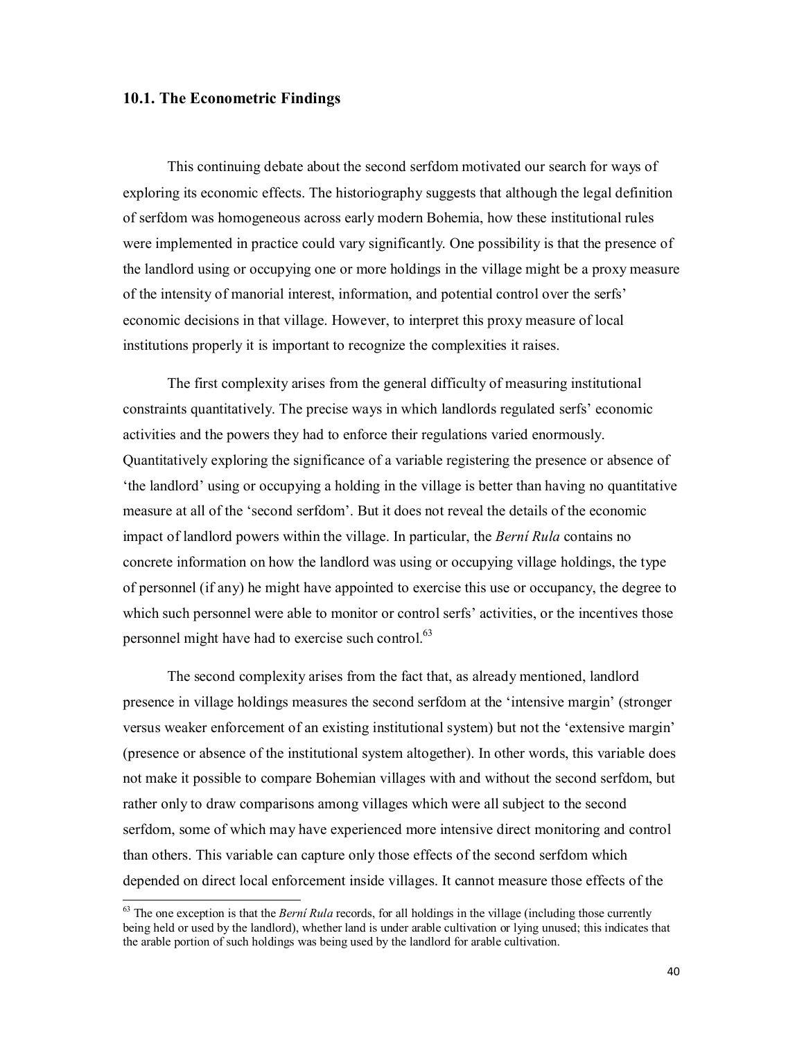### 10.1. The Econometric Findings

This continuing debate about the second serfdom motivated our search for ways of exploring its economic effects. The historiography suggests that although the legal definition of serfdom was homogeneous across early modern Bohemia, how these institutional rules were implemented in practice could vary significantly. One possibility is that the presence of the landlord using or occupying one or more holdings in the village might be a proxy measure of the intensity of manorial interest, information, and potential control over the serfs' economic decisions in that village. However, to interpret this proxy measure of local institutions properly it is important to recognize the complexities it raises.

The first complexity arises from the general difficulty of measuring institutional constraints quantitatively. The precise ways in which landlords regulated serfs' economic activities and the powers they had to enforce their regulations varied enormously. Quantitatively exploring the significance of a variable registering the presence or absence of 'the landlord' using or occupying a holding in the village is better than having no quantitative measure at all of the 'second serfdom'. But it does not reveal the details of the economic impact of landlord powers within the village. In particular, the *Berní Rula* contains no concrete information on how the landlord was using or occupying village holdings, the type of personnel (if any) he might have appointed to exercise this use or occupancy, the degree to which such personnel were able to monitor or control serfs' activities, or the incentives those personnel might have had to exercise such control.[63]

The second complexity arises from the fact that, as already mentioned, landlord presence in village holdings measures the second serfdom at the 'intensive margin' (stronger versus weaker enforcement of an existing institutional system) but not the 'extensive margin' (presence or absence of the institutional system altogether). In other words, this variable does not make it possible to compare Bohemian villages with and without the second serfdom, but rather only to draw comparisons among villages which were all subject to the second serfdom, some of which may have experienced more intensive direct monitoring and control than others. This variable can capture only those effects of the second serfdom which depended on direct local enforcement inside villages. It cannot measure those effects of the

[63] The one exception is that the *Berní Rula* records, for all holdings in the village (including those currently being held or used by the landlord), whether land is under arable cultivation or lying unused; this indicates that the arable portion of such holdings was being used by the landlord for arable cultivation.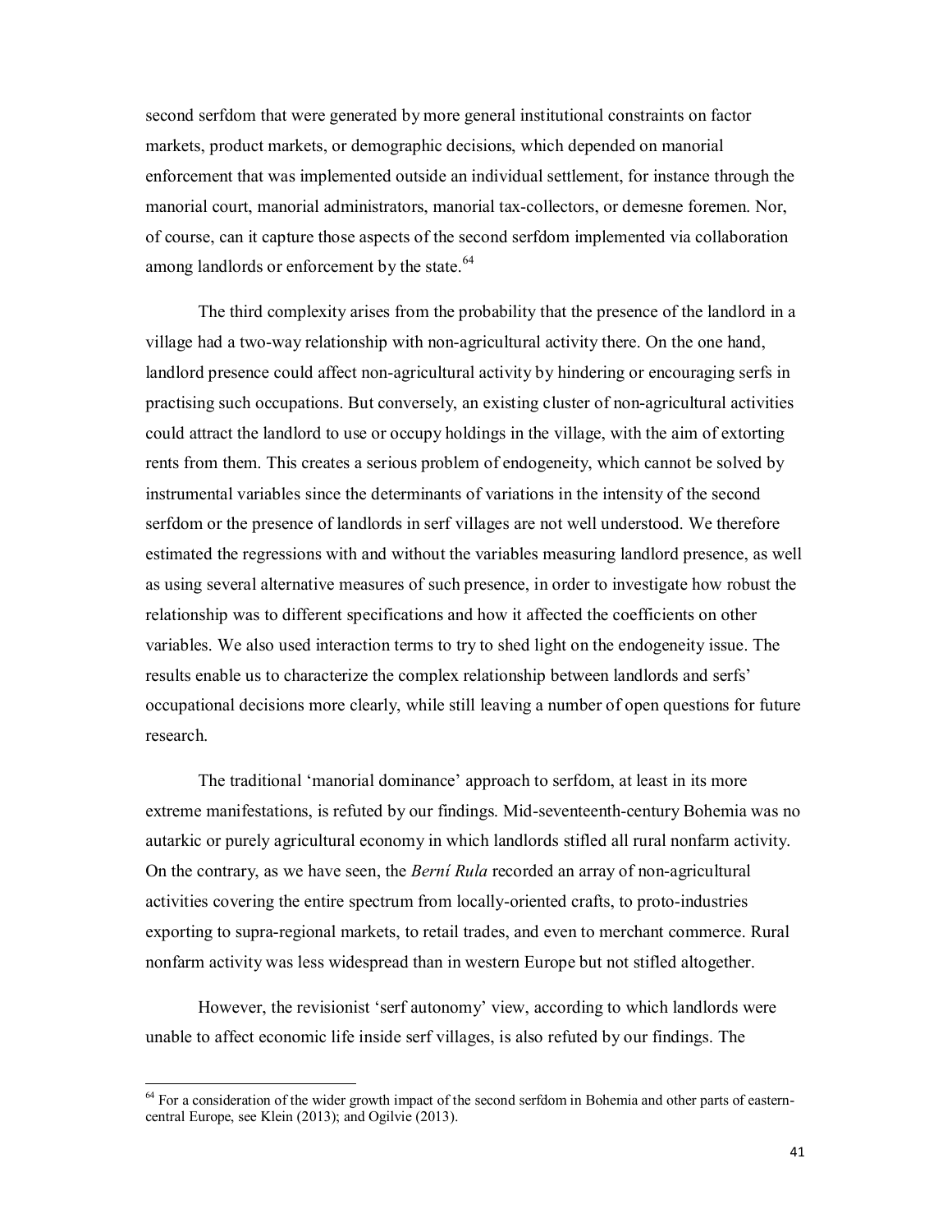second serfdom that were generated by more general institutional constraints on factor markets, product markets, or demographic decisions, which depended on manorial enforcement that was implemented outside an individual settlement, for instance through the manorial court, manorial administrators, manorial tax-collectors, or demesne foremen. Nor, of course, can it capture those aspects of the second serfdom implemented via collaboration among landlords or enforcement by the state.[64]

The third complexity arises from the probability that the presence of the landlord in a village had a two-way relationship with non-agricultural activity there. On the one hand, landlord presence could affect non-agricultural activity by hindering or encouraging serfs in practising such occupations. But conversely, an existing cluster of non-agricultural activities could attract the landlord to use or occupy holdings in the village, with the aim of extorting rents from them. This creates a serious problem of endogeneity, which cannot be solved by instrumental variables since the determinants of variations in the intensity of the second serfdom or the presence of landlords in serf villages are not well understood. We therefore estimated the regressions with and without the variables measuring landlord presence, as well as using several alternative measures of such presence, in order to investigate how robust the relationship was to different specifications and how it affected the coefficients on other variables. We also used interaction terms to try to shed light on the endogeneity issue. The results enable us to characterize the complex relationship between landlords and serfs' occupational decisions more clearly, while still leaving a number of open questions for future research.

The traditional 'manorial dominance' approach to serfdom, at least in its more extreme manifestations, is refuted by our findings. Mid-seventeenth-century Bohemia was no autarkic or purely agricultural economy in which landlords stifled all rural nonfarm activity. On the contrary, as we have seen, the *Berní Rula* recorded an array of non-agricultural activities covering the entire spectrum from locally-oriented crafts, to proto-industries exporting to supra-regional markets, to retail trades, and even to merchant commerce. Rural nonfarm activity was less widespread than in western Europe but not stifled altogether.

However, the revisionist 'serf autonomy' view, according to which landlords were unable to affect economic life inside serf villages, is also refuted by our findings. The

[64] For a consideration of the wider growth impact of the second serfdom in Bohemia and other parts of eastern-central Europe, see Klein (2013); and Ogilvie (2013).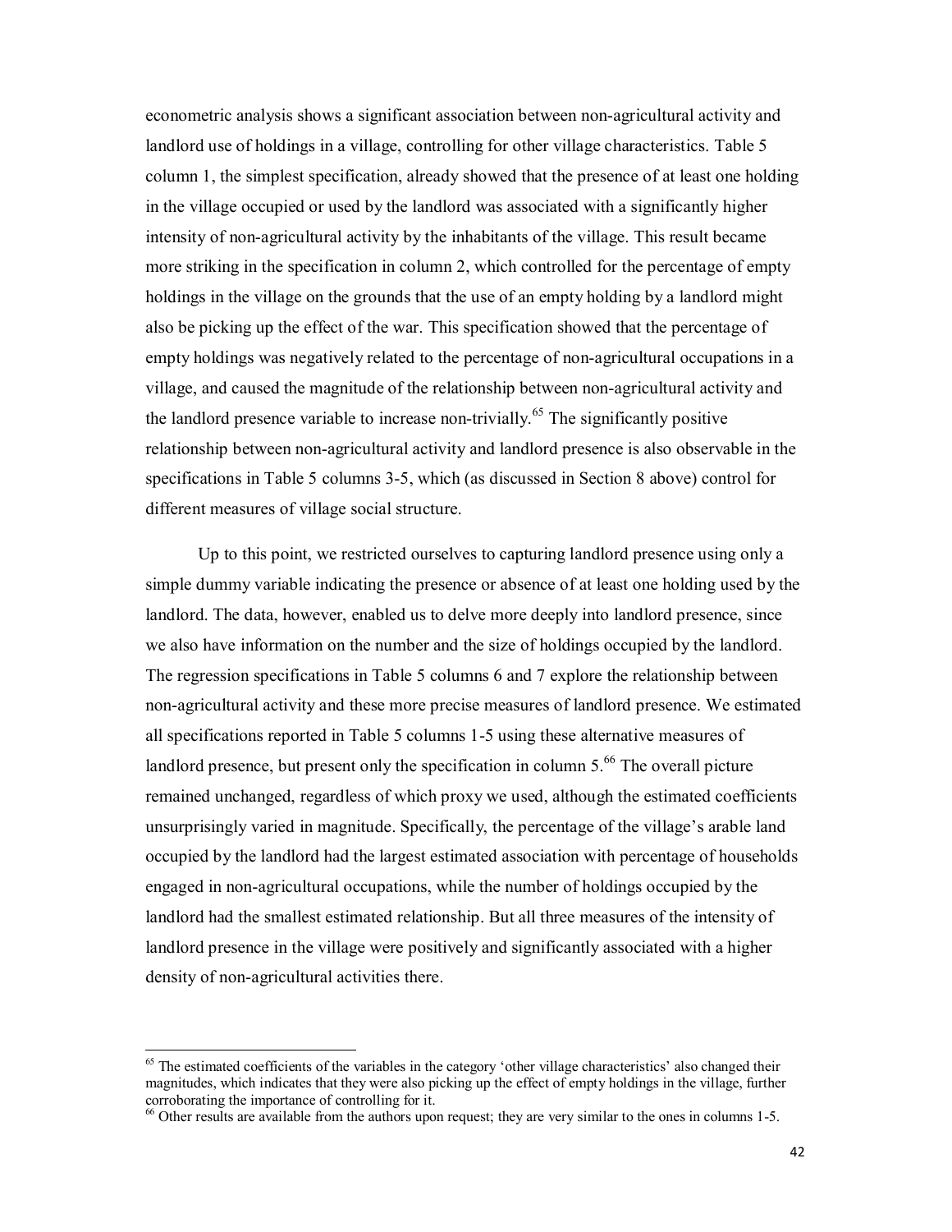econometric analysis shows a significant association between non-agricultural activity and landlord use of holdings in a village, controlling for other village characteristics. Table 5 column 1, the simplest specification, already showed that the presence of at least one holding in the village occupied or used by the landlord was associated with a significantly higher intensity of non-agricultural activity by the inhabitants of the village. This result became more striking in the specification in column 2, which controlled for the percentage of empty holdings in the village on the grounds that the use of an empty holding by a landlord might also be picking up the effect of the war. This specification showed that the percentage of empty holdings was negatively related to the percentage of non-agricultural occupations in a village, and caused the magnitude of the relationship between non-agricultural activity and the landlord presence variable to increase non-trivially.[65] The significantly positive relationship between non-agricultural activity and landlord presence is also observable in the specifications in Table 5 columns 3-5, which (as discussed in Section 8 above) control for different measures of village social structure.

Up to this point, we restricted ourselves to capturing landlord presence using only a simple dummy variable indicating the presence or absence of at least one holding used by the landlord. The data, however, enabled us to delve more deeply into landlord presence, since we also have information on the number and the size of holdings occupied by the landlord. The regression specifications in Table 5 columns 6 and 7 explore the relationship between non-agricultural activity and these more precise measures of landlord presence. We estimated all specifications reported in Table 5 columns 1-5 using these alternative measures of landlord presence, but present only the specification in column 5.[66] The overall picture remained unchanged, regardless of which proxy we used, although the estimated coefficients unsurprisingly varied in magnitude. Specifically, the percentage of the village's arable land occupied by the landlord had the largest estimated association with percentage of households engaged in non-agricultural occupations, while the number of holdings occupied by the landlord had the smallest estimated relationship. But all three measures of the intensity of landlord presence in the village were positively and significantly associated with a higher density of non-agricultural activities there.

---

[65] The estimated coefficients of the variables in the category 'other village characteristics' also changed their magnitudes, which indicates that they were also picking up the effect of empty holdings in the village, further corroborating the importance of controlling for it.

[66] Other results are available from the authors upon request; they are very similar to the ones in columns 1-5.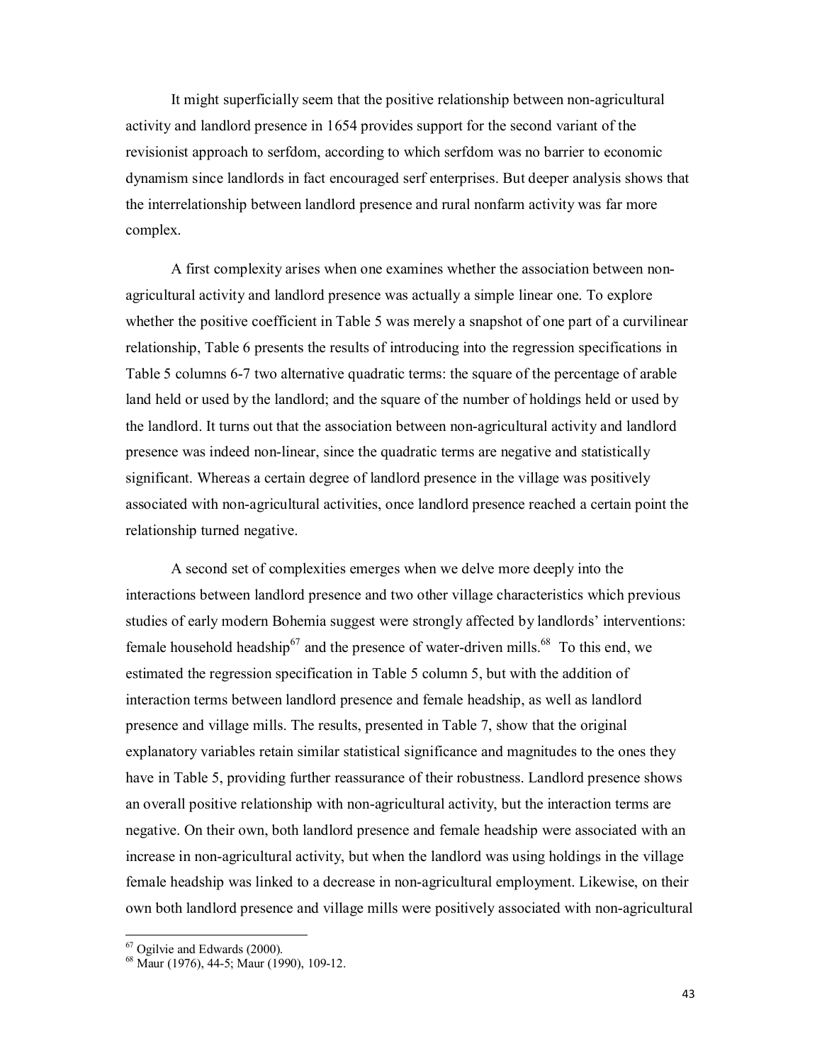It might superficially seem that the positive relationship between non-agricultural activity and landlord presence in 1654 provides support for the second variant of the revisionist approach to serfdom, according to which serfdom was no barrier to economic dynamism since landlords in fact encouraged serf enterprises. But deeper analysis shows that the interrelationship between landlord presence and rural nonfarm activity was far more complex.

A first complexity arises when one examines whether the association between non-agricultural activity and landlord presence was actually a simple linear one. To explore whether the positive coefficient in Table 5 was merely a snapshot of one part of a curvilinear relationship, Table 6 presents the results of introducing into the regression specifications in Table 5 columns 6-7 two alternative quadratic terms: the square of the percentage of arable land held or used by the landlord; and the square of the number of holdings held or used by the landlord. It turns out that the association between non-agricultural activity and landlord presence was indeed non-linear, since the quadratic terms are negative and statistically significant. Whereas a certain degree of landlord presence in the village was positively associated with non-agricultural activities, once landlord presence reached a certain point the relationship turned negative.

A second set of complexities emerges when we delve more deeply into the interactions between landlord presence and two other village characteristics which previous studies of early modern Bohemia suggest were strongly affected by landlords' interventions: female household headship[67] and the presence of water-driven mills.[68] To this end, we estimated the regression specification in Table 5 column 5, but with the addition of interaction terms between landlord presence and female headship, as well as landlord presence and village mills. The results, presented in Table 7, show that the original explanatory variables retain similar statistical significance and magnitudes to the ones they have in Table 5, providing further reassurance of their robustness. Landlord presence shows an overall positive relationship with non-agricultural activity, but the interaction terms are negative. On their own, both landlord presence and female headship were associated with an increase in non-agricultural activity, but when the landlord was using holdings in the village female headship was linked to a decrease in non-agricultural employment. Likewise, on their own both landlord presence and village mills were positively associated with non-agricultural

[67] Ogilvie and Edwards (2000).

[68] Maur (1976), 44-5; Maur (1990), 109-12.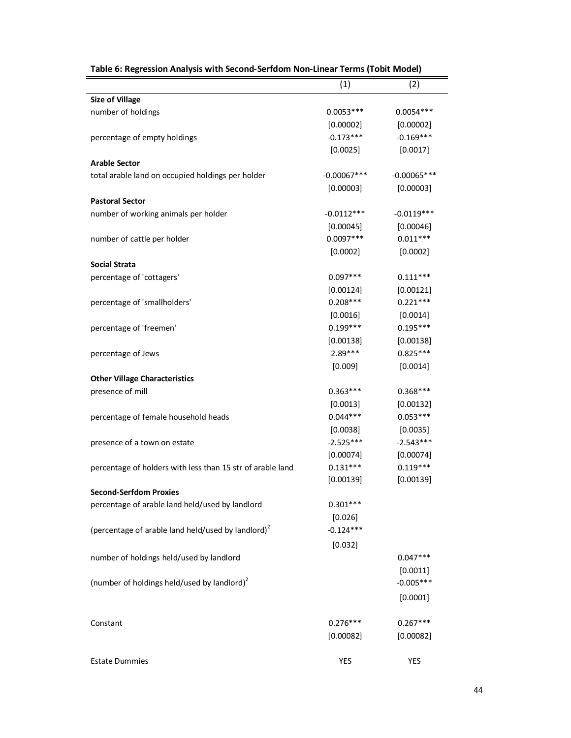**Table 6: Regression Analysis with Second-Serfdom Non-Linear Terms (Tobit Model)**

| | (1) | (2) |
|---|---|---|
| **Size of Village** | | |
| number of holdings | 0.0053*** | 0.0054*** |
| | [0.00002] | [0.00002] |
| percentage of empty holdings | -0.173*** | -0.169*** |
| | [0.0025] | [0.0017] |
| **Arable Sector** | | |
| total arable land on occupied holdings per holder | -0.00067*** | -0.00065*** |
| | [0.00003] | [0.00003] |
| **Pastoral Sector** | | |
| number of working animals per holder | -0.0112*** | -0.0119*** |
| | [0.00045] | [0.00046] |
| number of cattle per holder | 0.0097*** | 0.011*** |
| | [0.0002] | [0.0002] |
| **Social Strata** | | |
| percentage of 'cottagers' | 0.097*** | 0.111*** |
| | [0.00124] | [0.00121] |
| percentage of 'smallholders' | 0.208*** | 0.221*** |
| | [0.0016] | [0.0014] |
| percentage of 'freemen' | 0.199*** | 0.195*** |
| | [0.00138] | [0.00138] |
| percentage of Jews | 2.89*** | 0.825*** |
| | [0.009] | [0.0014] |
| **Other Village Characteristics** | | |
| presence of mill | 0.363*** | 0.368*** |
| | [0.0013] | [0.00132] |
| percentage of female household heads | 0.044*** | 0.053*** |
| | [0.0038] | [0.0035] |
| presence of a town on estate | -2.525*** | -2.543*** |
| | [0.00074] | [0.00074] |
| percentage of holders with less than 15 str of arable land | 0.131*** | 0.119*** |
| | [0.00139] | [0.00139] |
| **Second-Serfdom Proxies** | | |
| percentage of arable land held/used by landlord | 0.301*** | |
| | [0.026] | |
| (percentage of arable land held/used by landlord)$^2$ | -0.124*** | |
| | [0.032] | |
| number of holdings held/used by landlord | | 0.047*** |
| | | [0.0011] |
| (number of holdings held/used by landlord)$^2$ | | -0.005*** |
| | | [0.0001] |
| Constant | 0.276*** | 0.267*** |
| | [0.00082] | [0.00082] |
| Estate Dummies | YES | YES |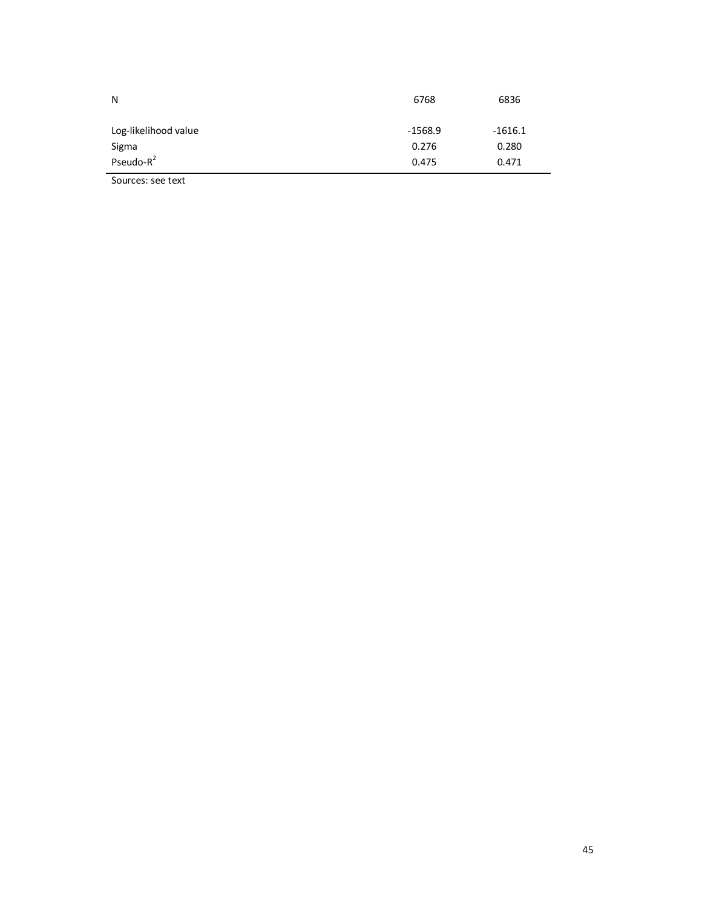| | | |
|---|---|---|
| N | 6768 | 6836 |
| Log-likelihood value | -1568.9 | -1616.1 |
| Sigma | 0.276 | 0.280 |
| Pseudo-$R^2$ | 0.475 | 0.471 |

Sources: see text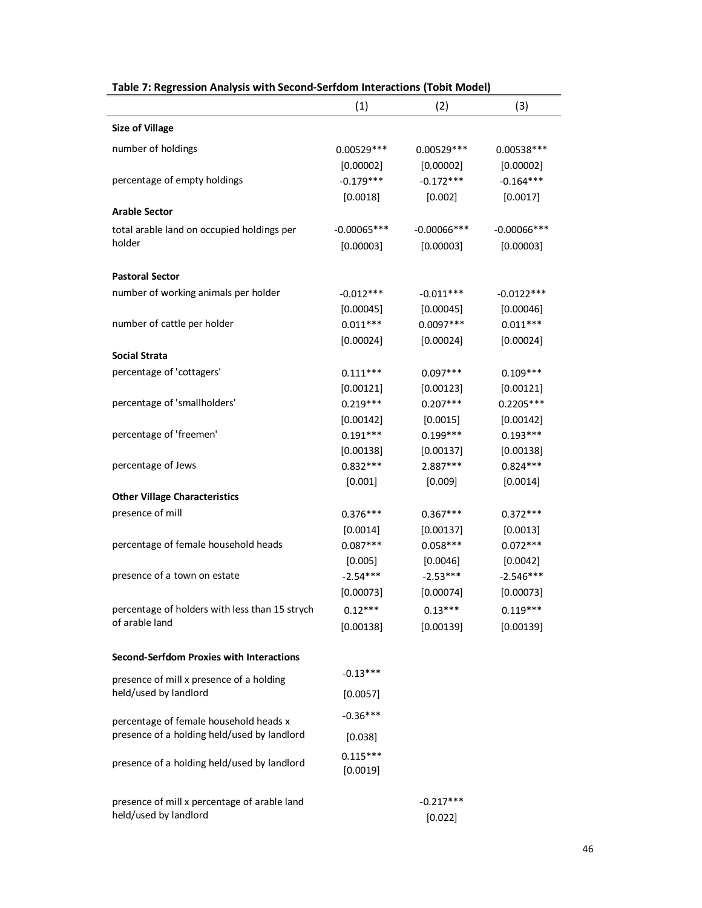**Table 7: Regression Analysis with Second-Serfdom Interactions (Tobit Model)**

| | (1) | (2) | (3) |
|---|---|---|---|
| **Size of Village** | | | |
| number of holdings | 0.00529*** | 0.00529*** | 0.00538*** |
| | [0.00002] | [0.00002] | [0.00002] |
| percentage of empty holdings | -0.179*** | -0.172*** | -0.164*** |
| | [0.0018] | [0.002] | [0.0017] |
| **Arable Sector** | | | |
| total arable land on occupied holdings per holder | -0.00065*** | -0.00066*** | -0.00066*** |
| | [0.00003] | [0.00003] | [0.00003] |
| **Pastoral Sector** | | | |
| number of working animals per holder | -0.012*** | -0.011*** | -0.0122*** |
| | [0.00045] | [0.00045] | [0.00046] |
| number of cattle per holder | 0.011*** | 0.0097*** | 0.011*** |
| | [0.00024] | [0.00024] | [0.00024] |
| **Social Strata** | | | |
| percentage of 'cottagers' | 0.111*** | 0.097*** | 0.109*** |
| | [0.00121] | [0.00123] | [0.00121] |
| percentage of 'smallholders' | 0.219*** | 0.207*** | 0.2205*** |
| | [0.00142] | [0.0015] | [0.00142] |
| percentage of 'freemen' | 0.191*** | 0.199*** | 0.193*** |
| | [0.00138] | [0.00137] | [0.00138] |
| percentage of Jews | 0.832*** | 2.887*** | 0.824*** |
| | [0.001] | [0.009] | [0.0014] |
| **Other Village Characteristics** | | | |
| presence of mill | 0.376*** | 0.367*** | 0.372*** |
| | [0.0014] | [0.00137] | [0.0013] |
| percentage of female household heads | 0.087*** | 0.058*** | 0.072*** |
| | [0.005] | [0.0046] | [0.0042] |
| presence of a town on estate | -2.54*** | -2.53*** | -2.546*** |
| | [0.00073] | [0.00074] | [0.00073] |
| percentage of holders with less than 15 strych of arable land | 0.12*** | 0.13*** | 0.119*** |
| | [0.00138] | [0.00139] | [0.00139] |
| **Second-Serfdom Proxies with Interactions** | | | |
| presence of mill x presence of a holding held/used by landlord | -0.13*** | | |
| | [0.0057] | | |
| percentage of female household heads x presence of a holding held/used by landlord | -0.36*** | | |
| | [0.038] | | |
| presence of a holding held/used by landlord | 0.115*** | | |
| | [0.0019] | | |
| presence of mill x percentage of arable land held/used by landlord | | -0.217*** | |
| | | [0.022] | |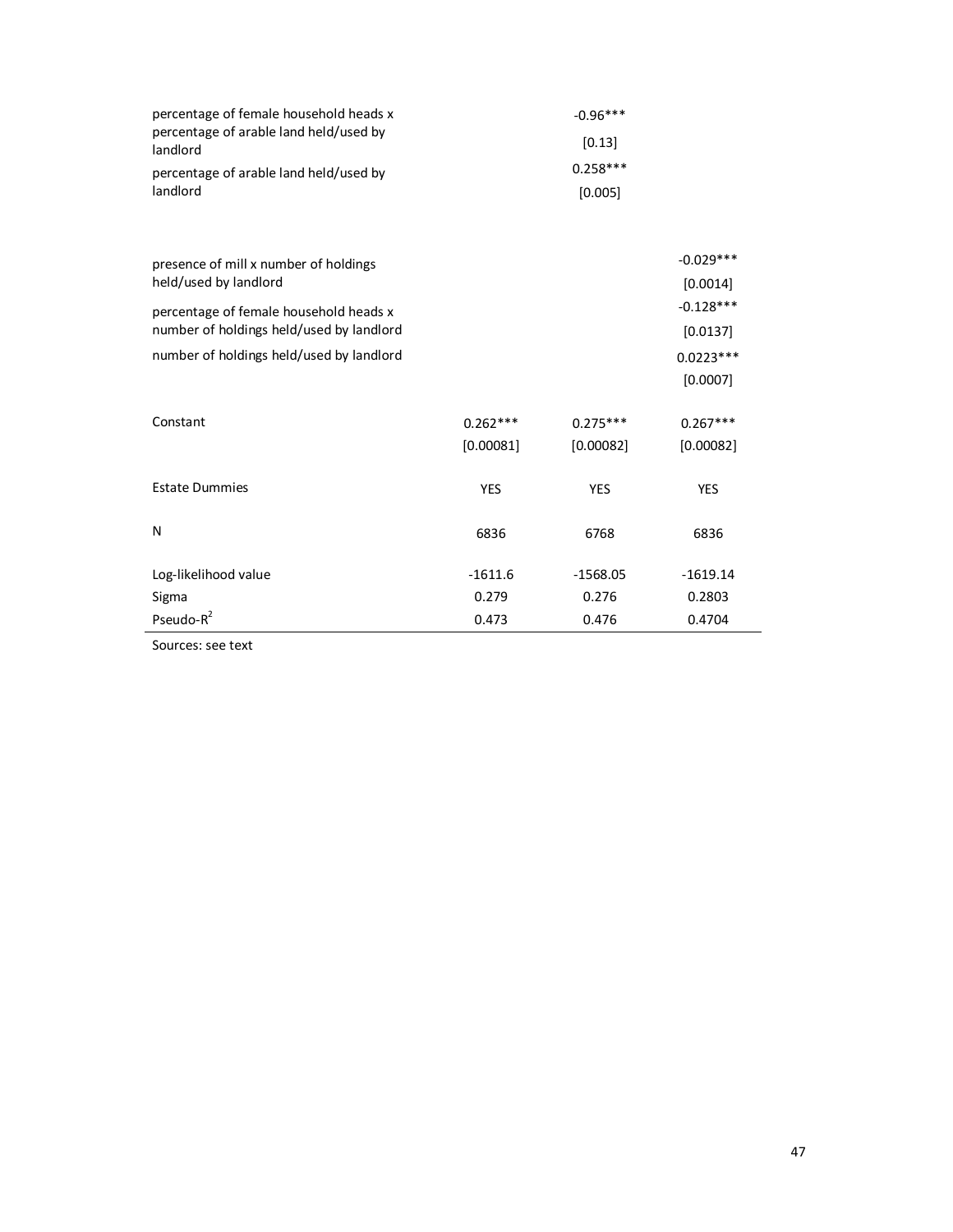| | | | |
|---|---|---|---|
| percentage of female household heads x percentage of arable land held/used by landlord | | -0.96*** | |
| | | [0.13] | |
| percentage of arable land held/used by landlord | | 0.258*** | |
| | | [0.005] | |
| presence of mill x number of holdings held/used by landlord | | | -0.029*** |
| | | | [0.0014] |
| percentage of female household heads x number of holdings held/used by landlord | | | -0.128*** |
| | | | [0.0137] |
| number of holdings held/used by landlord | | | 0.0223*** |
| | | | [0.0007] |
| Constant | 0.262*** | 0.275*** | 0.267*** |
| | [0.00081] | [0.00082] | [0.00082] |
| Estate Dummies | YES | YES | YES |
| N | 6836 | 6768 | 6836 |
| Log-likelihood value | -1611.6 | -1568.05 | -1619.14 |
| Sigma | 0.279 | 0.276 | 0.2803 |
| Pseudo-$R^2$ | 0.473 | 0.476 | 0.4704 |

Sources: see text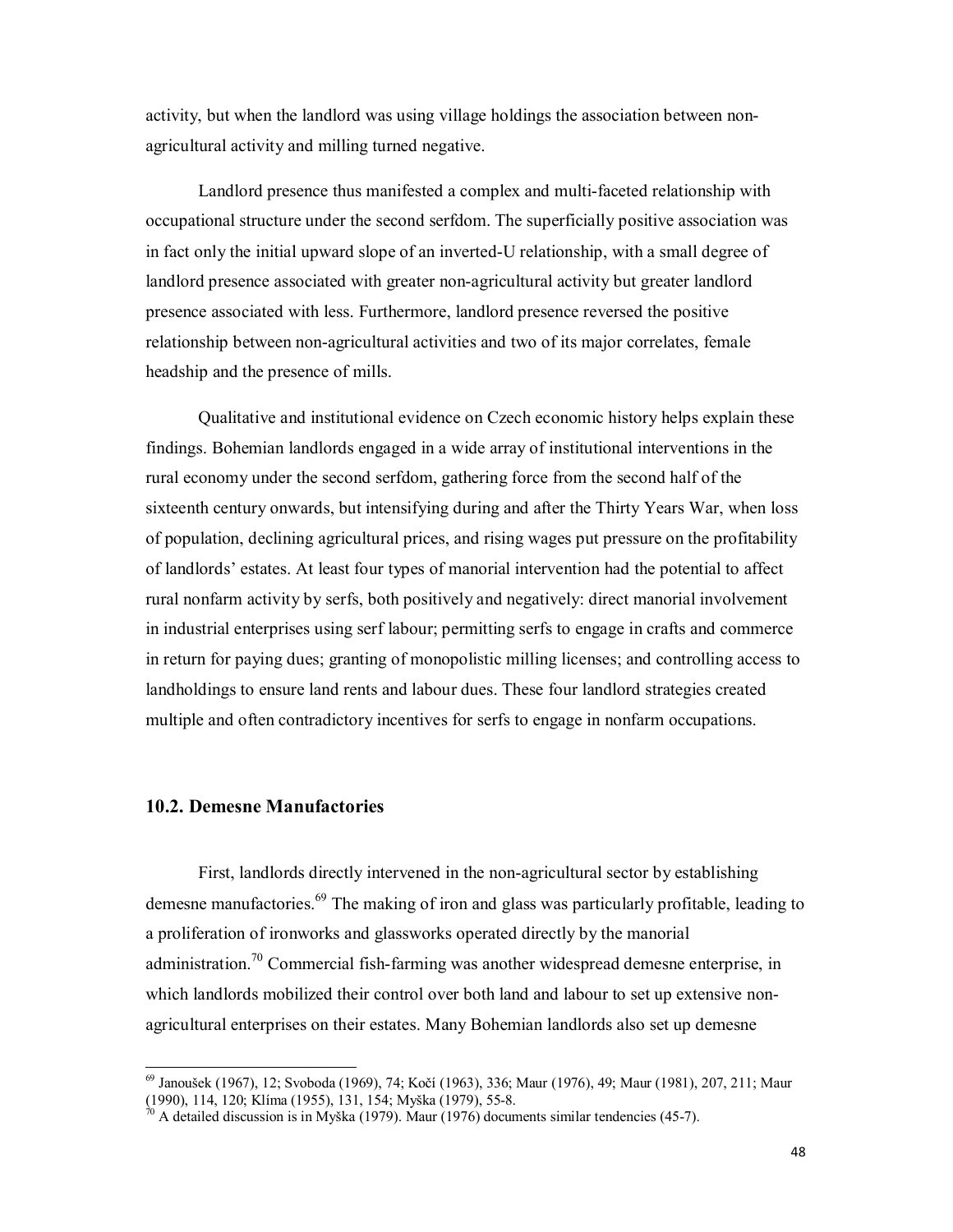activity, but when the landlord was using village holdings the association between non-agricultural activity and milling turned negative.

Landlord presence thus manifested a complex and multi-faceted relationship with occupational structure under the second serfdom. The superficially positive association was in fact only the initial upward slope of an inverted-U relationship, with a small degree of landlord presence associated with greater non-agricultural activity but greater landlord presence associated with less. Furthermore, landlord presence reversed the positive relationship between non-agricultural activities and two of its major correlates, female headship and the presence of mills.

Qualitative and institutional evidence on Czech economic history helps explain these findings. Bohemian landlords engaged in a wide array of institutional interventions in the rural economy under the second serfdom, gathering force from the second half of the sixteenth century onwards, but intensifying during and after the Thirty Years War, when loss of population, declining agricultural prices, and rising wages put pressure on the profitability of landlords' estates. At least four types of manorial intervention had the potential to affect rural nonfarm activity by serfs, both positively and negatively: direct manorial involvement in industrial enterprises using serf labour; permitting serfs to engage in crafts and commerce in return for paying dues; granting of monopolistic milling licenses; and controlling access to landholdings to ensure land rents and labour dues. These four landlord strategies created multiple and often contradictory incentives for serfs to engage in nonfarm occupations.

### 10.2. Demesne Manufactories

First, landlords directly intervened in the non-agricultural sector by establishing demesne manufactories.[69] The making of iron and glass was particularly profitable, leading to a proliferation of ironworks and glassworks operated directly by the manorial administration.[70] Commercial fish-farming was another widespread demesne enterprise, in which landlords mobilized their control over both land and labour to set up extensive non-agricultural enterprises on their estates. Many Bohemian landlords also set up demesne

---

[69] Janoušek (1967), 12; Svoboda (1969), 74; Kočí (1963), 336; Maur (1976), 49; Maur (1981), 207, 211; Maur (1990), 114, 120; Klíma (1955), 131, 154; Myška (1979), 55-8.

[70] A detailed discussion is in Myška (1979). Maur (1976) documents similar tendencies (45-7).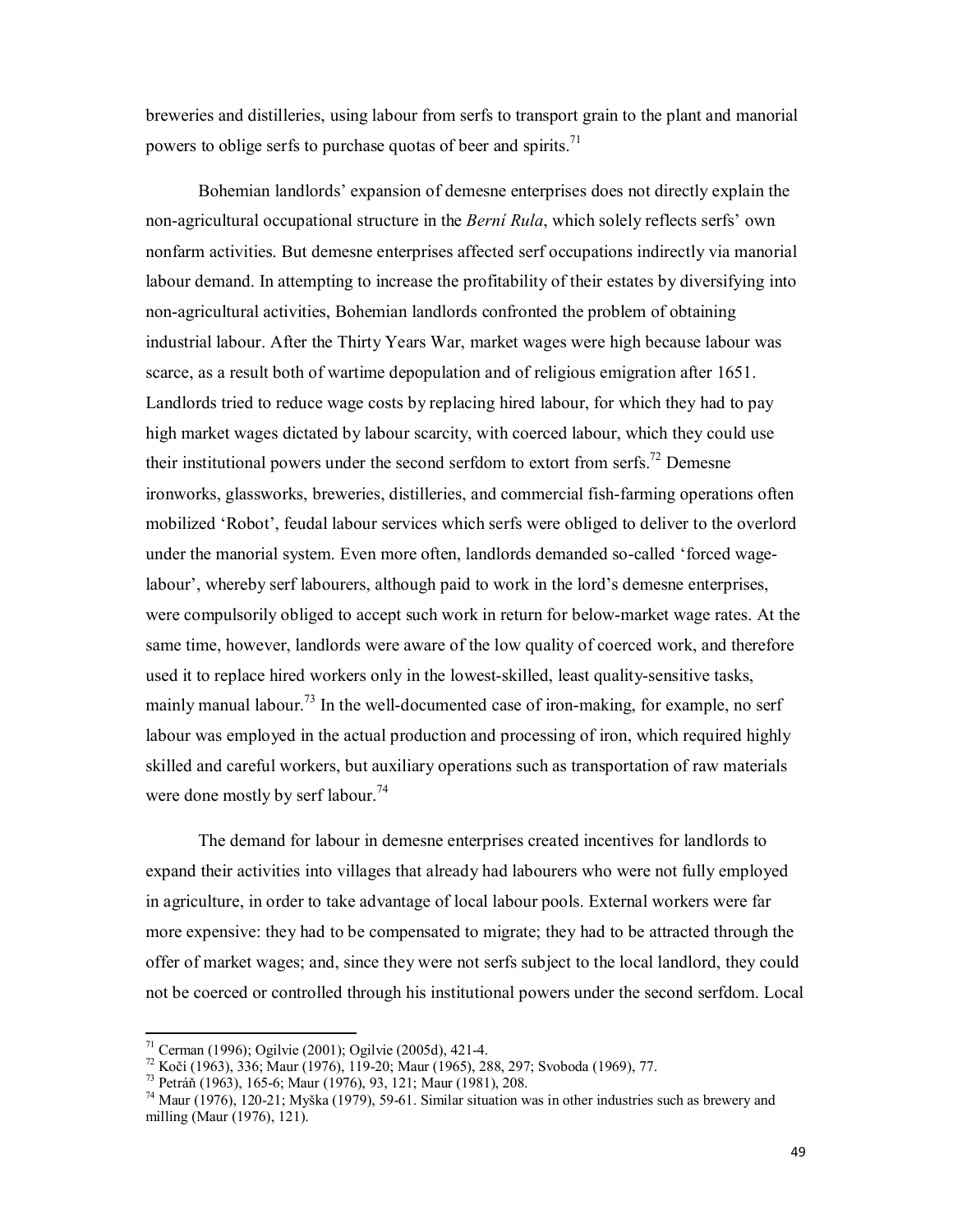breweries and distilleries, using labour from serfs to transport grain to the plant and manorial powers to oblige serfs to purchase quotas of beer and spirits.[71]

Bohemian landlords' expansion of demesne enterprises does not directly explain the non-agricultural occupational structure in the *Berní Rula*, which solely reflects serfs' own nonfarm activities. But demesne enterprises affected serf occupations indirectly via manorial labour demand. In attempting to increase the profitability of their estates by diversifying into non-agricultural activities, Bohemian landlords confronted the problem of obtaining industrial labour. After the Thirty Years War, market wages were high because labour was scarce, as a result both of wartime depopulation and of religious emigration after 1651. Landlords tried to reduce wage costs by replacing hired labour, for which they had to pay high market wages dictated by labour scarcity, with coerced labour, which they could use their institutional powers under the second serfdom to extort from serfs.[72] Demesne ironworks, glassworks, breweries, distilleries, and commercial fish-farming operations often mobilized 'Robot', feudal labour services which serfs were obliged to deliver to the overlord under the manorial system. Even more often, landlords demanded so-called 'forced wage-labour', whereby serf labourers, although paid to work in the lord's demesne enterprises, were compulsorily obliged to accept such work in return for below-market wage rates. At the same time, however, landlords were aware of the low quality of coerced work, and therefore used it to replace hired workers only in the lowest-skilled, least quality-sensitive tasks, mainly manual labour.[73] In the well-documented case of iron-making, for example, no serf labour was employed in the actual production and processing of iron, which required highly skilled and careful workers, but auxiliary operations such as transportation of raw materials were done mostly by serf labour.[74]

The demand for labour in demesne enterprises created incentives for landlords to expand their activities into villages that already had labourers who were not fully employed in agriculture, in order to take advantage of local labour pools. External workers were far more expensive: they had to be compensated to migrate; they had to be attracted through the offer of market wages; and, since they were not serfs subject to the local landlord, they could not be coerced or controlled through his institutional powers under the second serfdom. Local

---

[71] Cerman (1996); Ogilvie (2001); Ogilvie (2005d), 421-4.

[72] Kočí (1963), 336; Maur (1976), 119-20; Maur (1965), 288, 297; Svoboda (1969), 77.

[73] Petráň (1963), 165-6; Maur (1976), 93, 121; Maur (1981), 208.

[74] Maur (1976), 120-21; Myška (1979), 59-61. Similar situation was in other industries such as brewery and milling (Maur (1976), 121).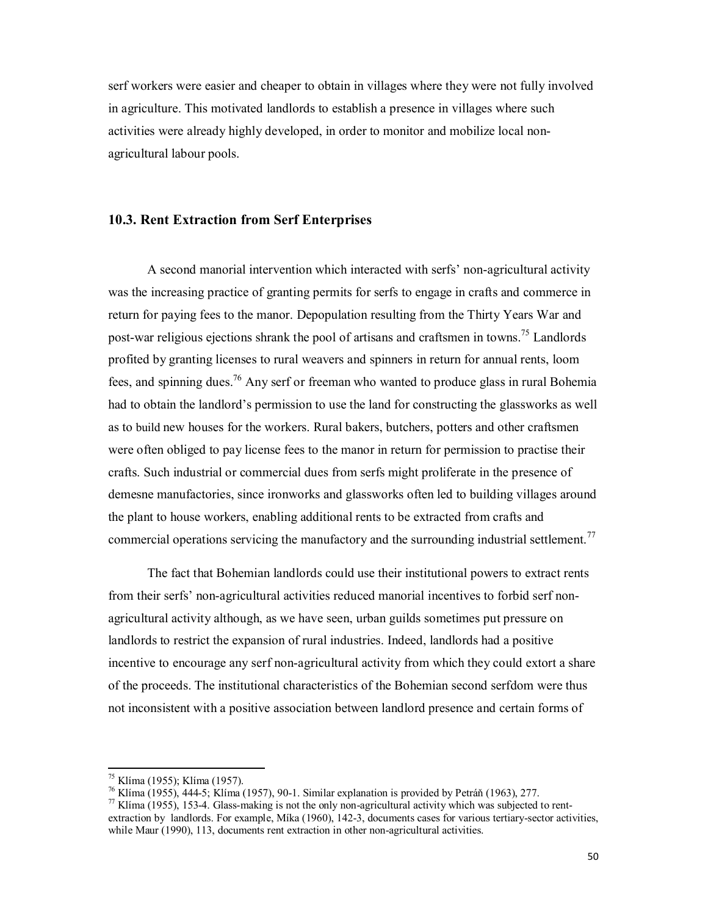serf workers were easier and cheaper to obtain in villages where they were not fully involved in agriculture. This motivated landlords to establish a presence in villages where such activities were already highly developed, in order to monitor and mobilize local non-agricultural labour pools.

### 10.3. Rent Extraction from Serf Enterprises

A second manorial intervention which interacted with serfs' non-agricultural activity was the increasing practice of granting permits for serfs to engage in crafts and commerce in return for paying fees to the manor. Depopulation resulting from the Thirty Years War and post-war religious ejections shrank the pool of artisans and craftsmen in towns.[75] Landlords profited by granting licenses to rural weavers and spinners in return for annual rents, loom fees, and spinning dues.[76] Any serf or freeman who wanted to produce glass in rural Bohemia had to obtain the landlord's permission to use the land for constructing the glassworks as well as to build new houses for the workers. Rural bakers, butchers, potters and other craftsmen were often obliged to pay license fees to the manor in return for permission to practise their crafts. Such industrial or commercial dues from serfs might proliferate in the presence of demesne manufactories, since ironworks and glassworks often led to building villages around the plant to house workers, enabling additional rents to be extracted from crafts and commercial operations servicing the manufactory and the surrounding industrial settlement.[77]

The fact that Bohemian landlords could use their institutional powers to extract rents from their serfs' non-agricultural activities reduced manorial incentives to forbid serf non-agricultural activity although, as we have seen, urban guilds sometimes put pressure on landlords to restrict the expansion of rural industries. Indeed, landlords had a positive incentive to encourage any serf non-agricultural activity from which they could extort a share of the proceeds. The institutional characteristics of the Bohemian second serfdom were thus not inconsistent with a positive association between landlord presence and certain forms of

---

[75] Klíma (1955); Klíma (1957).

[76] Klíma (1955), 444-5; Klíma (1957), 90-1. Similar explanation is provided by Petráň (1963), 277.

[77] Klíma (1955), 153-4. Glass-making is not the only non-agricultural activity which was subjected to rent-extraction by landlords. For example, Míka (1960), 142-3, documents cases for various tertiary-sector activities, while Maur (1990), 113, documents rent extraction in other non-agricultural activities.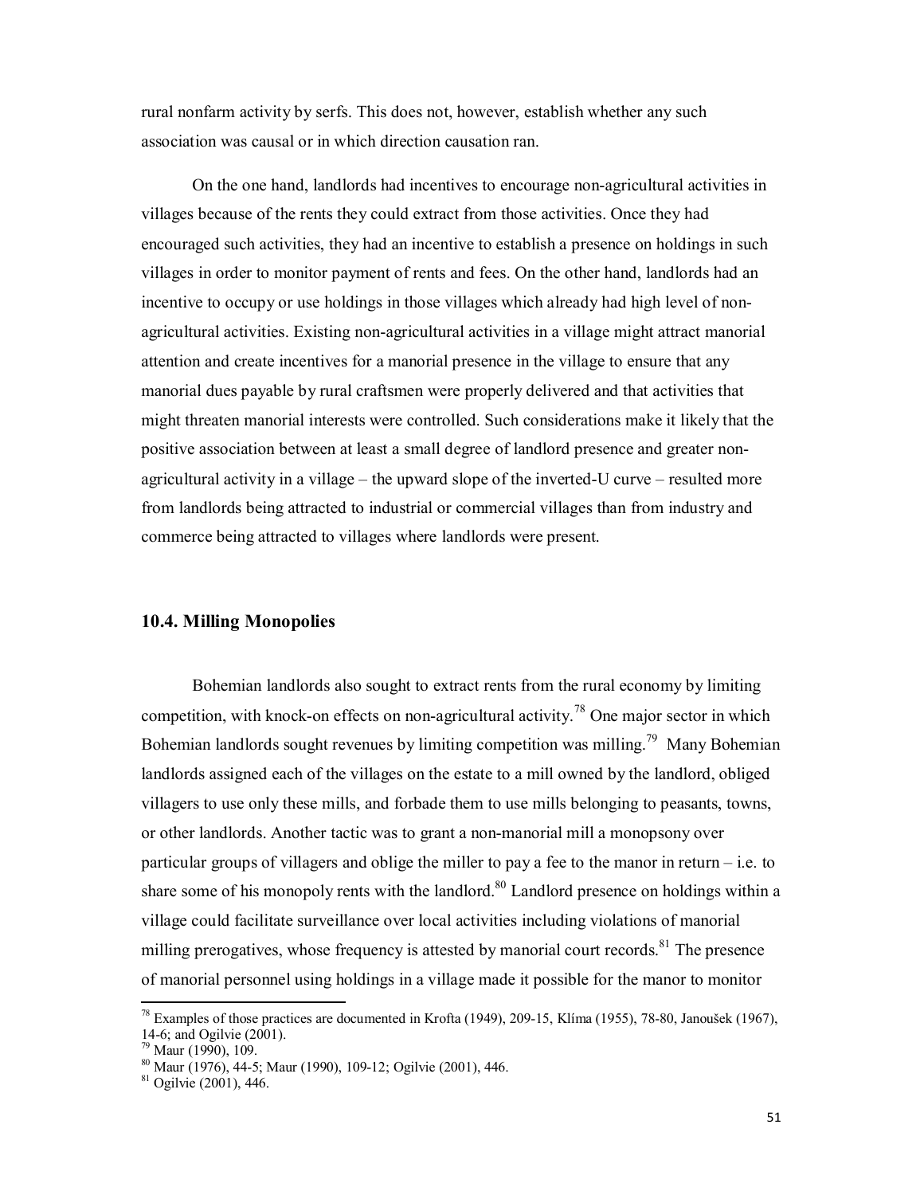rural nonfarm activity by serfs. This does not, however, establish whether any such association was causal or in which direction causation ran.

On the one hand, landlords had incentives to encourage non-agricultural activities in villages because of the rents they could extract from those activities. Once they had encouraged such activities, they had an incentive to establish a presence on holdings in such villages in order to monitor payment of rents and fees. On the other hand, landlords had an incentive to occupy or use holdings in those villages which already had high level of non-agricultural activities. Existing non-agricultural activities in a village might attract manorial attention and create incentives for a manorial presence in the village to ensure that any manorial dues payable by rural craftsmen were properly delivered and that activities that might threaten manorial interests were controlled. Such considerations make it likely that the positive association between at least a small degree of landlord presence and greater non-agricultural activity in a village – the upward slope of the inverted-U curve – resulted more from landlords being attracted to industrial or commercial villages than from industry and commerce being attracted to villages where landlords were present.

### 10.4. Milling Monopolies

Bohemian landlords also sought to extract rents from the rural economy by limiting competition, with knock-on effects on non-agricultural activity.[78] One major sector in which Bohemian landlords sought revenues by limiting competition was milling.[79] Many Bohemian landlords assigned each of the villages on the estate to a mill owned by the landlord, obliged villagers to use only these mills, and forbade them to use mills belonging to peasants, towns, or other landlords. Another tactic was to grant a non-manorial mill a monopsony over particular groups of villagers and oblige the miller to pay a fee to the manor in return – i.e. to share some of his monopoly rents with the landlord.[80] Landlord presence on holdings within a village could facilitate surveillance over local activities including violations of manorial milling prerogatives, whose frequency is attested by manorial court records.[81] The presence of manorial personnel using holdings in a village made it possible for the manor to monitor

[78] Examples of those practices are documented in Krofta (1949), 209-15, Klíma (1955), 78-80, Janoušek (1967), 14-6; and Ogilvie (2001).

[79] Maur (1990), 109.

[80] Maur (1976), 44-5; Maur (1990), 109-12; Ogilvie (2001), 446.

[81] Ogilvie (2001), 446.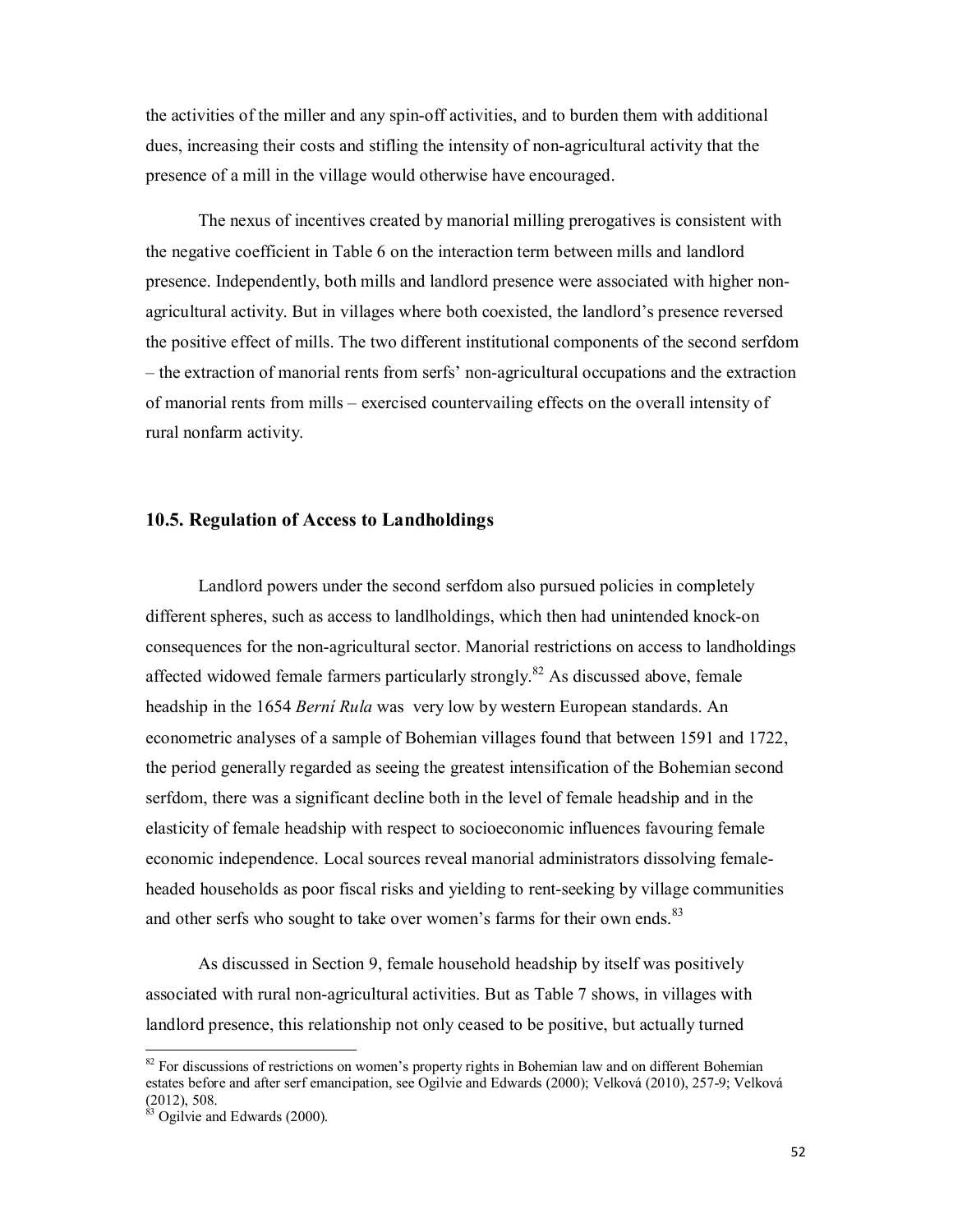the activities of the miller and any spin-off activities, and to burden them with additional dues, increasing their costs and stifling the intensity of non-agricultural activity that the presence of a mill in the village would otherwise have encouraged.

The nexus of incentives created by manorial milling prerogatives is consistent with the negative coefficient in Table 6 on the interaction term between mills and landlord presence. Independently, both mills and landlord presence were associated with higher non-agricultural activity. But in villages where both coexisted, the landlord's presence reversed the positive effect of mills. The two different institutional components of the second serfdom – the extraction of manorial rents from serfs' non-agricultural occupations and the extraction of manorial rents from mills – exercised countervailing effects on the overall intensity of rural nonfarm activity.

### 10.5. Regulation of Access to Landholdings

Landlord powers under the second serfdom also pursued policies in completely different spheres, such as access to landlholdings, which then had unintended knock-on consequences for the non-agricultural sector. Manorial restrictions on access to landholdings affected widowed female farmers particularly strongly.[82] As discussed above, female headship in the 1654 *Berní Rula* was very low by western European standards. An econometric analyses of a sample of Bohemian villages found that between 1591 and 1722, the period generally regarded as seeing the greatest intensification of the Bohemian second serfdom, there was a significant decline both in the level of female headship and in the elasticity of female headship with respect to socioeconomic influences favouring female economic independence. Local sources reveal manorial administrators dissolving female-headed households as poor fiscal risks and yielding to rent-seeking by village communities and other serfs who sought to take over women's farms for their own ends.[83]

As discussed in Section 9, female household headship by itself was positively associated with rural non-agricultural activities. But as Table 7 shows, in villages with landlord presence, this relationship not only ceased to be positive, but actually turned

[82] For discussions of restrictions on women's property rights in Bohemian law and on different Bohemian estates before and after serf emancipation, see Ogilvie and Edwards (2000); Velková (2010), 257-9; Velková (2012), 508.

[83] Ogilvie and Edwards (2000).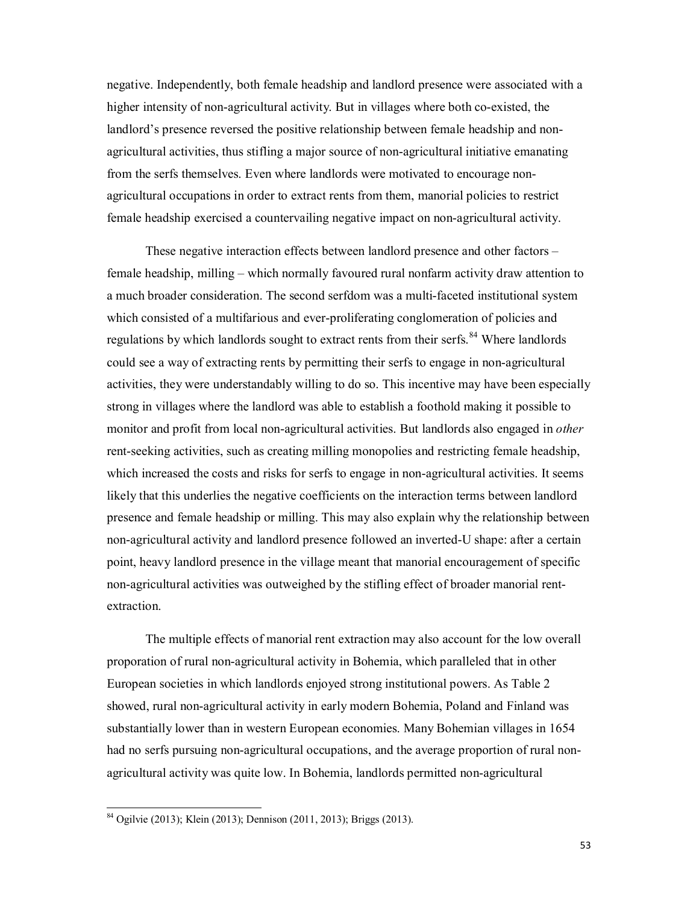negative. Independently, both female headship and landlord presence were associated with a higher intensity of non-agricultural activity. But in villages where both co-existed, the landlord's presence reversed the positive relationship between female headship and non-agricultural activities, thus stifling a major source of non-agricultural initiative emanating from the serfs themselves. Even where landlords were motivated to encourage non-agricultural occupations in order to extract rents from them, manorial policies to restrict female headship exercised a countervailing negative impact on non-agricultural activity.

These negative interaction effects between landlord presence and other factors – female headship, milling – which normally favoured rural nonfarm activity draw attention to a much broader consideration. The second serfdom was a multi-faceted institutional system which consisted of a multifarious and ever-proliferating conglomeration of policies and regulations by which landlords sought to extract rents from their serfs.[84] Where landlords could see a way of extracting rents by permitting their serfs to engage in non-agricultural activities, they were understandably willing to do so. This incentive may have been especially strong in villages where the landlord was able to establish a foothold making it possible to monitor and profit from local non-agricultural activities. But landlords also engaged in *other* rent-seeking activities, such as creating milling monopolies and restricting female headship, which increased the costs and risks for serfs to engage in non-agricultural activities. It seems likely that this underlies the negative coefficients on the interaction terms between landlord presence and female headship or milling. This may also explain why the relationship between non-agricultural activity and landlord presence followed an inverted-U shape: after a certain point, heavy landlord presence in the village meant that manorial encouragement of specific non-agricultural activities was outweighed by the stifling effect of broader manorial rent-extraction.

The multiple effects of manorial rent extraction may also account for the low overall proporation of rural non-agricultural activity in Bohemia, which paralleled that in other European societies in which landlords enjoyed strong institutional powers. As Table 2 showed, rural non-agricultural activity in early modern Bohemia, Poland and Finland was substantially lower than in western European economies. Many Bohemian villages in 1654 had no serfs pursuing non-agricultural occupations, and the average proportion of rural non-agricultural activity was quite low. In Bohemia, landlords permitted non-agricultural

[84] Ogilvie (2013); Klein (2013); Dennison (2011, 2013); Briggs (2013).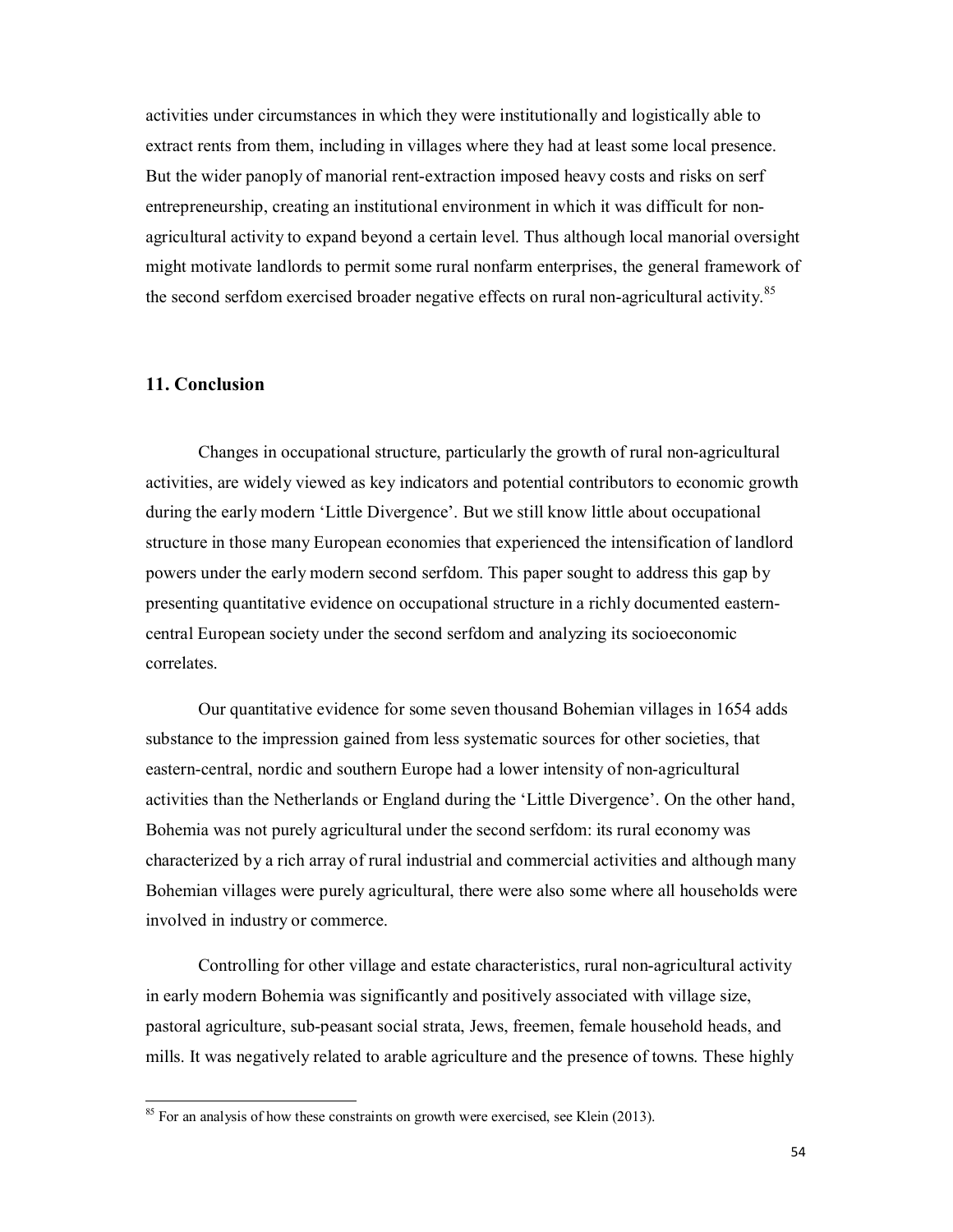activities under circumstances in which they were institutionally and logistically able to extract rents from them, including in villages where they had at least some local presence. But the wider panoply of manorial rent-extraction imposed heavy costs and risks on serf entrepreneurship, creating an institutional environment in which it was difficult for non-agricultural activity to expand beyond a certain level. Thus although local manorial oversight might motivate landlords to permit some rural nonfarm enterprises, the general framework of the second serfdom exercised broader negative effects on rural non-agricultural activity.[85]

## 11. Conclusion

Changes in occupational structure, particularly the growth of rural non-agricultural activities, are widely viewed as key indicators and potential contributors to economic growth during the early modern 'Little Divergence'. But we still know little about occupational structure in those many European economies that experienced the intensification of landlord powers under the early modern second serfdom. This paper sought to address this gap by presenting quantitative evidence on occupational structure in a richly documented eastern-central European society under the second serfdom and analyzing its socioeconomic correlates.

Our quantitative evidence for some seven thousand Bohemian villages in 1654 adds substance to the impression gained from less systematic sources for other societies, that eastern-central, nordic and southern Europe had a lower intensity of non-agricultural activities than the Netherlands or England during the 'Little Divergence'. On the other hand, Bohemia was not purely agricultural under the second serfdom: its rural economy was characterized by a rich array of rural industrial and commercial activities and although many Bohemian villages were purely agricultural, there were also some where all households were involved in industry or commerce.

Controlling for other village and estate characteristics, rural non-agricultural activity in early modern Bohemia was significantly and positively associated with village size, pastoral agriculture, sub-peasant social strata, Jews, freemen, female household heads, and mills. It was negatively related to arable agriculture and the presence of towns. These highly

[85] For an analysis of how these constraints on growth were exercised, see Klein (2013).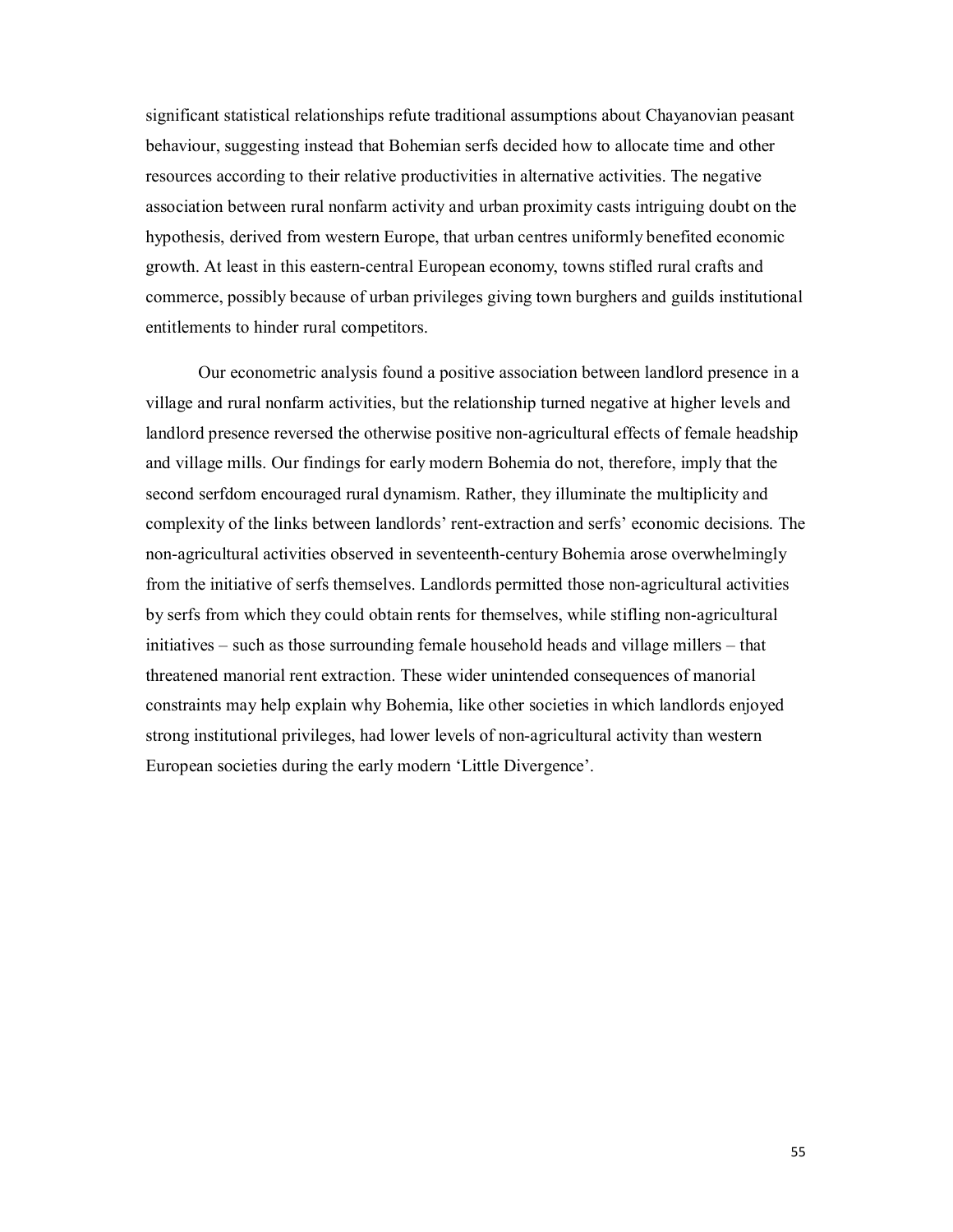significant statistical relationships refute traditional assumptions about Chayanovian peasant behaviour, suggesting instead that Bohemian serfs decided how to allocate time and other resources according to their relative productivities in alternative activities. The negative association between rural nonfarm activity and urban proximity casts intriguing doubt on the hypothesis, derived from western Europe, that urban centres uniformly benefited economic growth. At least in this eastern-central European economy, towns stifled rural crafts and commerce, possibly because of urban privileges giving town burghers and guilds institutional entitlements to hinder rural competitors.

Our econometric analysis found a positive association between landlord presence in a village and rural nonfarm activities, but the relationship turned negative at higher levels and landlord presence reversed the otherwise positive non-agricultural effects of female headship and village mills. Our findings for early modern Bohemia do not, therefore, imply that the second serfdom encouraged rural dynamism. Rather, they illuminate the multiplicity and complexity of the links between landlords' rent-extraction and serfs' economic decisions. The non-agricultural activities observed in seventeenth-century Bohemia arose overwhelmingly from the initiative of serfs themselves. Landlords permitted those non-agricultural activities by serfs from which they could obtain rents for themselves, while stifling non-agricultural initiatives – such as those surrounding female household heads and village millers – that threatened manorial rent extraction. These wider unintended consequences of manorial constraints may help explain why Bohemia, like other societies in which landlords enjoyed strong institutional privileges, had lower levels of non-agricultural activity than western European societies during the early modern 'Little Divergence'.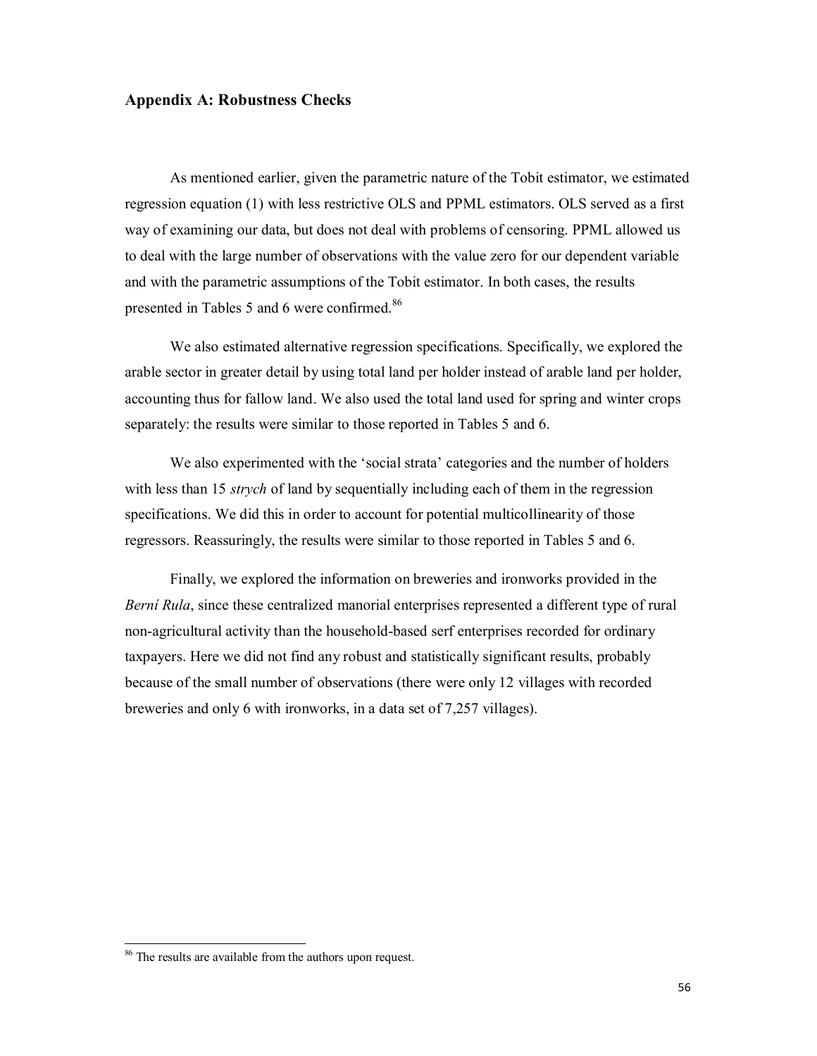## Appendix A: Robustness Checks

As mentioned earlier, given the parametric nature of the Tobit estimator, we estimated regression equation (1) with less restrictive OLS and PPML estimators. OLS served as a first way of examining our data, but does not deal with problems of censoring. PPML allowed us to deal with the large number of observations with the value zero for our dependent variable and with the parametric assumptions of the Tobit estimator. In both cases, the results presented in Tables 5 and 6 were confirmed.[86]

We also estimated alternative regression specifications. Specifically, we explored the arable sector in greater detail by using total land per holder instead of arable land per holder, accounting thus for fallow land. We also used the total land used for spring and winter crops separately: the results were similar to those reported in Tables 5 and 6.

We also experimented with the 'social strata' categories and the number of holders with less than 15 *strych* of land by sequentially including each of them in the regression specifications. We did this in order to account for potential multicollinearity of those regressors. Reassuringly, the results were similar to those reported in Tables 5 and 6.

Finally, we explored the information on breweries and ironworks provided in the *Berní Rula*, since these centralized manorial enterprises represented a different type of rural non-agricultural activity than the household-based serf enterprises recorded for ordinary taxpayers. Here we did not find any robust and statistically significant results, probably because of the small number of observations (there were only 12 villages with recorded breweries and only 6 with ironworks, in a data set of 7,257 villages).

[86] The results are available from the authors upon request.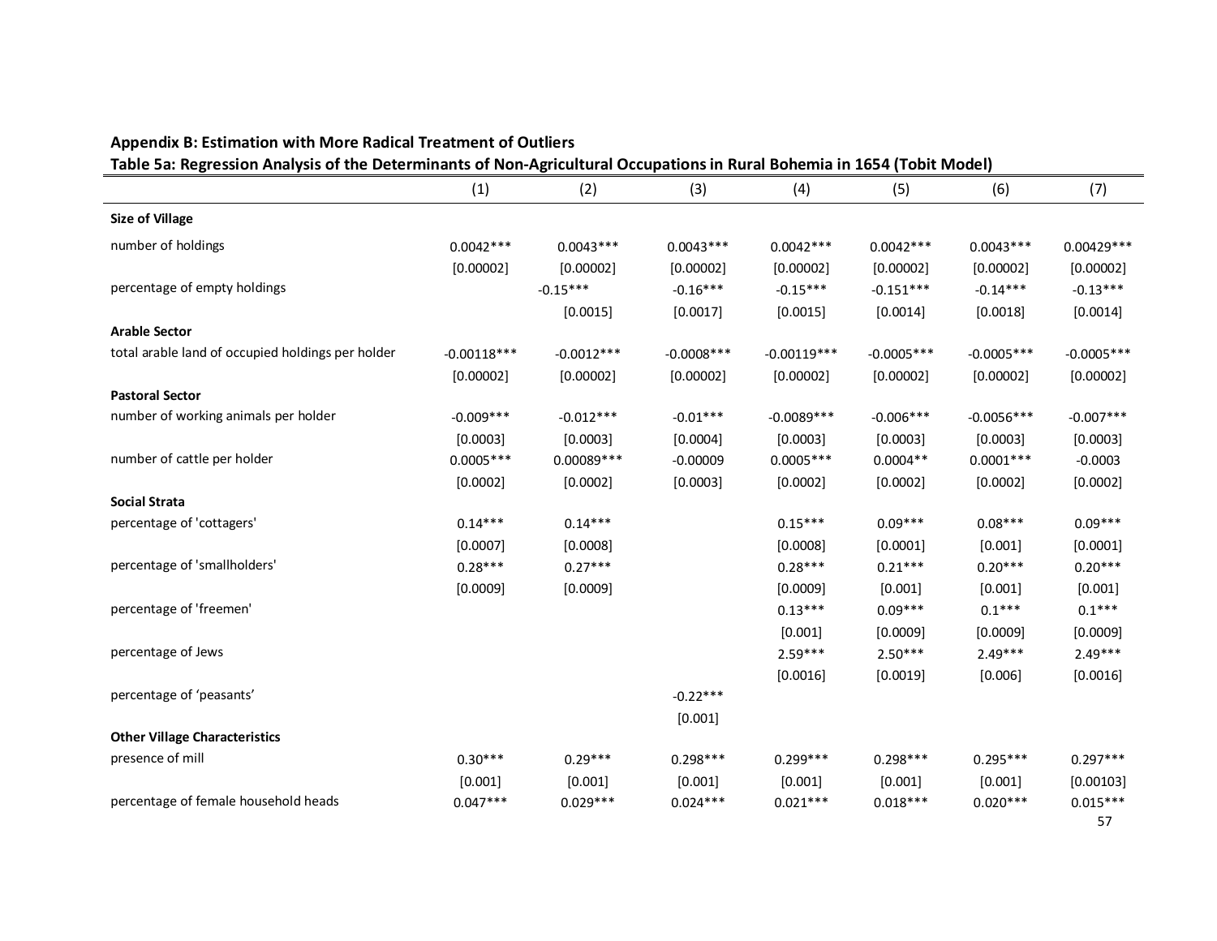**Appendix B: Estimation with More Radical Treatment of Outliers**

**Table 5a: Regression Analysis of the Determinants of Non-Agricultural Occupations in Rural Bohemia in 1654 (Tobit Model)**

| | (1) | (2) | (3) | (4) | (5) | (6) | (7) |
|---|---|---|---|---|---|---|---|
| **Size of Village** | | | | | | | |
| number of holdings | 0.0042*** | 0.0043*** | 0.0043*** | 0.0042*** | 0.0042*** | 0.0043*** | 0.00429*** |
| | [0.00002] | [0.00002] | [0.00002] | [0.00002] | [0.00002] | [0.00002] | [0.00002] |
| percentage of empty holdings | | -0.15*** | -0.16*** | -0.15*** | -0.151*** | -0.14*** | -0.13*** |
| | | [0.0015] | [0.0017] | [0.0015] | [0.0014] | [0.0018] | [0.0014] |
| **Arable Sector** | | | | | | | |
| total arable land of occupied holdings per holder | -0.00118*** | -0.0012*** | -0.0008*** | -0.00119*** | -0.0005*** | -0.0005*** | -0.0005*** |
| | [0.00002] | [0.00002] | [0.00002] | [0.00002] | [0.00002] | [0.00002] | [0.00002] |
| **Pastoral Sector** | | | | | | | |
| number of working animals per holder | -0.009*** | -0.012*** | -0.01*** | -0.0089*** | -0.006*** | -0.0056*** | -0.007*** |
| | [0.0003] | [0.0003] | [0.0004] | [0.0003] | [0.0003] | [0.0003] | [0.0003] |
| number of cattle per holder | 0.0005*** | 0.00089*** | -0.00009 | 0.0005*** | 0.0004** | 0.0001*** | -0.0003 |
| | [0.0002] | [0.0002] | [0.0003] | [0.0002] | [0.0002] | [0.0002] | [0.0002] |
| **Social Strata** | | | | | | | |
| percentage of 'cottagers' | 0.14*** | 0.14*** | | 0.15*** | 0.09*** | 0.08*** | 0.09*** |
| | [0.0007] | [0.0008] | | [0.0008] | [0.0001] | [0.001] | [0.0001] |
| percentage of 'smallholders' | 0.28*** | 0.27*** | | 0.28*** | 0.21*** | 0.20*** | 0.20*** |
| | [0.0009] | [0.0009] | | [0.0009] | [0.001] | [0.001] | [0.001] |
| percentage of 'freemen' | | | | 0.13*** | 0.09*** | 0.1*** | 0.1*** |
| | | | | [0.001] | [0.0009] | [0.0009] | [0.0009] |
| percentage of Jews | | | | 2.59*** | 2.50*** | 2.49*** | 2.49*** |
| | | | | [0.0016] | [0.0019] | [0.006] | [0.0016] |
| percentage of 'peasants' | | | -0.22*** | | | | |
| | | | [0.001] | | | | |
| **Other Village Characteristics** | | | | | | | |
| presence of mill | 0.30*** | 0.29*** | 0.298*** | 0.299*** | 0.298*** | 0.295*** | 0.297*** |
| | [0.001] | [0.001] | [0.001] | [0.001] | [0.001] | [0.001] | [0.00103] |
| percentage of female household heads | 0.047*** | 0.029*** | 0.024*** | 0.021*** | 0.018*** | 0.020*** | 0.015*** |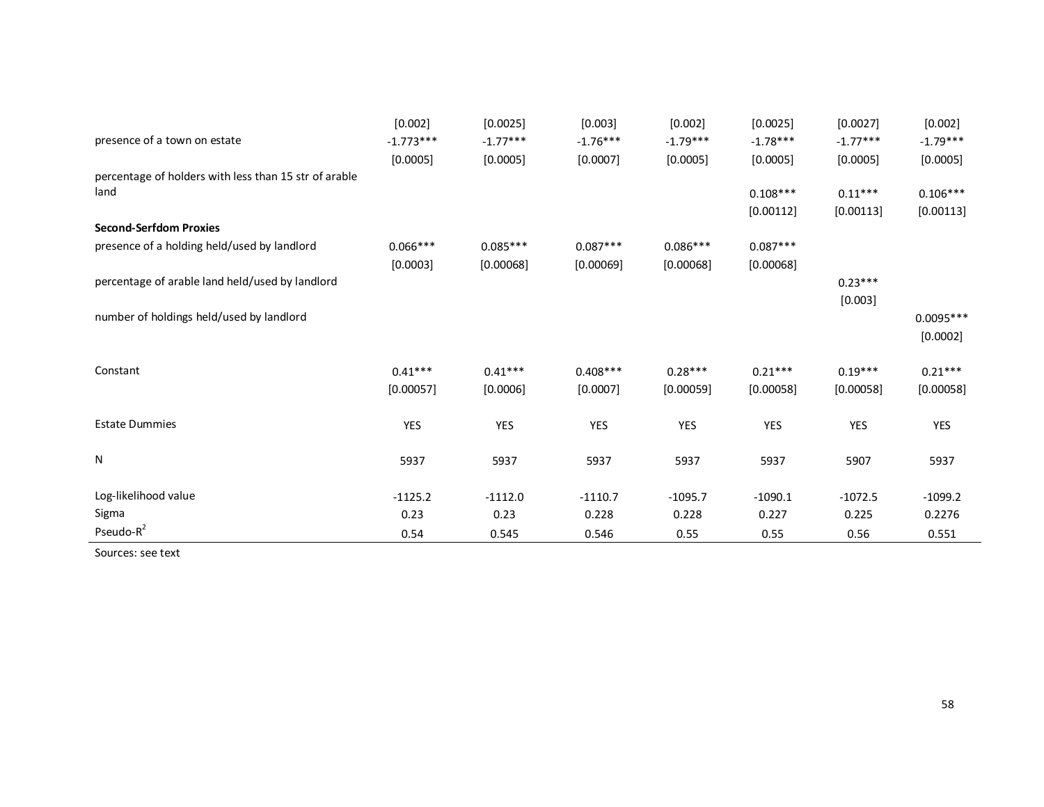| | | | | | | | |
|---|---|---|---|---|---|---|---|
| | [0.002] | [0.0025] | [0.003] | [0.002] | [0.0025] | [0.0027] | [0.002] |
| presence of a town on estate | -1.773*** | -1.77*** | -1.76*** | -1.79*** | -1.78*** | -1.77*** | -1.79*** |
| | [0.0005] | [0.0005] | [0.0007] | [0.0005] | [0.0005] | [0.0005] | [0.0005] |
| percentage of holders with less than 15 str of arable land | | | | | 0.108*** | 0.11*** | 0.106*** |
| | | | | | [0.00112] | [0.00113] | [0.00113] |
| **Second-Serfdom Proxies** | | | | | | | |
| presence of a holding held/used by landlord | 0.066*** | 0.085*** | 0.087*** | 0.086*** | 0.087*** | | |
| | [0.0003] | [0.00068] | [0.00069] | [0.00068] | [0.00068] | | |
| percentage of arable land held/used by landlord | | | | | | 0.23*** | |
| | | | | | | [0.003] | |
| number of holdings held/used by landlord | | | | | | | 0.0095*** |
| | | | | | | | [0.0002] |
| Constant | 0.41*** | 0.41*** | 0.408*** | 0.28*** | 0.21*** | 0.19*** | 0.21*** |
| | [0.00057] | [0.0006] | [0.0007] | [0.00059] | [0.00058] | [0.00058] | [0.00058] |
| Estate Dummies | YES | YES | YES | YES | YES | YES | YES |
| N | 5937 | 5937 | 5937 | 5937 | 5937 | 5907 | 5937 |
| Log-likelihood value | -1125.2 | -1112.0 | -1110.7 | -1095.7 | -1090.1 | -1072.5 | -1099.2 |
| Sigma | 0.23 | 0.23 | 0.228 | 0.228 | 0.227 | 0.225 | 0.2276 |
| Pseudo-$R^2$ | 0.54 | 0.545 | 0.546 | 0.55 | 0.55 | 0.56 | 0.551 |

Sources: see text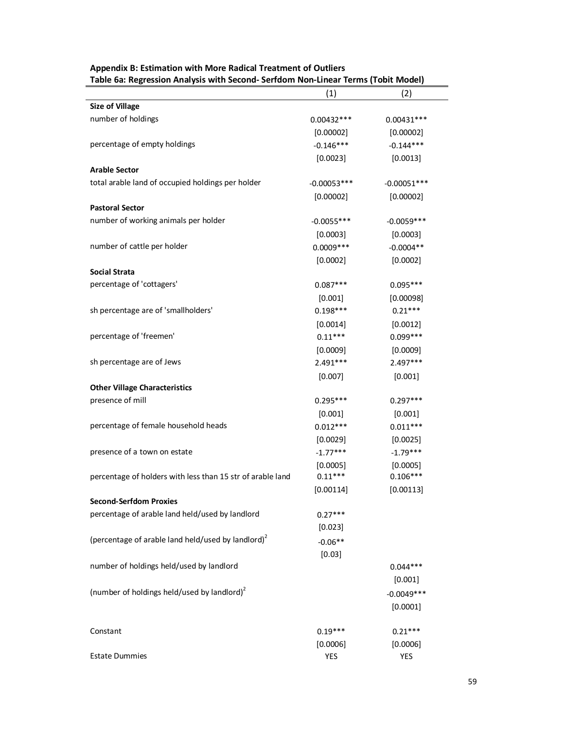**Appendix B: Estimation with More Radical Treatment of Outliers**

**Table 6a: Regression Analysis with Second- Serfdom Non-Linear Terms (Tobit Model)**

| | (1) | (2) |
|---|---|---|
| **Size of Village** | | |
| number of holdings | 0.00432*** | 0.00431*** |
| | [0.00002] | [0.00002] |
| percentage of empty holdings | -0.146*** | -0.144*** |
| | [0.0023] | [0.0013] |
| **Arable Sector** | | |
| total arable land of occupied holdings per holder | -0.00053*** | -0.00051*** |
| | [0.00002] | [0.00002] |
| **Pastoral Sector** | | |
| number of working animals per holder | -0.0055*** | -0.0059*** |
| | [0.0003] | [0.0003] |
| number of cattle per holder | 0.0009*** | -0.0004** |
| | [0.0002] | [0.0002] |
| **Social Strata** | | |
| percentage of 'cottagers' | 0.087*** | 0.095*** |
| | [0.001] | [0.00098] |
| sh percentage are of 'smallholders' | 0.198*** | 0.21*** |
| | [0.0014] | [0.0012] |
| percentage of 'freemen' | 0.11*** | 0.099*** |
| | [0.0009] | [0.0009] |
| sh percentage are of Jews | 2.491*** | 2.497*** |
| | [0.007] | [0.001] |
| **Other Village Characteristics** | | |
| presence of mill | 0.295*** | 0.297*** |
| | [0.001] | [0.001] |
| percentage of female household heads | 0.012*** | 0.011*** |
| | [0.0029] | [0.0025] |
| presence of a town on estate | -1.77*** | -1.79*** |
| | [0.0005] | [0.0005] |
| percentage of holders with less than 15 str of arable land | 0.11*** | 0.106*** |
| | [0.00114] | [0.00113] |
| **Second-Serfdom Proxies** | | |
| percentage of arable land held/used by landlord | 0.27*** | |
| | [0.023] | |
| (percentage of arable land held/used by landlord)$^2$ | -0.06** | |
| | [0.03] | |
| number of holdings held/used by landlord | | 0.044*** |
| | | [0.001] |
| (number of holdings held/used by landlord)$^2$ | | -0.0049*** |
| | | [0.0001] |
| Constant | 0.19*** | 0.21*** |
| | [0.0006] | [0.0006] |
| Estate Dummies | YES | YES |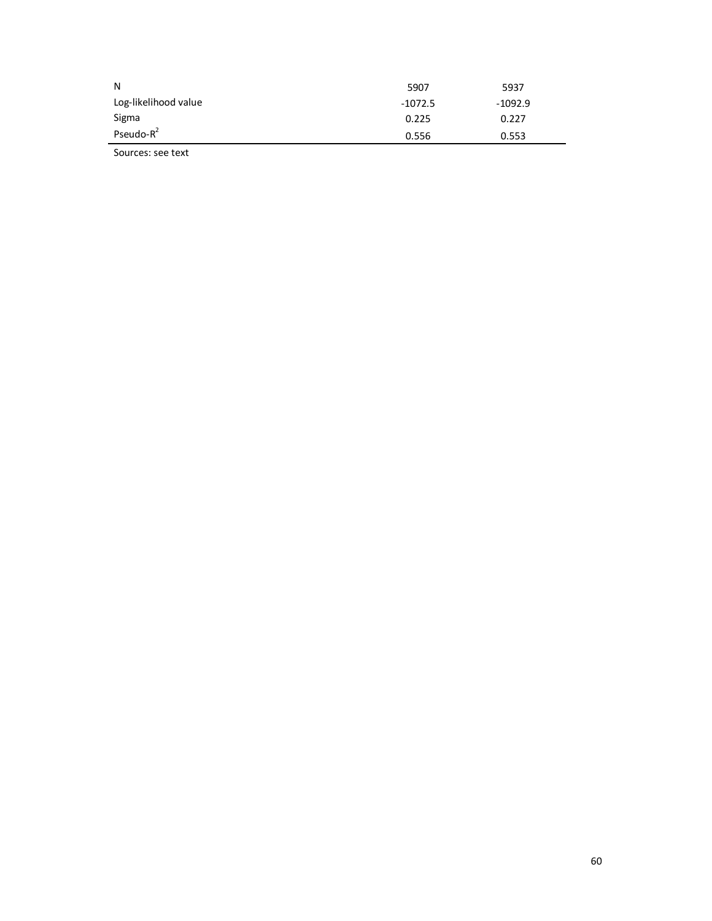| | | |
|---|---|---|
| N | 5907 | 5937 |
| Log-likelihood value | -1072.5 | -1092.9 |
| Sigma | 0.225 | 0.227 |
| Pseudo-$R^2$ | 0.556 | 0.553 |

Sources: see text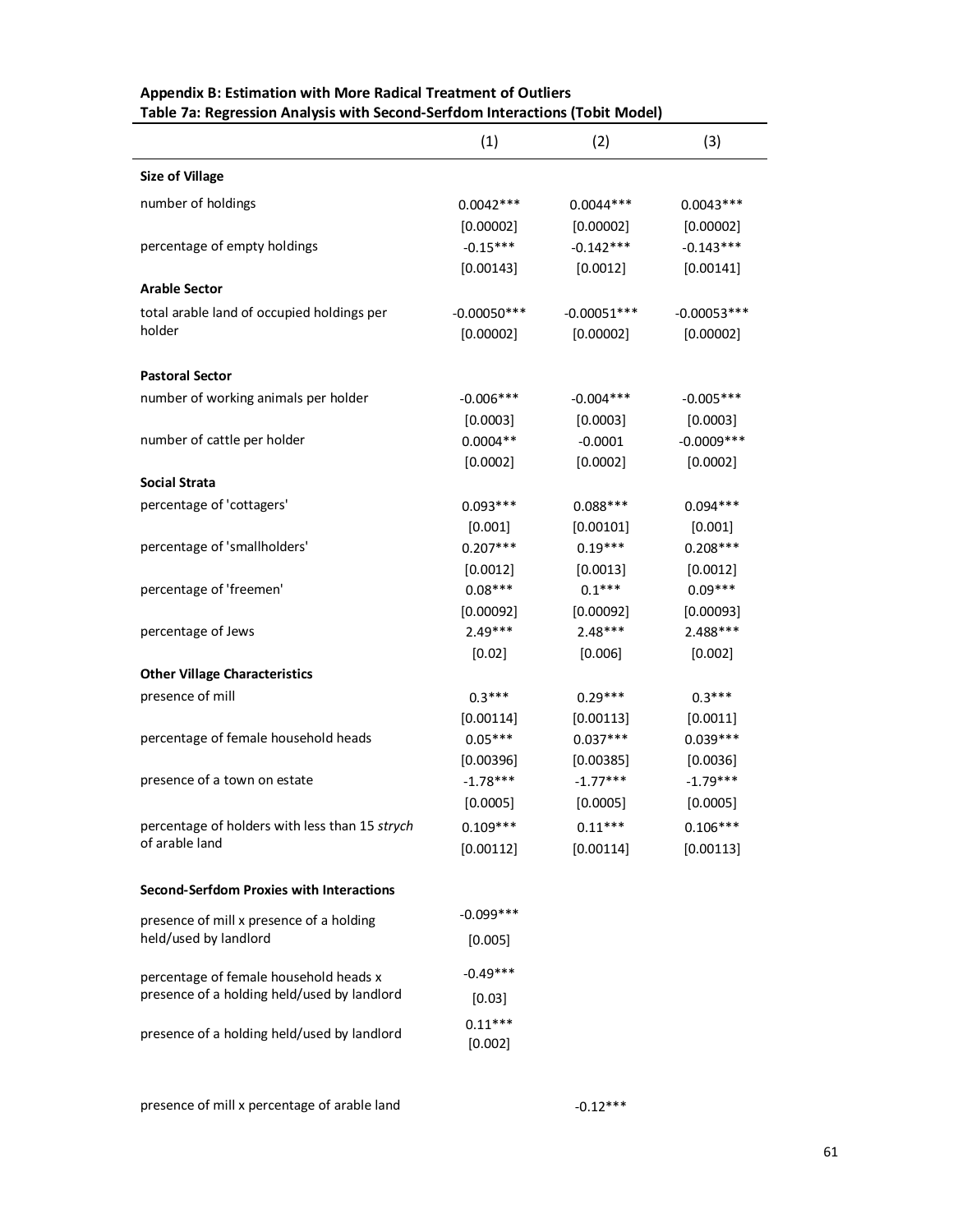**Appendix B: Estimation with More Radical Treatment of Outliers**

**Table 7a: Regression Analysis with Second-Serfdom Interactions (Tobit Model)**

| | (1) | (2) | (3) |
|---|---|---|---|
| **Size of Village** | | | |
| number of holdings | 0.0042*** | 0.0044*** | 0.0043*** |
| | [0.00002] | [0.00002] | [0.00002] |
| percentage of empty holdings | -0.15*** | -0.142*** | -0.143*** |
| | [0.00143] | [0.0012] | [0.00141] |
| **Arable Sector** | | | |
| total arable land of occupied holdings per holder | -0.00050*** | -0.00051*** | -0.00053*** |
| | [0.00002] | [0.00002] | [0.00002] |
| **Pastoral Sector** | | | |
| number of working animals per holder | -0.006*** | -0.004*** | -0.005*** |
| | [0.0003] | [0.0003] | [0.0003] |
| number of cattle per holder | 0.0004** | -0.0001 | -0.0009*** |
| | [0.0002] | [0.0002] | [0.0002] |
| **Social Strata** | | | |
| percentage of 'cottagers' | 0.093*** | 0.088*** | 0.094*** |
| | [0.001] | [0.00101] | [0.001] |
| percentage of 'smallholders' | 0.207*** | 0.19*** | 0.208*** |
| | [0.0012] | [0.0013] | [0.0012] |
| percentage of 'freemen' | 0.08*** | 0.1*** | 0.09*** |
| | [0.00092] | [0.00092] | [0.00093] |
| percentage of Jews | 2.49*** | 2.48*** | 2.488*** |
| | [0.02] | [0.006] | [0.002] |
| **Other Village Characteristics** | | | |
| presence of mill | 0.3*** | 0.29*** | 0.3*** |
| | [0.00114] | [0.00113] | [0.0011] |
| percentage of female household heads | 0.05*** | 0.037*** | 0.039*** |
| | [0.00396] | [0.00385] | [0.0036] |
| presence of a town on estate | -1.78*** | -1.77*** | -1.79*** |
| | [0.0005] | [0.0005] | [0.0005] |
| percentage of holders with less than 15 *strych* of arable land | 0.109*** | 0.11*** | 0.106*** |
| | [0.00112] | [0.00114] | [0.00113] |
| **Second-Serfdom Proxies with Interactions** | | | |
| presence of mill x presence of a holding held/used by landlord | -0.099*** | | |
| | [0.005] | | |
| percentage of female household heads x presence of a holding held/used by landlord | -0.49*** | | |
| | [0.03] | | |
| presence of a holding held/used by landlord | 0.11*** | | |
| | [0.002] | | |
| presence of mill x percentage of arable land | | -0.12*** | |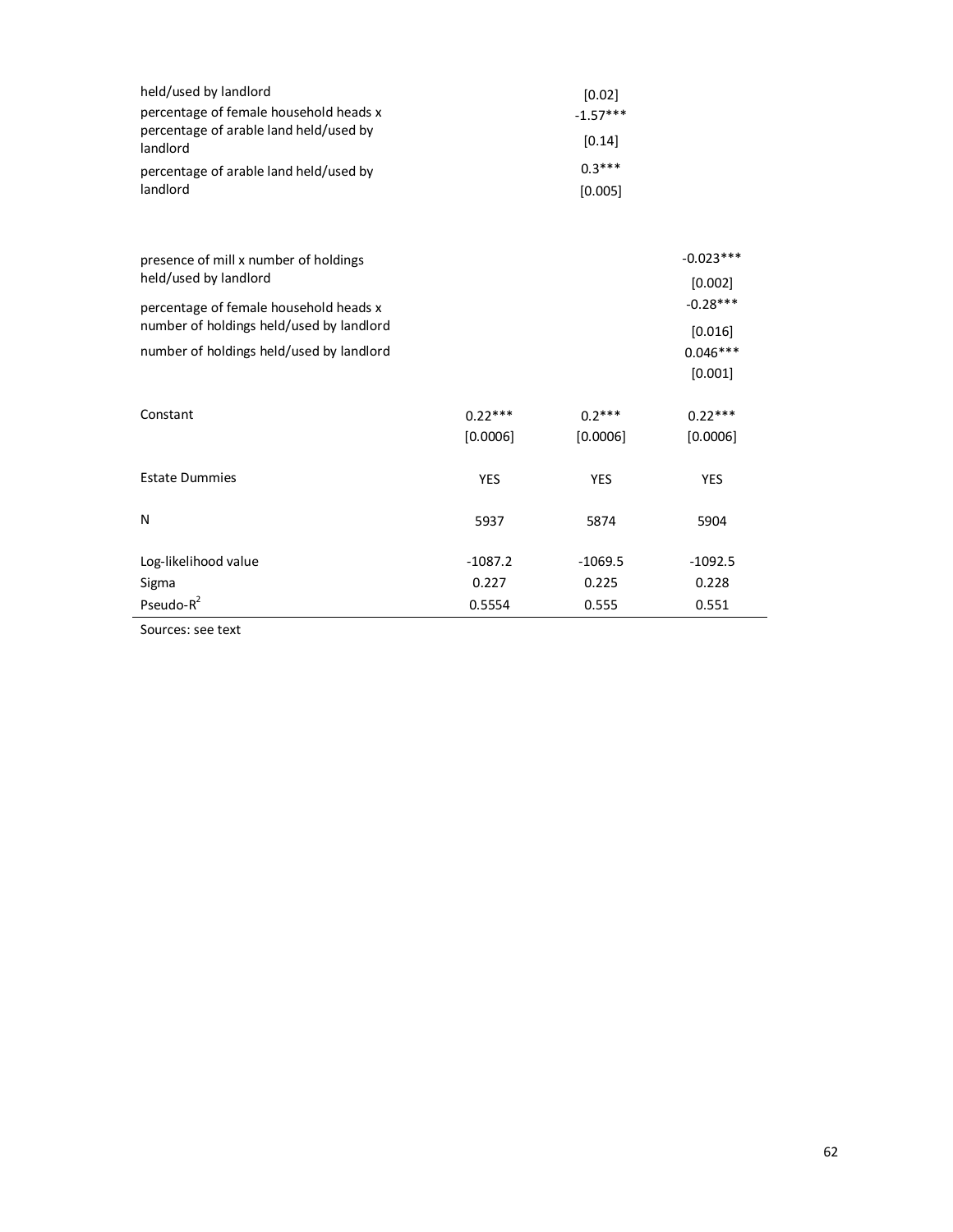| | | | |
|---|---|---|---|
| held/used by landlord | | [0.02] | |
| percentage of female household heads x percentage of arable land held/used by landlord | | -1.57*** | |
| | | [0.14] | |
| percentage of arable land held/used by landlord | | 0.3*** | |
| | | [0.005] | |
| | | | |
| presence of mill x number of holdings held/used by landlord | | | -0.023*** |
| | | | [0.002] |
| percentage of female household heads x number of holdings held/used by landlord | | | -0.28*** |
| | | | [0.016] |
| number of holdings held/used by landlord | | | 0.046*** |
| | | | [0.001] |
| | | | |
| Constant | 0.22*** | 0.2*** | 0.22*** |
| | [0.0006] | [0.0006] | [0.0006] |
| | | | |
| Estate Dummies | YES | YES | YES |
| | | | |
| N | 5937 | 5874 | 5904 |
| | | | |
| Log-likelihood value | -1087.2 | -1069.5 | -1092.5 |
| Sigma | 0.227 | 0.225 | 0.228 |
| Pseudo-$R^2$ | 0.5554 | 0.555 | 0.551 |

Sources: see text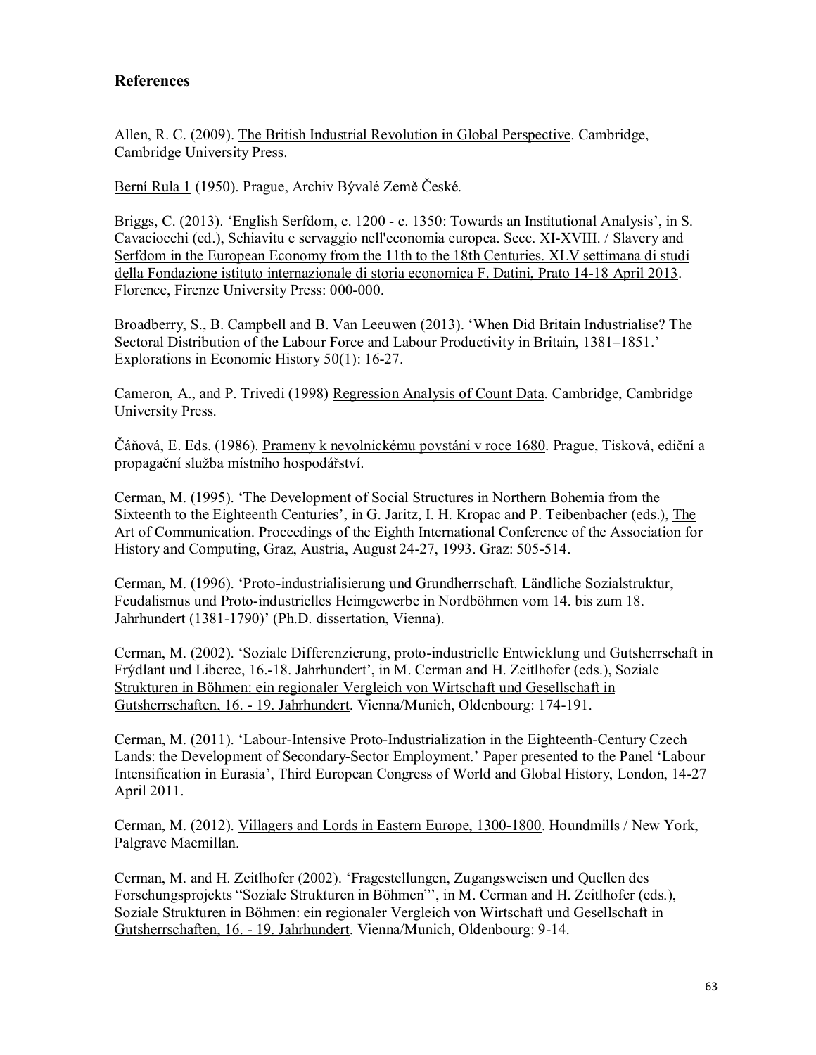## References

Allen, R. C. (2009). The British Industrial Revolution in Global Perspective. Cambridge, Cambridge University Press.

Berní Rula 1 (1950). Prague, Archiv Bývalé Země České.

Briggs, C. (2013). 'English Serfdom, c. 1200 - c. 1350: Towards an Institutional Analysis', in S. Cavaciocchi (ed.), Schiavitu e servaggio nell'economia europea. Secc. XI-XVIII. / Slavery and Serfdom in the European Economy from the 11th to the 18th Centuries. XLV settimana di studi della Fondazione istituto internazionale di storia economica F. Datini, Prato 14-18 April 2013. Florence, Firenze University Press: 000-000.

Broadberry, S., B. Campbell and B. Van Leeuwen (2013). 'When Did Britain Industrialise? The Sectoral Distribution of the Labour Force and Labour Productivity in Britain, 1381–1851.' Explorations in Economic History 50(1): 16-27.

Cameron, A., and P. Trivedi (1998) Regression Analysis of Count Data. Cambridge, Cambridge University Press.

Čáňová, E. Eds. (1986). Prameny k nevolnickému povstání v roce 1680. Prague, Tisková, ediční a propagační služba místního hospodářství.

Cerman, M. (1995). 'The Development of Social Structures in Northern Bohemia from the Sixteenth to the Eighteenth Centuries', in G. Jaritz, I. H. Kropac and P. Teibenbacher (eds.), The Art of Communication. Proceedings of the Eighth International Conference of the Association for History and Computing, Graz, Austria, August 24-27, 1993. Graz: 505-514.

Cerman, M. (1996). 'Proto-industrialisierung und Grundherrschaft. Ländliche Sozialstruktur, Feudalismus und Proto-industrielles Heimgewerbe in Nordböhmen vom 14. bis zum 18. Jahrhundert (1381-1790)' (Ph.D. dissertation, Vienna).

Cerman, M. (2002). 'Soziale Differenzierung, proto-industrielle Entwicklung und Gutsherrschaft in Frýdlant und Liberec, 16.-18. Jahrhundert', in M. Cerman and H. Zeitlhofer (eds.), Soziale Strukturen in Böhmen: ein regionaler Vergleich von Wirtschaft und Gesellschaft in Gutsherrschaften, 16. - 19. Jahrhundert. Vienna/Munich, Oldenbourg: 174-191.

Cerman, M. (2011). 'Labour-Intensive Proto-Industrialization in the Eighteenth-Century Czech Lands: the Development of Secondary-Sector Employment.' Paper presented to the Panel 'Labour Intensification in Eurasia', Third European Congress of World and Global History, London, 14-27 April 2011.

Cerman, M. (2012). Villagers and Lords in Eastern Europe, 1300-1800. Houndmills / New York, Palgrave Macmillan.

Cerman, M. and H. Zeitlhofer (2002). 'Fragestellungen, Zugangsweisen und Quellen des Forschungsprojekts "Soziale Strukturen in Böhmen"', in M. Cerman and H. Zeitlhofer (eds.), Soziale Strukturen in Böhmen: ein regionaler Vergleich von Wirtschaft und Gesellschaft in Gutsherrschaften, 16. - 19. Jahrhundert. Vienna/Munich, Oldenbourg: 9-14.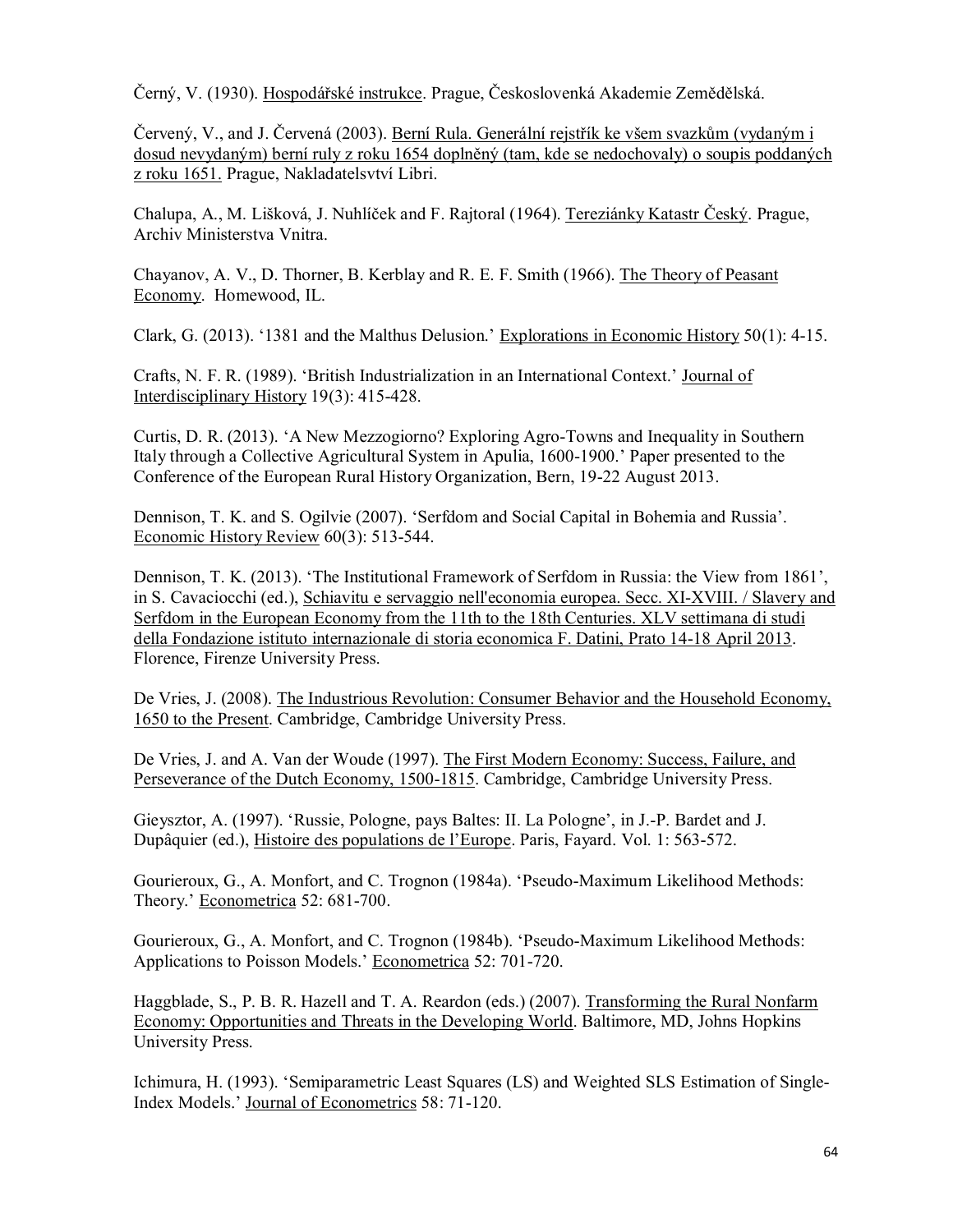Černý, V. (1930). Hospodářské instrukce. Prague, Československá Akademie Zemědělská.

Červený, V., and J. Červená (2003). Berní Rula. Generální rejstřík ke všem svazkům (vydaným i dosud nevydaným) berní ruly z roku 1654 doplněný (tam, kde se nedochovaly) o soupis poddaných z roku 1651. Prague, Nakladatelsvtví Libri.

Chalupa, A., M. Lišková, J. Nuhlíček and F. Rajtoral (1964). Tereziánky Katastr Český. Prague, Archiv Ministerstva Vnitra.

Chayanov, A. V., D. Thorner, B. Kerblay and R. E. F. Smith (1966). The Theory of Peasant Economy. Homewood, IL.

Clark, G. (2013). '1381 and the Malthus Delusion.' Explorations in Economic History 50(1): 4-15.

Crafts, N. F. R. (1989). 'British Industrialization in an International Context.' Journal of Interdisciplinary History 19(3): 415-428.

Curtis, D. R. (2013). 'A New Mezzogiorno? Exploring Agro-Towns and Inequality in Southern Italy through a Collective Agricultural System in Apulia, 1600-1900.' Paper presented to the Conference of the European Rural History Organization, Bern, 19-22 August 2013.

Dennison, T. K. and S. Ogilvie (2007). 'Serfdom and Social Capital in Bohemia and Russia'. Economic History Review 60(3): 513-544.

Dennison, T. K. (2013). 'The Institutional Framework of Serfdom in Russia: the View from 1861', in S. Cavaciocchi (ed.), Schiavitu e servaggio nell'economia europea. Secc. XI-XVIII. / Slavery and Serfdom in the European Economy from the 11th to the 18th Centuries. XLV settimana di studi della Fondazione istituto internazionale di storia economica F. Datini, Prato 14-18 April 2013. Florence, Firenze University Press.

De Vries, J. (2008). The Industrious Revolution: Consumer Behavior and the Household Economy, 1650 to the Present. Cambridge, Cambridge University Press.

De Vries, J. and A. Van der Woude (1997). The First Modern Economy: Success, Failure, and Perseverance of the Dutch Economy, 1500-1815. Cambridge, Cambridge University Press.

Gieysztor, A. (1997). 'Russie, Pologne, pays Baltes: II. La Pologne', in J.-P. Bardet and J. Dupâquier (ed.), Histoire des populations de l'Europe. Paris, Fayard. Vol. 1: 563-572.

Gourieroux, G., A. Monfort, and C. Trognon (1984a). 'Pseudo-Maximum Likelihood Methods: Theory.' Econometrica 52: 681-700.

Gourieroux, G., A. Monfort, and C. Trognon (1984b). 'Pseudo-Maximum Likelihood Methods: Applications to Poisson Models.' Econometrica 52: 701-720.

Haggblade, S., P. B. R. Hazell and T. A. Reardon (eds.) (2007). Transforming the Rural Nonfarm Economy: Opportunities and Threats in the Developing World. Baltimore, MD, Johns Hopkins University Press.

Ichimura, H. (1993). 'Semiparametric Least Squares (LS) and Weighted SLS Estimation of Single-Index Models.' Journal of Econometrics 58: 71-120.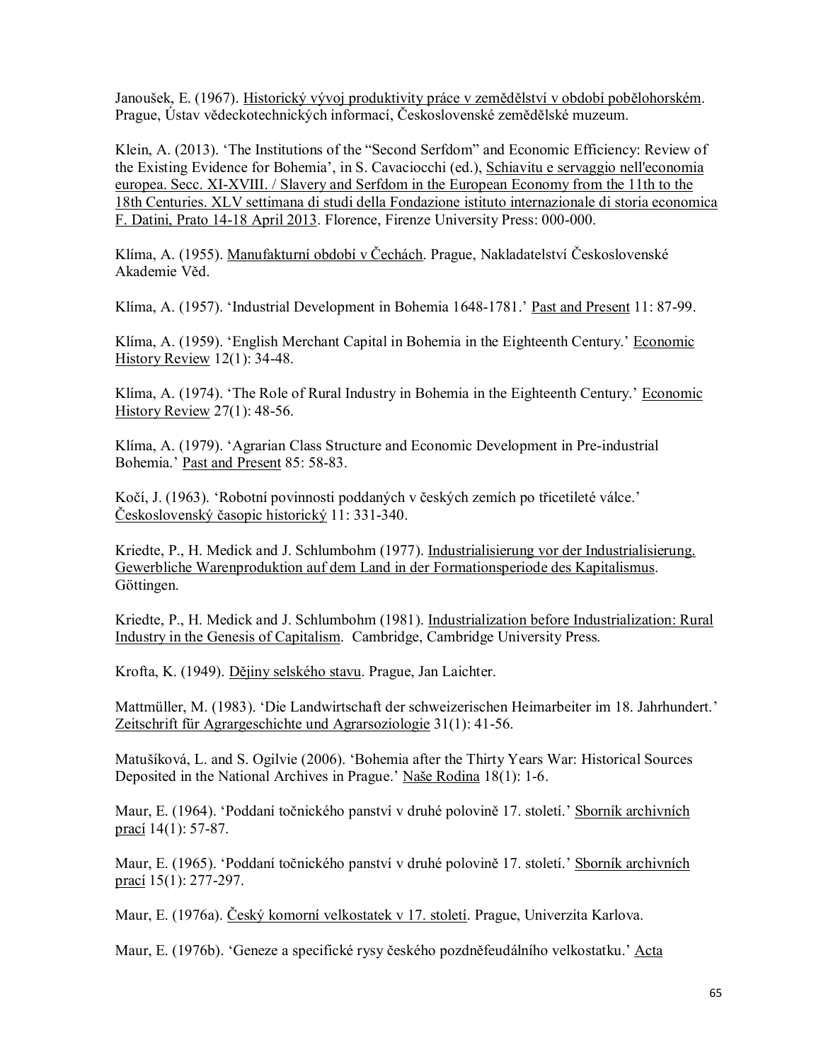Janoušek, E. (1967). Historický vývoj produktivity práce v zemědělství v období pobělohorském. Prague, Ústav vědeckotechnických informací, Československé zemědělské muzeum.

Klein, A. (2013). 'The Institutions of the "Second Serfdom" and Economic Efficiency: Review of the Existing Evidence for Bohemia', in S. Cavaciocchi (ed.), Schiavitu e servaggio nell'economia europea. Secc. XI-XVIII. / Slavery and Serfdom in the European Economy from the 11th to the 18th Centuries. XLV settimana di studi della Fondazione istituto internazionale di storia economica F. Datini, Prato 14-18 April 2013. Florence, Firenze University Press: 000-000.

Klíma, A. (1955). Manufakturní období v Čechách. Prague, Nakladatelství Československé Akademie Věd.

Klíma, A. (1957). 'Industrial Development in Bohemia 1648-1781.' Past and Present 11: 87-99.

Klíma, A. (1959). 'English Merchant Capital in Bohemia in the Eighteenth Century.' Economic History Review 12(1): 34-48.

Klíma, A. (1974). 'The Role of Rural Industry in Bohemia in the Eighteenth Century.' Economic History Review 27(1): 48-56.

Klíma, A. (1979). 'Agrarian Class Structure and Economic Development in Pre-industrial Bohemia.' Past and Present 85: 58-83.

Kočí, J. (1963). 'Robotní povinnosti poddaných v českých zemích po třicetileté válce.' Československý časopic historický 11: 331-340.

Kriedte, P., H. Medick and J. Schlumbohm (1977). Industrialisierung vor der Industrialisierung. Gewerbliche Warenproduktion auf dem Land in der Formationsperiode des Kapitalismus. Göttingen.

Kriedte, P., H. Medick and J. Schlumbohm (1981). Industrialization before Industrialization: Rural Industry in the Genesis of Capitalism. Cambridge, Cambridge University Press.

Krofta, K. (1949). Dějiny selského stavu. Prague, Jan Laichter.

Mattmüller, M. (1983). 'Die Landwirtschaft der schweizerischen Heimarbeiter im 18. Jahrhundert.' Zeitschrift für Agrargeschichte und Agrarsoziologie 31(1): 41-56.

Matušíková, L. and S. Ogilvie (2006). 'Bohemia after the Thirty Years War: Historical Sources Deposited in the National Archives in Prague.' Naše Rodina 18(1): 1-6.

Maur, E. (1964). 'Poddaní točnického panství v druhé polovině 17. století.' Sborník archivních prací 14(1): 57-87.

Maur, E. (1965). 'Poddaní točnického panství v druhé polovině 17. století.' Sborník archivních prací 15(1): 277-297.

Maur, E. (1976a). Český komorní velkostatek v 17. století. Prague, Univerzita Karlova.

Maur, E. (1976b). 'Geneze a specifické rysy českého pozdněfeudálního velkostatku.' Acta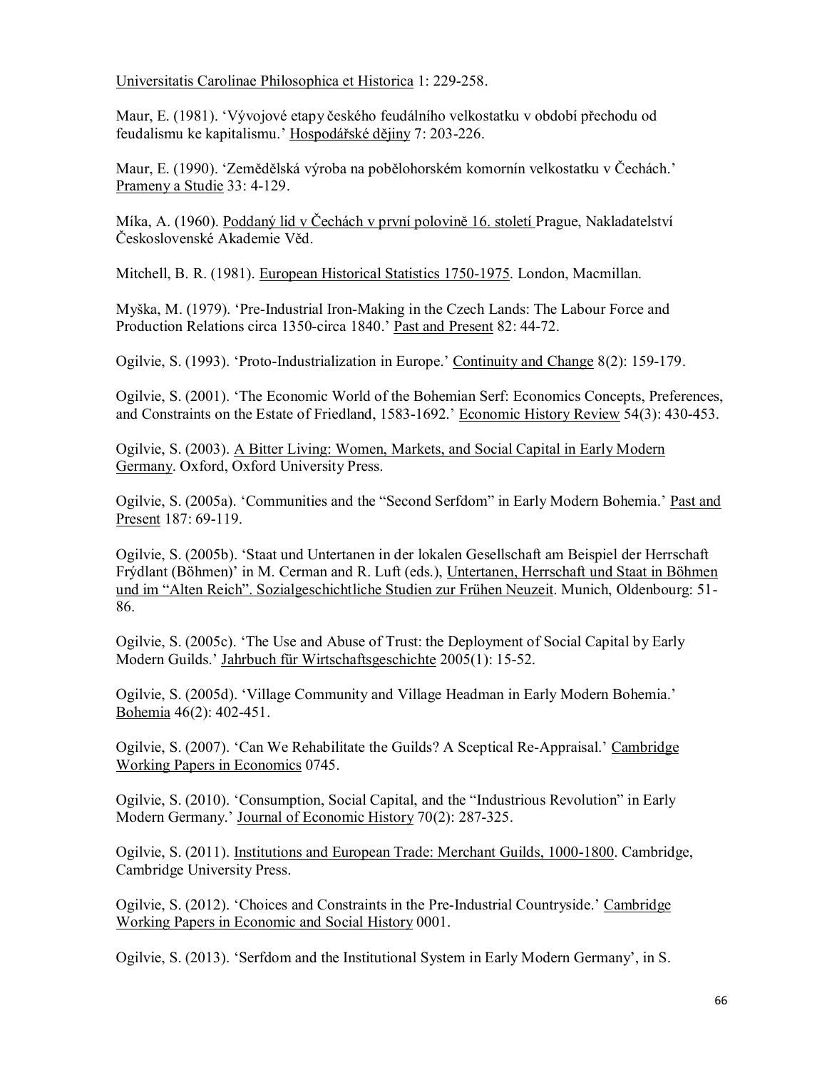Universitatis Carolinae Philosophica et Historica 1: 229-258.

Maur, E. (1981). 'Vývojové etapy českého feudálního velkostatku v období přechodu od feudalismu ke kapitalismu.' Hospodářské dějiny 7: 203-226.

Maur, E. (1990). 'Zemědělská výroba na pobělohorském komornín velkostatku v Čechách.' Prameny a Studie 33: 4-129.

Míka, A. (1960). Poddaný lid v Čechách v první polovině 16. století Prague, Nakladatelství Československé Akademie Věd.

Mitchell, B. R. (1981). European Historical Statistics 1750-1975. London, Macmillan.

Myška, M. (1979). 'Pre-Industrial Iron-Making in the Czech Lands: The Labour Force and Production Relations circa 1350-circa 1840.' Past and Present 82: 44-72.

Ogilvie, S. (1993). 'Proto-Industrialization in Europe.' Continuity and Change 8(2): 159-179.

Ogilvie, S. (2001). 'The Economic World of the Bohemian Serf: Economics Concepts, Preferences, and Constraints on the Estate of Friedland, 1583-1692.' Economic History Review 54(3): 430-453.

Ogilvie, S. (2003). A Bitter Living: Women, Markets, and Social Capital in Early Modern Germany. Oxford, Oxford University Press.

Ogilvie, S. (2005a). 'Communities and the "Second Serfdom" in Early Modern Bohemia.' Past and Present 187: 69-119.

Ogilvie, S. (2005b). 'Staat und Untertanen in der lokalen Gesellschaft am Beispiel der Herrschaft Frýdlant (Böhmen)' in M. Cerman and R. Luft (eds.), Untertanen, Herrschaft und Staat in Böhmen und im "Alten Reich". Sozialgeschichtliche Studien zur Frühen Neuzeit. Munich, Oldenbourg: 51-86.

Ogilvie, S. (2005c). 'The Use and Abuse of Trust: the Deployment of Social Capital by Early Modern Guilds.' Jahrbuch für Wirtschaftsgeschichte 2005(1): 15-52.

Ogilvie, S. (2005d). 'Village Community and Village Headman in Early Modern Bohemia.' Bohemia 46(2): 402-451.

Ogilvie, S. (2007). 'Can We Rehabilitate the Guilds? A Sceptical Re-Appraisal.' Cambridge Working Papers in Economics 0745.

Ogilvie, S. (2010). 'Consumption, Social Capital, and the "Industrious Revolution" in Early Modern Germany.' Journal of Economic History 70(2): 287-325.

Ogilvie, S. (2011). Institutions and European Trade: Merchant Guilds, 1000-1800. Cambridge, Cambridge University Press.

Ogilvie, S. (2012). 'Choices and Constraints in the Pre-Industrial Countryside.' Cambridge Working Papers in Economic and Social History 0001.

Ogilvie, S. (2013). 'Serfdom and the Institutional System in Early Modern Germany', in S.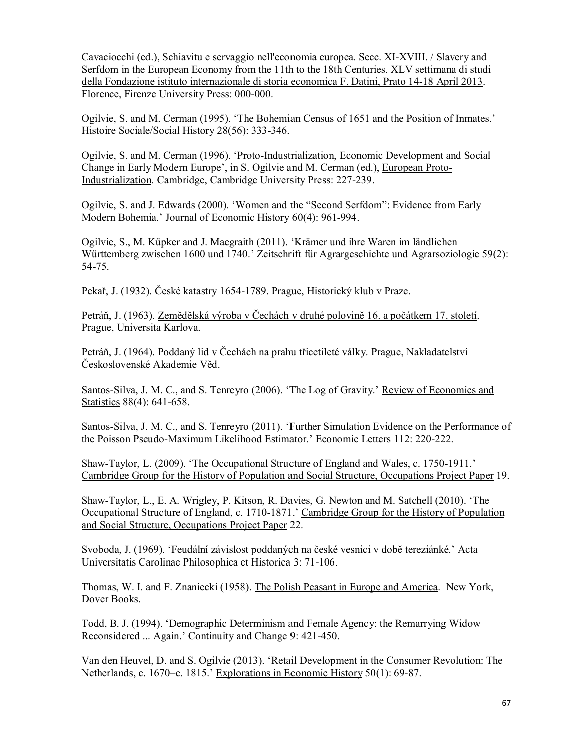Cavaciocchi (ed.), Schiavitu e servaggio nell'economia europea. Secc. XI-XVIII. / Slavery and Serfdom in the European Economy from the 11th to the 18th Centuries. XLV settimana di studi della Fondazione istituto internazionale di storia economica F. Datini, Prato 14-18 April 2013. Florence, Firenze University Press: 000-000.

Ogilvie, S. and M. Cerman (1995). 'The Bohemian Census of 1651 and the Position of Inmates.' Histoire Sociale/Social History 28(56): 333-346.

Ogilvie, S. and M. Cerman (1996). 'Proto-Industrialization, Economic Development and Social Change in Early Modern Europe', in S. Ogilvie and M. Cerman (ed.), European Proto-Industrialization. Cambridge, Cambridge University Press: 227-239.

Ogilvie, S. and J. Edwards (2000). 'Women and the "Second Serfdom": Evidence from Early Modern Bohemia.' Journal of Economic History 60(4): 961-994.

Ogilvie, S., M. Küpker and J. Maegraith (2011). 'Krämer und ihre Waren im ländlichen Württemberg zwischen 1600 und 1740.' Zeitschrift für Agrargeschichte und Agrarsoziologie 59(2): 54-75.

Pekař, J. (1932). České katastry 1654-1789. Prague, Historický klub v Praze.

Petráň, J. (1963). Zemědělská výroba v Čechách v druhé polovině 16. a počátkem 17. století. Prague, Universita Karlova.

Petráň, J. (1964). Poddaný lid v Čechách na prahu třicetileté války. Prague, Nakladatelství Československé Akademie Věd.

Santos-Silva, J. M. C., and S. Tenreyro (2006). 'The Log of Gravity.' Review of Economics and Statistics 88(4): 641-658.

Santos-Silva, J. M. C., and S. Tenreyro (2011). 'Further Simulation Evidence on the Performance of the Poisson Pseudo-Maximum Likelihood Estimator.' Economic Letters 112: 220-222.

Shaw-Taylor, L. (2009). 'The Occupational Structure of England and Wales, c. 1750-1911.' Cambridge Group for the History of Population and Social Structure, Occupations Project Paper 19.

Shaw-Taylor, L., E. A. Wrigley, P. Kitson, R. Davies, G. Newton and M. Satchell (2010). 'The Occupational Structure of England, c. 1710-1871.' Cambridge Group for the History of Population and Social Structure, Occupations Project Paper 22.

Svoboda, J. (1969). 'Feudální závislost poddaných na české vesnici v době tereziánké.' Acta Universitatis Carolinae Philosophica et Historica 3: 71-106.

Thomas, W. I. and F. Znaniecki (1958). The Polish Peasant in Europe and America. New York, Dover Books.

Todd, B. J. (1994). 'Demographic Determinism and Female Agency: the Remarrying Widow Reconsidered ... Again.' Continuity and Change 9: 421-450.

Van den Heuvel, D. and S. Ogilvie (2013). 'Retail Development in the Consumer Revolution: The Netherlands, c. 1670–c. 1815.' Explorations in Economic History 50(1): 69-87.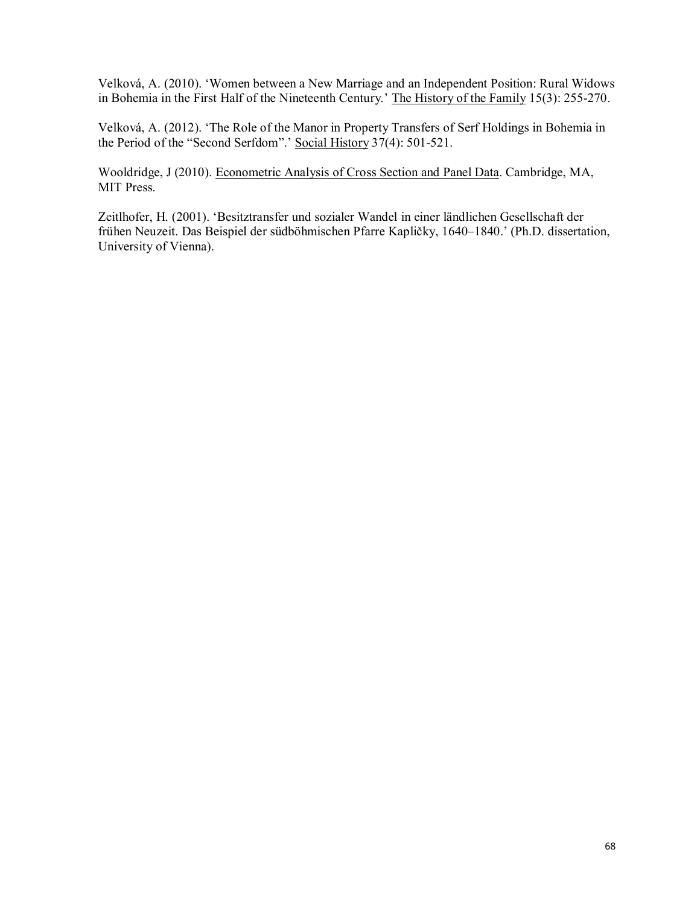Velková, A. (2010). 'Women between a New Marriage and an Independent Position: Rural Widows in Bohemia in the First Half of the Nineteenth Century.' The History of the Family 15(3): 255-270.

Velková, A. (2012). 'The Role of the Manor in Property Transfers of Serf Holdings in Bohemia in the Period of the "Second Serfdom".' Social History 37(4): 501-521.

Wooldridge, J (2010). Econometric Analysis of Cross Section and Panel Data. Cambridge, MA, MIT Press.

Zeitlhofer, H. (2001). 'Besitztransfer und sozialer Wandel in einer ländlichen Gesellschaft der frühen Neuzeit. Das Beispiel der südböhmischen Pfarre Kapličky, 1640–1840.' (Ph.D. dissertation, University of Vienna).